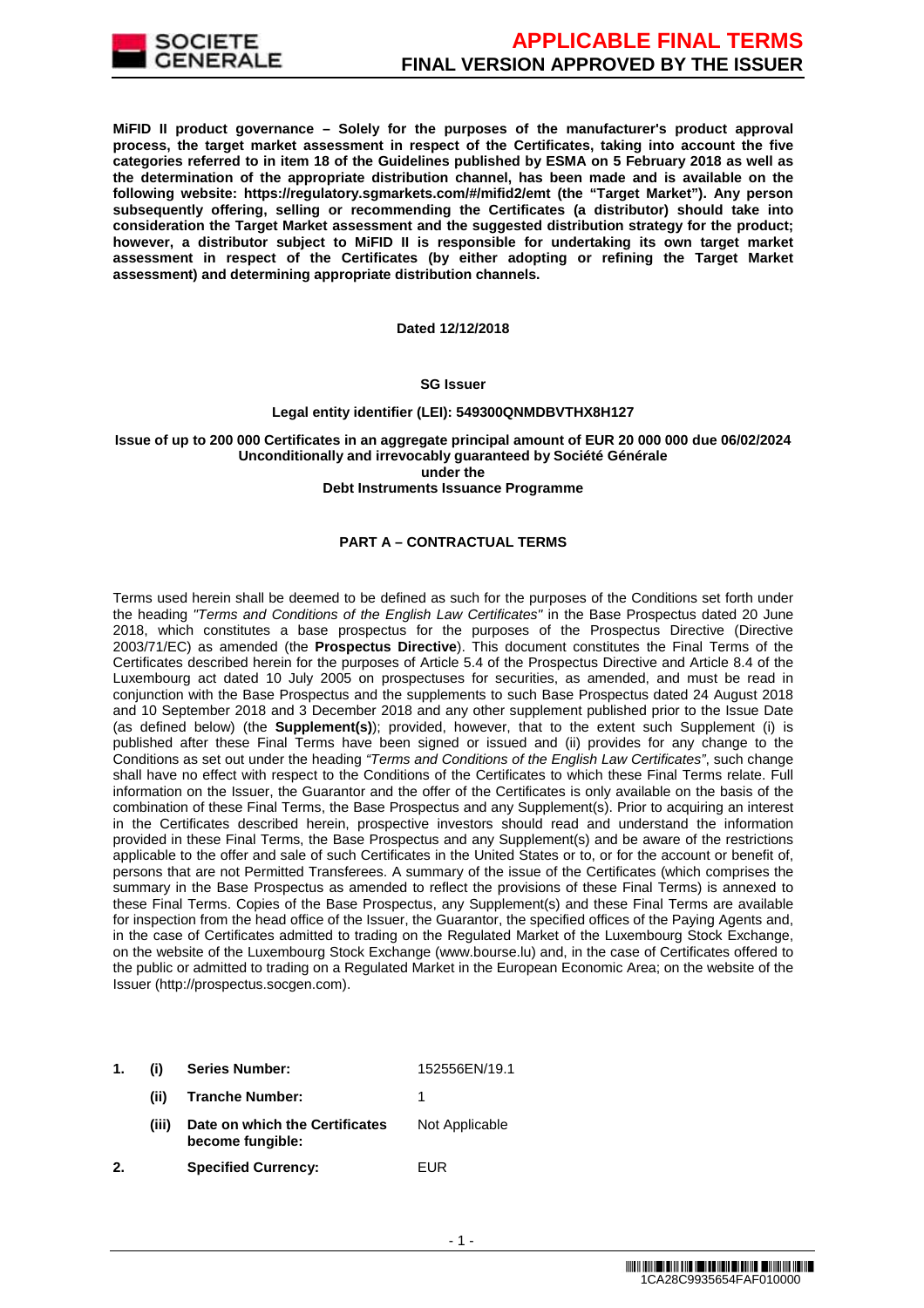**MiFID II product governance – Solely for the purposes of the manufacturer's product approval process, the target market assessment in respect of the Certificates, taking into account the five categories referred to in item 18 of the Guidelines published by ESMA on 5 February 2018 as well as the determination of the appropriate distribution channel, has been made and is available on the following website: https://regulatory.sgmarkets.com/#/mifid2/emt (the "Target Market"). Any person subsequently offering, selling or recommending the Certificates (a distributor) should take into consideration the Target Market assessment and the suggested distribution strategy for the product; however, a distributor subject to MiFID II is responsible for undertaking its own target market assessment in respect of the Certificates (by either adopting or refining the Target Market assessment) and determining appropriate distribution channels.**

**Dated 12/12/2018**

**SG Issuer**

**Legal entity identifier (LEI): 549300QNMDBVTHX8H127**

**Issue of up to 200 000 Certificates in an aggregate principal amount of EUR 20 000 000 due 06/02/2024**
**Unconditionally and irrevocably guaranteed by Société Générale**
**under the**
**Debt Instruments Issuance Programme**

## PART A – CONTRACTUAL TERMS

Terms used herein shall be deemed to be defined as such for the purposes of the Conditions set forth under the heading *"Terms and Conditions of the English Law Certificates"* in the Base Prospectus dated 20 June 2018, which constitutes a base prospectus for the purposes of the Prospectus Directive (Directive 2003/71/EC) as amended (the **Prospectus Directive**). This document constitutes the Final Terms of the Certificates described herein for the purposes of Article 5.4 of the Prospectus Directive and Article 8.4 of the Luxembourg act dated 10 July 2005 on prospectuses for securities, as amended, and must be read in conjunction with the Base Prospectus and the supplements to such Base Prospectus dated 24 August 2018 and 10 September 2018 and 3 December 2018 and any other supplement published prior to the Issue Date (as defined below) (the **Supplement(s)**); provided, however, that to the extent such Supplement (i) is published after these Final Terms have been signed or issued and (ii) provides for any change to the Conditions as set out under the heading *"Terms and Conditions of the English Law Certificates"*, such change shall have no effect with respect to the Conditions of the Certificates to which these Final Terms relate. Full information on the Issuer, the Guarantor and the offer of the Certificates is only available on the basis of the combination of these Final Terms, the Base Prospectus and any Supplement(s). Prior to acquiring an interest in the Certificates described herein, prospective investors should read and understand the information provided in these Final Terms, the Base Prospectus and any Supplement(s) and be aware of the restrictions applicable to the offer and sale of such Certificates in the United States or to, or for the account or benefit of, persons that are not Permitted Transferees. A summary of the issue of the Certificates (which comprises the summary in the Base Prospectus as amended to reflect the provisions of these Final Terms) is annexed to these Final Terms. Copies of the Base Prospectus, any Supplement(s) and these Final Terms are available for inspection from the head office of the Issuer, the Guarantor, the specified offices of the Paying Agents and, in the case of Certificates admitted to trading on the Regulated Market of the Luxembourg Stock Exchange, on the website of the Luxembourg Stock Exchange (www.bourse.lu) and, in the case of Certificates offered to the public or admitted to trading on a Regulated Market in the European Economic Area; on the website of the Issuer (http://prospectus.socgen.com).

| | | | |
|---|---|---|---|
| **1.** | **(i)** | **Series Number:** | 152556EN/19.1 |
| | **(ii)** | **Tranche Number:** | 1 |
| | **(iii)** | **Date on which the Certificates become fungible:** | Not Applicable |
| **2.** | | **Specified Currency:** | EUR |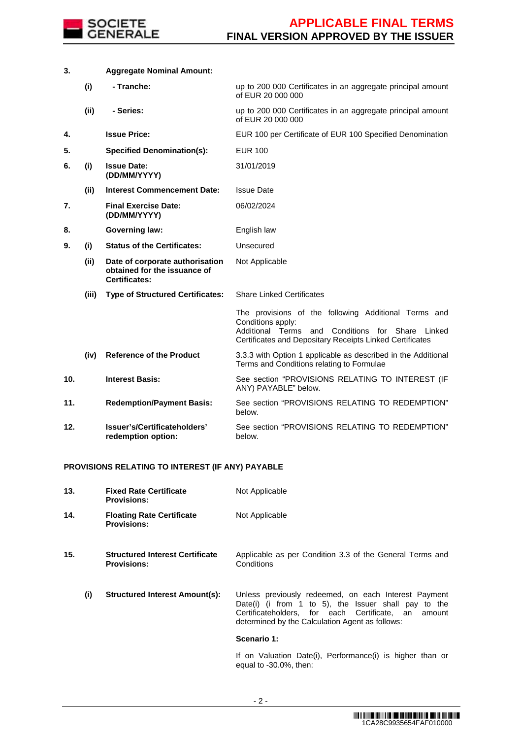| | | | |
|---|---|---|---|
| **3.** | | **Aggregate Nominal Amount:** | |
| | **(i)** | **- Tranche:** | up to 200 000 Certificates in an aggregate principal amount of EUR 20 000 000 |
| | **(ii)** | **- Series:** | up to 200 000 Certificates in an aggregate principal amount of EUR 20 000 000 |
| **4.** | | **Issue Price:** | EUR 100 per Certificate of EUR 100 Specified Denomination |
| **5.** | | **Specified Denomination(s):** | EUR 100 |
| **6.** | **(i)** | **Issue Date: (DD/MM/YYYY)** | 31/01/2019 |
| | **(ii)** | **Interest Commencement Date:** | Issue Date |
| **7.** | | **Final Exercise Date: (DD/MM/YYYY)** | 06/02/2024 |
| **8.** | | **Governing law:** | English law |
| **9.** | **(i)** | **Status of the Certificates:** | Unsecured |
| | **(ii)** | **Date of corporate authorisation obtained for the issuance of Certificates:** | Not Applicable |
| | **(iii)** | **Type of Structured Certificates:** | Share Linked Certificates<br><br>The provisions of the following Additional Terms and Conditions apply:<br>Additional Terms and Conditions for Share Linked Certificates and Depositary Receipts Linked Certificates |
| | **(iv)** | **Reference of the Product** | 3.3.3 with Option 1 applicable as described in the Additional Terms and Conditions relating to Formulae |
| **10.** | | **Interest Basis:** | See section "PROVISIONS RELATING TO INTEREST (IF ANY) PAYABLE" below. |
| **11.** | | **Redemption/Payment Basis:** | See section "PROVISIONS RELATING TO REDEMPTION" below. |
| **12.** | | **Issuer's/Certificateholders' redemption option:** | See section "PROVISIONS RELATING TO REDEMPTION" below. |

**PROVISIONS RELATING TO INTEREST (IF ANY) PAYABLE**

| | | | |
|---|---|---|---|
| **13.** | | **Fixed Rate Certificate Provisions:** | Not Applicable |
| **14.** | | **Floating Rate Certificate Provisions:** | Not Applicable |
| **15.** | | **Structured Interest Certificate Provisions:** | Applicable as per Condition 3.3 of the General Terms and Conditions |
| | **(i)** | **Structured Interest Amount(s):** | Unless previously redeemed, on each Interest Payment Date(i) (i from 1 to 5), the Issuer shall pay to the Certificateholders, for each Certificate, an amount determined by the Calculation Agent as follows:<br><br>**Scenario 1:**<br><br>If on Valuation Date(i), Performance(i) is higher than or equal to -30.0%, then: |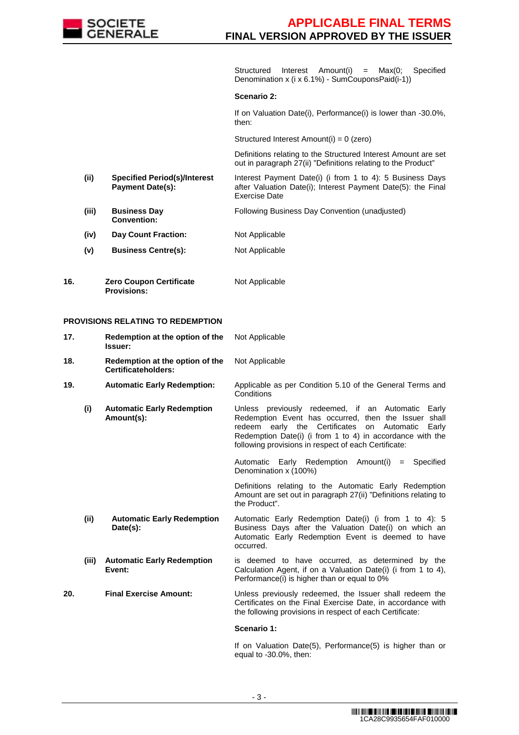| | | | |
|---|---|---|---|
| | | | Structured Interest Amount(i) = Max(0; Specified Denomination x (i x 6.1%) - SumCouponsPaid(i-1)) |
| | | | **Scenario 2:** |
| | | | If on Valuation Date(i), Performance(i) is lower than -30.0%, then: |
| | | | Structured Interest Amount(i) = 0 (zero) |
| | | | Definitions relating to the Structured Interest Amount are set out in paragraph 27(ii) "Definitions relating to the Product" |
| | **(ii)** | **Specified Period(s)/Interest Payment Date(s):** | Interest Payment Date(i) (i from 1 to 4): 5 Business Days after Valuation Date(i); Interest Payment Date(5): the Final Exercise Date |
| | **(iii)** | **Business Day Convention:** | Following Business Day Convention (unadjusted) |
| | **(iv)** | **Day Count Fraction:** | Not Applicable |
| | **(v)** | **Business Centre(s):** | Not Applicable |
| **16.** | | **Zero Coupon Certificate Provisions:** | Not Applicable |

**PROVISIONS RELATING TO REDEMPTION**

| | | | |
|---|---|---|---|
| **17.** | | **Redemption at the option of the Issuer:** | Not Applicable |
| **18.** | | **Redemption at the option of the Certificateholders:** | Not Applicable |
| **19.** | | **Automatic Early Redemption:** | Applicable as per Condition 5.10 of the General Terms and Conditions |
| | **(i)** | **Automatic Early Redemption Amount(s):** | Unless previously redeemed, if an Automatic Early Redemption Event has occurred, then the Issuer shall redeem early the Certificates on Automatic Early Redemption Date(i) (i from 1 to 4) in accordance with the following provisions in respect of each Certificate: |
| | | | Automatic Early Redemption Amount(i) = Specified Denomination x (100%) |
| | | | Definitions relating to the Automatic Early Redemption Amount are set out in paragraph 27(ii) "Definitions relating to the Product". |
| | **(ii)** | **Automatic Early Redemption Date(s):** | Automatic Early Redemption Date(i) (i from 1 to 4): 5 Business Days after the Valuation Date(i) on which an Automatic Early Redemption Event is deemed to have occurred. |
| | **(iii)** | **Automatic Early Redemption Event:** | is deemed to have occurred, as determined by the Calculation Agent, if on a Valuation Date(i) (i from 1 to 4), Performance(i) is higher than or equal to 0% |
| **20.** | | **Final Exercise Amount:** | Unless previously redeemed, the Issuer shall redeem the Certificates on the Final Exercise Date, in accordance with the following provisions in respect of each Certificate: |
| | | | **Scenario 1:** |
| | | | If on Valuation Date(5), Performance(5) is higher than or equal to -30.0%, then: |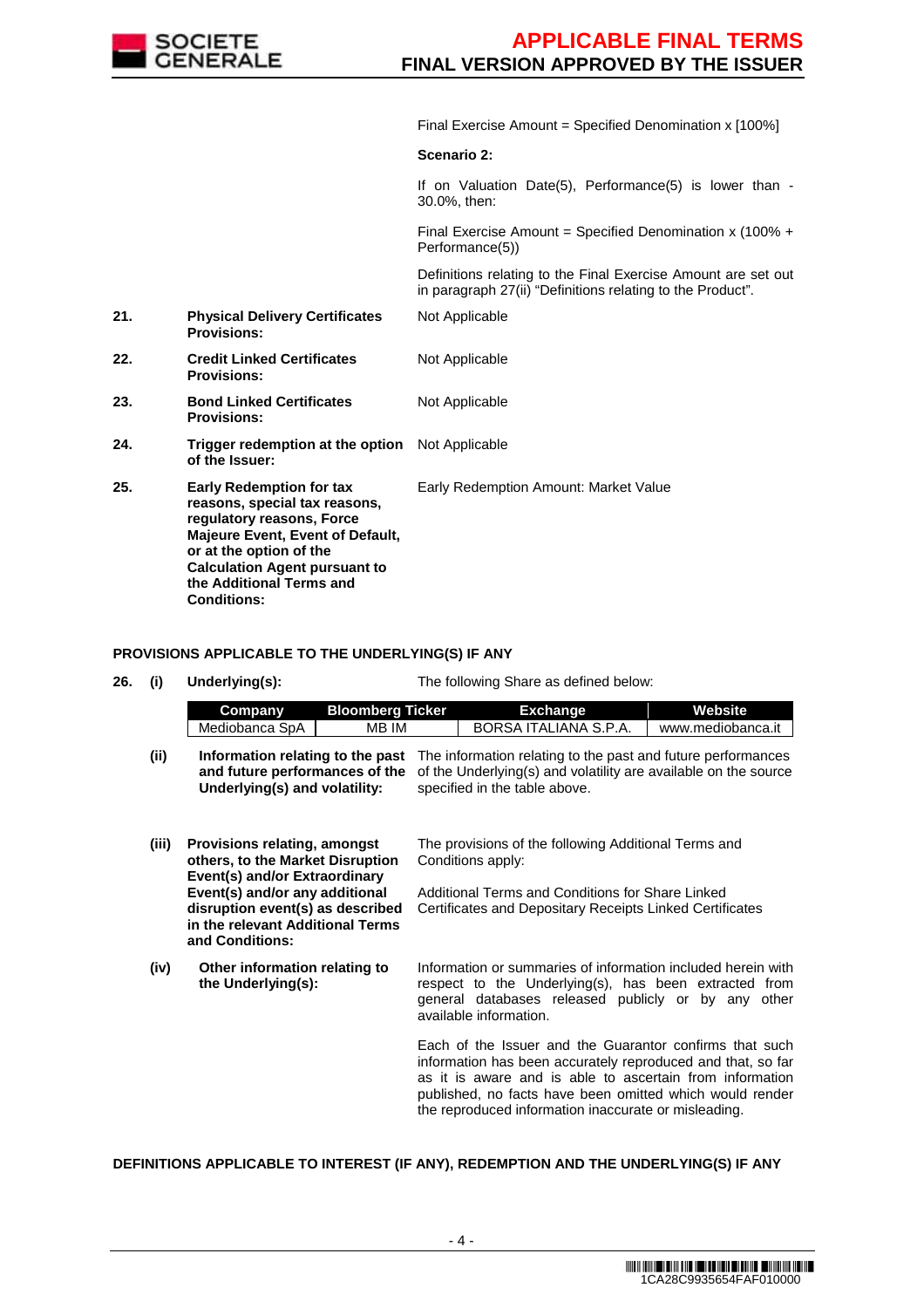Final Exercise Amount = Specified Denomination x [100%]

**Scenario 2:**

If on Valuation Date(5), Performance(5) is lower than -30.0%, then:

Final Exercise Amount = Specified Denomination x (100% + Performance(5))

Definitions relating to the Final Exercise Amount are set out in paragraph 27(ii) "Definitions relating to the Product".

| | | |
|---|---|---|
| **21.** | **Physical Delivery Certificates Provisions:** | Not Applicable |
| **22.** | **Credit Linked Certificates Provisions:** | Not Applicable |
| **23.** | **Bond Linked Certificates Provisions:** | Not Applicable |
| **24.** | **Trigger redemption at the option of the Issuer:** | Not Applicable |
| **25.** | **Early Redemption for tax reasons, special tax reasons, regulatory reasons, Force Majeure Event, Event of Default, or at the option of the Calculation Agent pursuant to the Additional Terms and Conditions:** | Early Redemption Amount: Market Value |

**PROVISIONS APPLICABLE TO THE UNDERLYING(S) IF ANY**

**26. (i) Underlying(s):** The following Share as defined below:

| Company | Bloomberg Ticker | Exchange | Website |
|---|---|---|---|
| Mediobanca SpA | MB IM | BORSA ITALIANA S.P.A. | www.mediobanca.it |

**(ii) Information relating to the past and future performances of the Underlying(s) and volatility:** The information relating to the past and future performances of the Underlying(s) and volatility are available on the source specified in the table above.

**(iii) Provisions relating, amongst others, to the Market Disruption Event(s) and/or Extraordinary Event(s) and/or any additional disruption event(s) as described in the relevant Additional Terms and Conditions:** The provisions of the following Additional Terms and Conditions apply:

Additional Terms and Conditions for Share Linked Certificates and Depositary Receipts Linked Certificates

**(iv) Other information relating to the Underlying(s):** Information or summaries of information included herein with respect to the Underlying(s), has been extracted from general databases released publicly or by any other available information.

Each of the Issuer and the Guarantor confirms that such information has been accurately reproduced and that, so far as it is aware and is able to ascertain from information published, no facts have been omitted which would render the reproduced information inaccurate or misleading.

**DEFINITIONS APPLICABLE TO INTEREST (IF ANY), REDEMPTION AND THE UNDERLYING(S) IF ANY**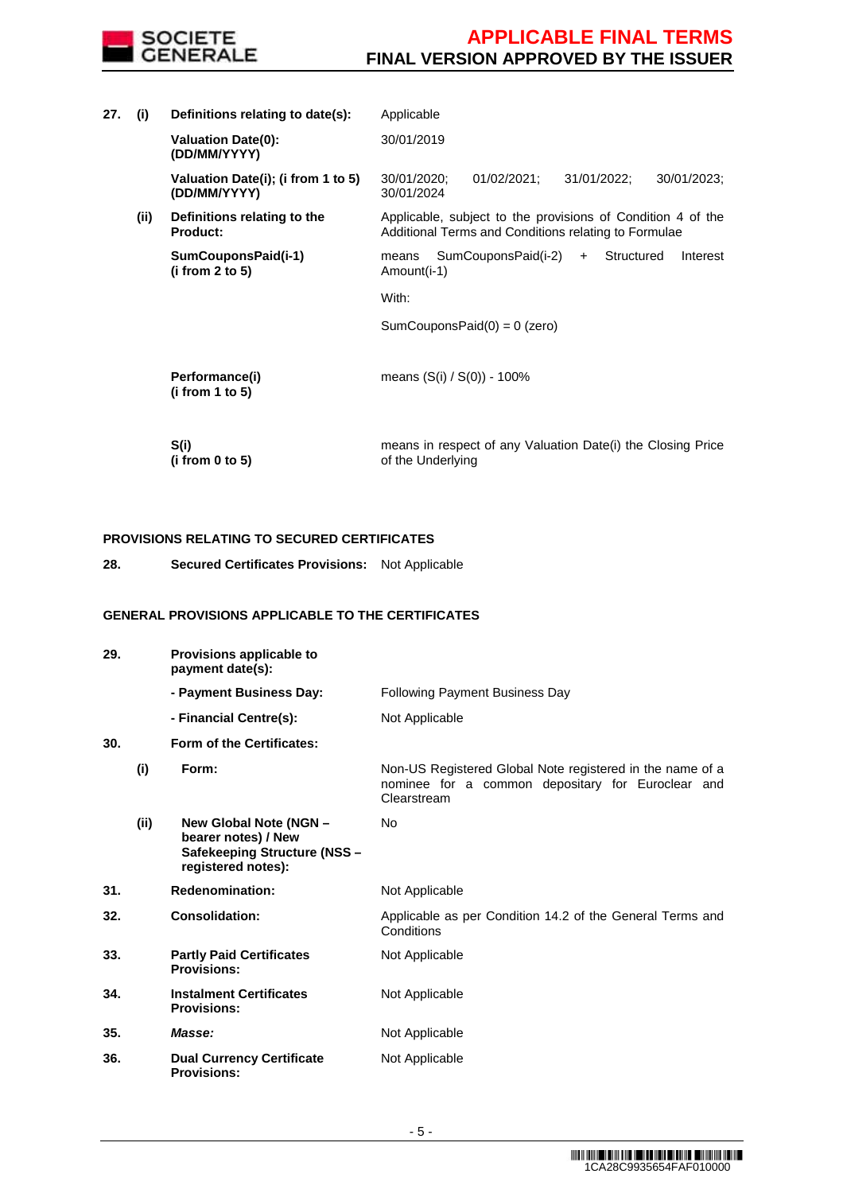| | | | |
|---|---|---|---|
| **27.** | **(i)** | **Definitions relating to date(s):** | Applicable |
| | | **Valuation Date(0): (DD/MM/YYYY)** | 30/01/2019 |
| | | **Valuation Date(i); (i from 1 to 5) (DD/MM/YYYY)** | 30/01/2020; 01/02/2021; 31/01/2022; 30/01/2023; 30/01/2024 |
| | **(ii)** | **Definitions relating to the Product:** | Applicable, subject to the provisions of Condition 4 of the Additional Terms and Conditions relating to Formulae |
| | | **SumCouponsPaid(i-1) (i from 2 to 5)** | means SumCouponsPaid(i-2) + Structured Interest Amount(i-1)<br><br>With:<br><br>SumCouponsPaid(0) = 0 (zero) |
| | | **Performance(i) (i from 1 to 5)** | means (S(i) / S(0)) - 100% |
| | | **S(i) (i from 0 to 5)** | means in respect of any Valuation Date(i) the Closing Price of the Underlying |

**PROVISIONS RELATING TO SECURED CERTIFICATES**

| | | | |
|---|---|---|---|
| **28.** | | **Secured Certificates Provisions:** | Not Applicable |

**GENERAL PROVISIONS APPLICABLE TO THE CERTIFICATES**

| | | | |
|---|---|---|---|
| **29.** | | **Provisions applicable to payment date(s):** | |
| | | **- Payment Business Day:** | Following Payment Business Day |
| | | **- Financial Centre(s):** | Not Applicable |
| **30.** | | **Form of the Certificates:** | |
| | **(i)** | **Form:** | Non-US Registered Global Note registered in the name of a nominee for a common depositary for Euroclear and Clearstream |
| | **(ii)** | **New Global Note (NGN – bearer notes) / New Safekeeping Structure (NSS – registered notes):** | No |
| **31.** | | **Redenomination:** | Not Applicable |
| **32.** | | **Consolidation:** | Applicable as per Condition 14.2 of the General Terms and Conditions |
| **33.** | | **Partly Paid Certificates Provisions:** | Not Applicable |
| **34.** | | **Instalment Certificates Provisions:** | Not Applicable |
| **35.** | | ***Masse:*** | Not Applicable |
| **36.** | | **Dual Currency Certificate Provisions:** | Not Applicable |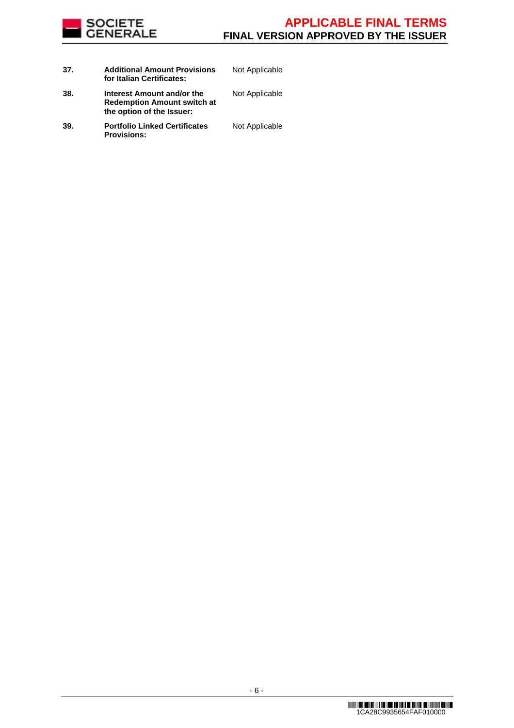| | | |
|---|---|---|
| **37.** | **Additional Amount Provisions for Italian Certificates:** | Not Applicable |
| **38.** | **Interest Amount and/or the Redemption Amount switch at the option of the Issuer:** | Not Applicable |
| **39.** | **Portfolio Linked Certificates Provisions:** | Not Applicable |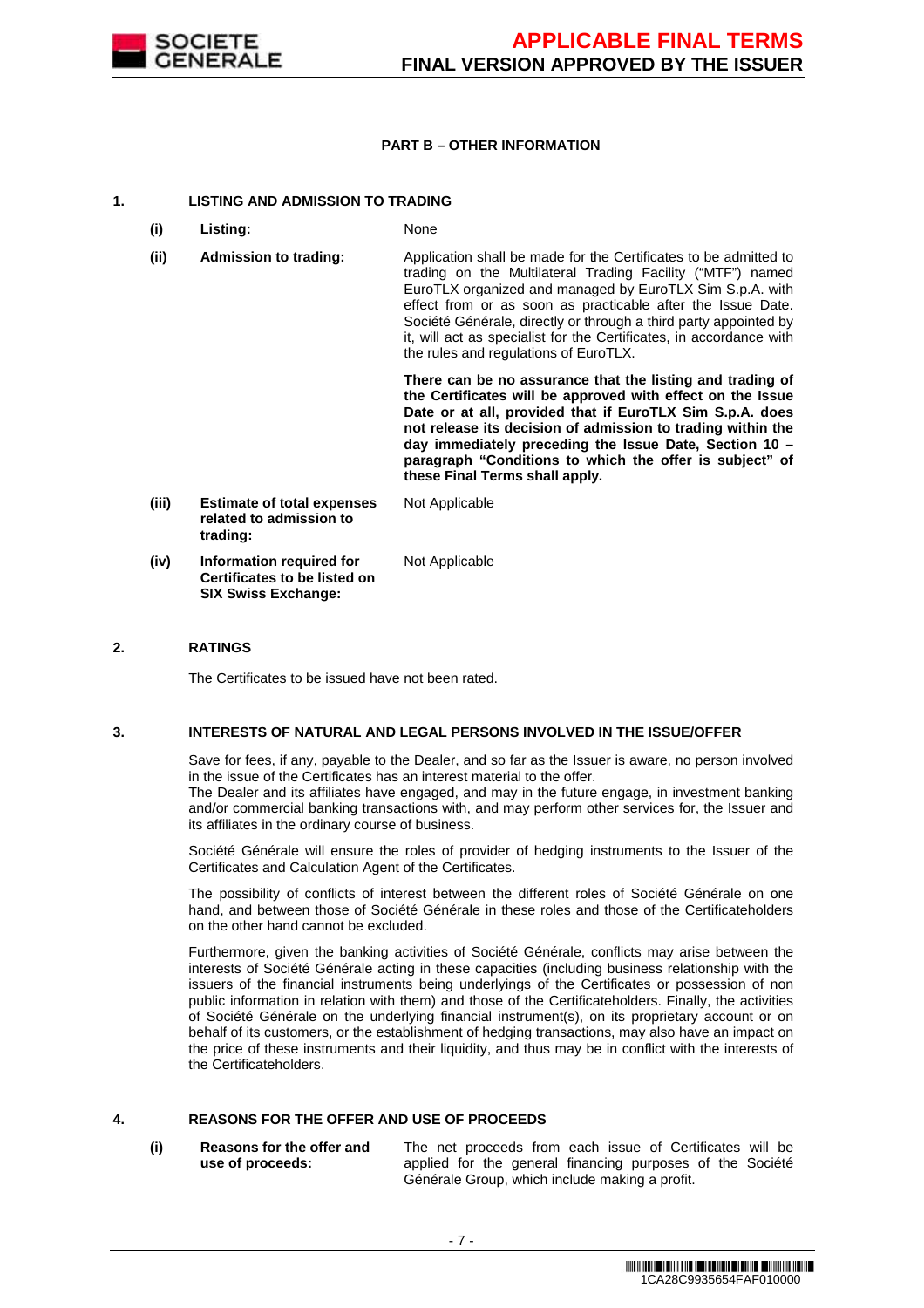## PART B – OTHER INFORMATION

### 1. LISTING AND ADMISSION TO TRADING

| | | |
|---|---|---|
| **(i)** | **Listing:** | None |
| **(ii)** | **Admission to trading:** | Application shall be made for the Certificates to be admitted to trading on the Multilateral Trading Facility ("MTF") named EuroTLX organized and managed by EuroTLX Sim S.p.A. with effect from or as soon as practicable after the Issue Date. Société Générale, directly or through a third party appointed by it, will act as specialist for the Certificates, in accordance with the rules and regulations of EuroTLX.<br><br>**There can be no assurance that the listing and trading of the Certificates will be approved with effect on the Issue Date or at all, provided that if EuroTLX Sim S.p.A. does not release its decision of admission to trading within the day immediately preceding the Issue Date, Section 10 – paragraph "Conditions to which the offer is subject" of these Final Terms shall apply.** |
| **(iii)** | **Estimate of total expenses related to admission to trading:** | Not Applicable |
| **(iv)** | **Information required for Certificates to be listed on SIX Swiss Exchange:** | Not Applicable |

### 2. RATINGS

The Certificates to be issued have not been rated.

### 3. INTERESTS OF NATURAL AND LEGAL PERSONS INVOLVED IN THE ISSUE/OFFER

Save for fees, if any, payable to the Dealer, and so far as the Issuer is aware, no person involved in the issue of the Certificates has an interest material to the offer.
The Dealer and its affiliates have engaged, and may in the future engage, in investment banking and/or commercial banking transactions with, and may perform other services for, the Issuer and its affiliates in the ordinary course of business.

Société Générale will ensure the roles of provider of hedging instruments to the Issuer of the Certificates and Calculation Agent of the Certificates.

The possibility of conflicts of interest between the different roles of Société Générale on one hand, and between those of Société Générale in these roles and those of the Certificateholders on the other hand cannot be excluded.

Furthermore, given the banking activities of Société Générale, conflicts may arise between the interests of Société Générale acting in these capacities (including business relationship with the issuers of the financial instruments being underlyings of the Certificates or possession of non public information in relation with them) and those of the Certificateholders. Finally, the activities of Société Générale on the underlying financial instrument(s), on its proprietary account or on behalf of its customers, or the establishment of hedging transactions, may also have an impact on the price of these instruments and their liquidity, and thus may be in conflict with the interests of the Certificateholders.

### 4. REASONS FOR THE OFFER AND USE OF PROCEEDS

| | | |
|---|---|---|
| **(i)** | **Reasons for the offer and use of proceeds:** | The net proceeds from each issue of Certificates will be applied for the general financing purposes of the Société Générale Group, which include making a profit. |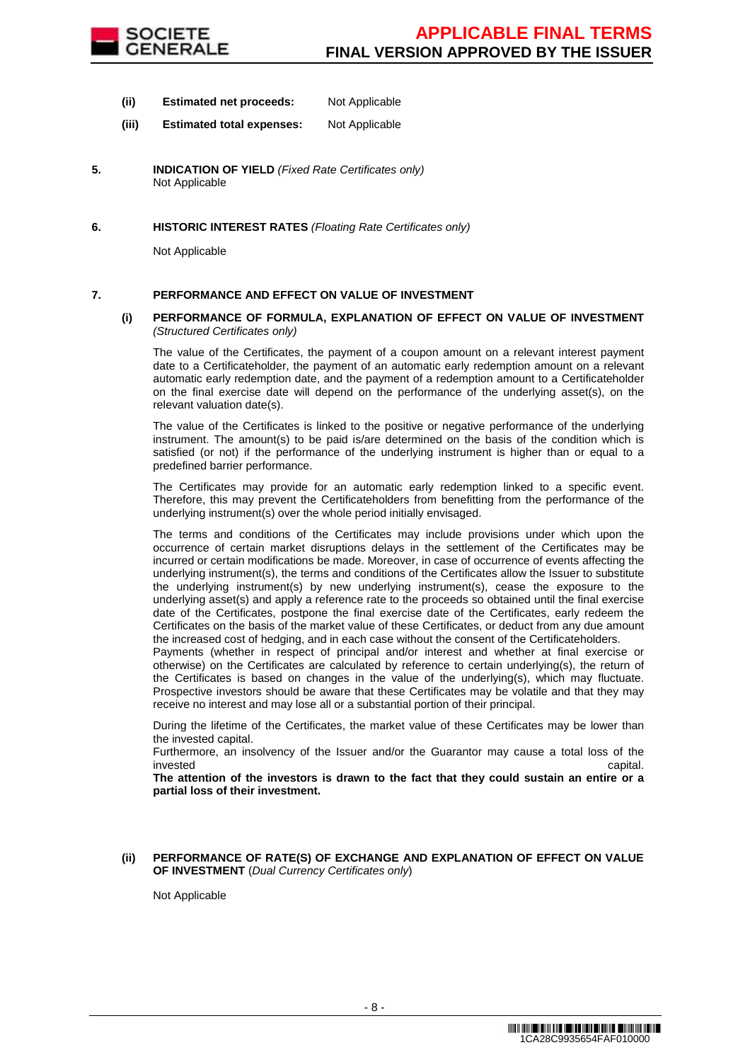**(ii) Estimated net proceeds:** Not Applicable

**(iii) Estimated total expenses:** Not Applicable

**5. INDICATION OF YIELD** *(Fixed Rate Certificates only)*
Not Applicable

**6. HISTORIC INTEREST RATES** *(Floating Rate Certificates only)*

Not Applicable

**7. PERFORMANCE AND EFFECT ON VALUE OF INVESTMENT**

**(i) PERFORMANCE OF FORMULA, EXPLANATION OF EFFECT ON VALUE OF INVESTMENT** *(Structured Certificates only)*

The value of the Certificates, the payment of a coupon amount on a relevant interest payment date to a Certificateholder, the payment of an automatic early redemption amount on a relevant automatic early redemption date, and the payment of a redemption amount to a Certificateholder on the final exercise date will depend on the performance of the underlying asset(s), on the relevant valuation date(s).

The value of the Certificates is linked to the positive or negative performance of the underlying instrument. The amount(s) to be paid is/are determined on the basis of the condition which is satisfied (or not) if the performance of the underlying instrument is higher than or equal to a predefined barrier performance.

The Certificates may provide for an automatic early redemption linked to a specific event. Therefore, this may prevent the Certificateholders from benefitting from the performance of the underlying instrument(s) over the whole period initially envisaged.

The terms and conditions of the Certificates may include provisions under which upon the occurrence of certain market disruptions delays in the settlement of the Certificates may be incurred or certain modifications be made. Moreover, in case of occurrence of events affecting the underlying instrument(s), the terms and conditions of the Certificates allow the Issuer to substitute the underlying instrument(s) by new underlying instrument(s), cease the exposure to the underlying asset(s) and apply a reference rate to the proceeds so obtained until the final exercise date of the Certificates, postpone the final exercise date of the Certificates, early redeem the Certificates on the basis of the market value of these Certificates, or deduct from any due amount the increased cost of hedging, and in each case without the consent of the Certificateholders.
Payments (whether in respect of principal and/or interest and whether at final exercise or otherwise) on the Certificates are calculated by reference to certain underlying(s), the return of the Certificates is based on changes in the value of the underlying(s), which may fluctuate. Prospective investors should be aware that these Certificates may be volatile and that they may receive no interest and may lose all or a substantial portion of their principal.

During the lifetime of the Certificates, the market value of these Certificates may be lower than the invested capital.
Furthermore, an insolvency of the Issuer and/or the Guarantor may cause a total loss of the invested capital.
**The attention of the investors is drawn to the fact that they could sustain an entire or a partial loss of their investment.**

**(ii) PERFORMANCE OF RATE(S) OF EXCHANGE AND EXPLANATION OF EFFECT ON VALUE OF INVESTMENT** (*Dual Currency Certificates only*)

Not Applicable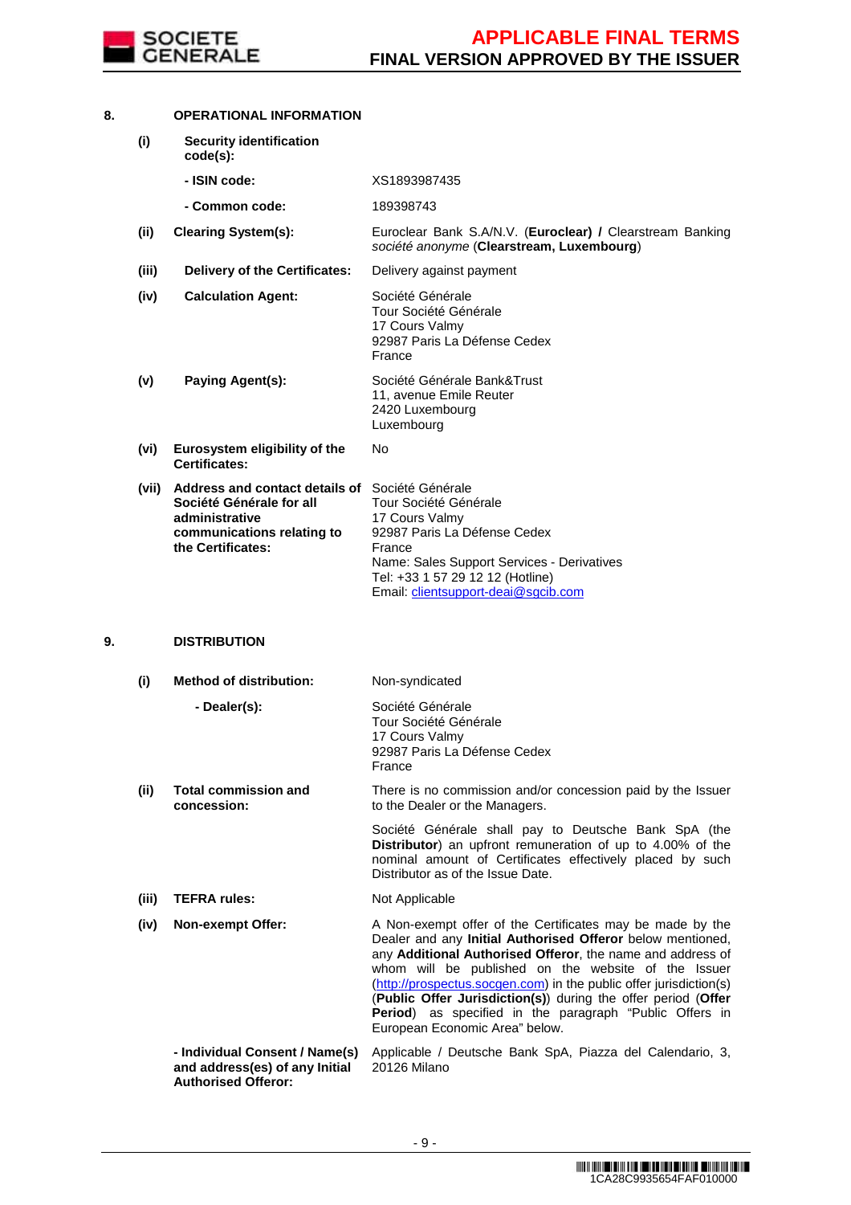## 8. OPERATIONAL INFORMATION

| | | |
|---|---|---|
| **(i)** | **Security identification code(s):** | |
| | **- ISIN code:** | XS1893987435 |
| | **- Common code:** | 189398743 |
| **(ii)** | **Clearing System(s):** | Euroclear Bank S.A/N.V. (**Euroclear) /** Clearstream Banking *société anonyme* (**Clearstream, Luxembourg**) |
| **(iii)** | **Delivery of the Certificates:** | Delivery against payment |
| **(iv)** | **Calculation Agent:** | Société Générale<br>Tour Société Générale<br>17 Cours Valmy<br>92987 Paris La Défense Cedex<br>France |
| **(v)** | **Paying Agent(s):** | Société Générale Bank&Trust<br>11, avenue Emile Reuter<br>2420 Luxembourg<br>Luxembourg |
| **(vi)** | **Eurosystem eligibility of the Certificates:** | No |
| **(vii)** | **Address and contact details of Société Générale for all administrative communications relating to the Certificates:** | Société Générale<br>Tour Société Générale<br>17 Cours Valmy<br>92987 Paris La Défense Cedex<br>France<br>Name: Sales Support Services - Derivatives<br>Tel: +33 1 57 29 12 12 (Hotline)<br>Email: clientsupport-deai@sgcib.com |

## 9. DISTRIBUTION

| | | |
|---|---|---|
| **(i)** | **Method of distribution:** | Non-syndicated |
| | **- Dealer(s):** | Société Générale<br>Tour Société Générale<br>17 Cours Valmy<br>92987 Paris La Défense Cedex<br>France |
| **(ii)** | **Total commission and concession:** | There is no commission and/or concession paid by the Issuer to the Dealer or the Managers.<br><br>Société Générale shall pay to Deutsche Bank SpA (the **Distributor**) an upfront remuneration of up to 4.00% of the nominal amount of Certificates effectively placed by such Distributor as of the Issue Date. |
| **(iii)** | **TEFRA rules:** | Not Applicable |
| **(iv)** | **Non-exempt Offer:** | A Non-exempt offer of the Certificates may be made by the Dealer and any **Initial Authorised Offeror** below mentioned, any **Additional Authorised Offeror**, the name and address of whom will be published on the website of the Issuer (http://prospectus.socgen.com) in the public offer jurisdiction(s) (**Public Offer Jurisdiction(s)**) during the offer period (**Offer Period**) as specified in the paragraph "Public Offers in European Economic Area" below. |
| | **- Individual Consent / Name(s) and address(es) of any Initial Authorised Offeror:** | Applicable / Deutsche Bank SpA, Piazza del Calendario, 3, 20126 Milano |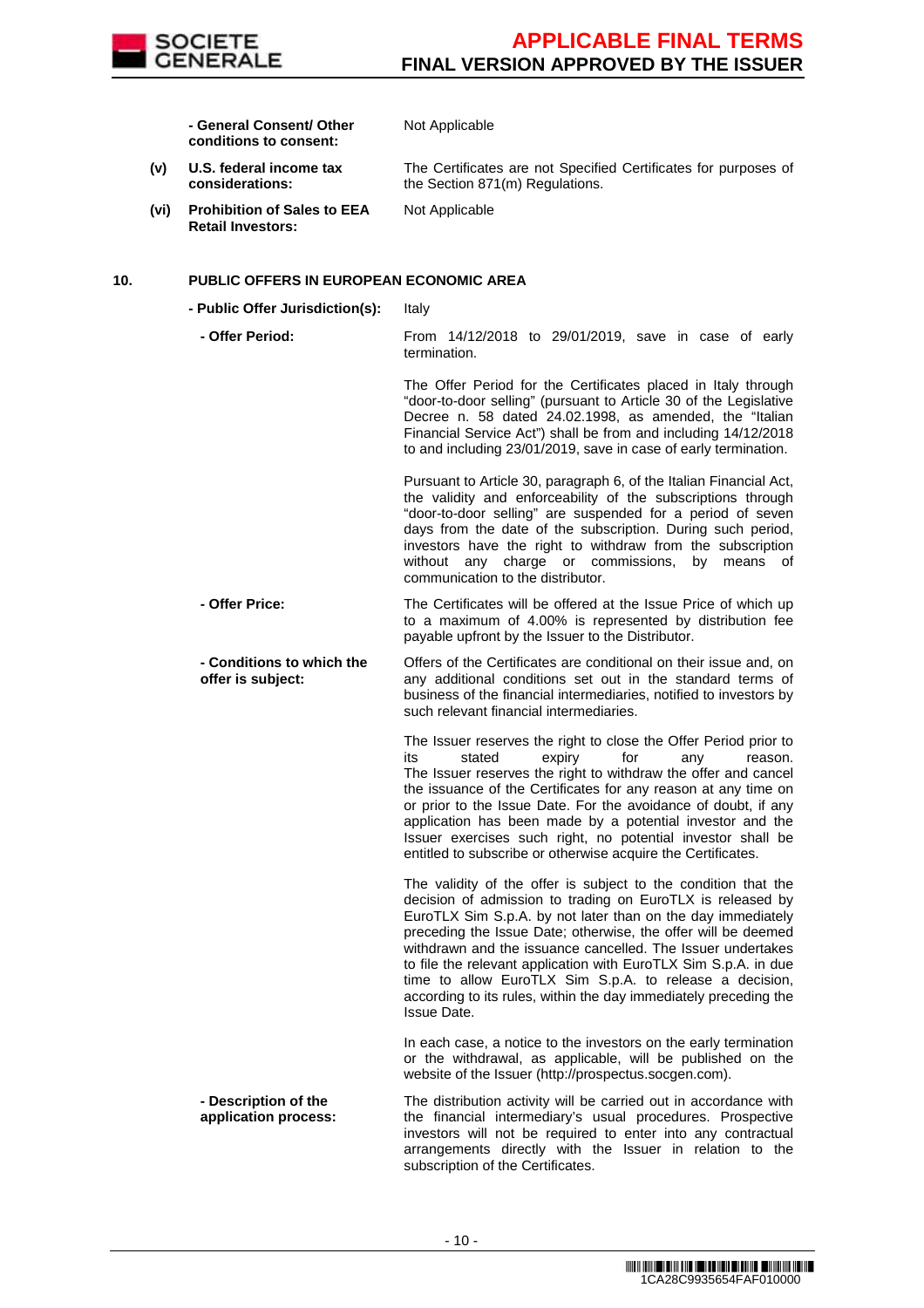| | | |
|---|---|---|
| | **- General Consent/ Other conditions to consent:** | Not Applicable |
| **(v)** | **U.S. federal income tax considerations:** | The Certificates are not Specified Certificates for purposes of the Section 871(m) Regulations. |
| **(vi)** | **Prohibition of Sales to EEA Retail Investors:** | Not Applicable |

## 10. PUBLIC OFFERS IN EUROPEAN ECONOMIC AREA

| | |
|---|---|
| **- Public Offer Jurisdiction(s):** | Italy |
| **- Offer Period:** | From 14/12/2018 to 29/01/2019, save in case of early termination.<br><br>The Offer Period for the Certificates placed in Italy through "door-to-door selling" (pursuant to Article 30 of the Legislative Decree n. 58 dated 24.02.1998, as amended, the "Italian Financial Service Act") shall be from and including 14/12/2018 to and including 23/01/2019, save in case of early termination.<br><br>Pursuant to Article 30, paragraph 6, of the Italian Financial Act, the validity and enforceability of the subscriptions through "door-to-door selling" are suspended for a period of seven days from the date of the subscription. During such period, investors have the right to withdraw from the subscription without any charge or commissions, by means of communication to the distributor. |
| **- Offer Price:** | The Certificates will be offered at the Issue Price of which up to a maximum of 4.00% is represented by distribution fee payable upfront by the Issuer to the Distributor. |
| **- Conditions to which the offer is subject:** | Offers of the Certificates are conditional on their issue and, on any additional conditions set out in the standard terms of business of the financial intermediaries, notified to investors by such relevant financial intermediaries.<br><br>The Issuer reserves the right to close the Offer Period prior to its stated expiry for any reason. The Issuer reserves the right to withdraw the offer and cancel the issuance of the Certificates for any reason at any time on or prior to the Issue Date. For the avoidance of doubt, if any application has been made by a potential investor and the Issuer exercises such right, no potential investor shall be entitled to subscribe or otherwise acquire the Certificates.<br><br>The validity of the offer is subject to the condition that the decision of admission to trading on EuroTLX is released by EuroTLX Sim S.p.A. by not later than on the day immediately preceding the Issue Date; otherwise, the offer will be deemed withdrawn and the issuance cancelled. The Issuer undertakes to file the relevant application with EuroTLX Sim S.p.A. in due time to allow EuroTLX Sim S.p.A. to release a decision, according to its rules, within the day immediately preceding the Issue Date.<br><br>In each case, a notice to the investors on the early termination or the withdrawal, as applicable, will be published on the website of the Issuer (http://prospectus.socgen.com). |
| **- Description of the application process:** | The distribution activity will be carried out in accordance with the financial intermediary's usual procedures. Prospective investors will not be required to enter into any contractual arrangements directly with the Issuer in relation to the subscription of the Certificates. |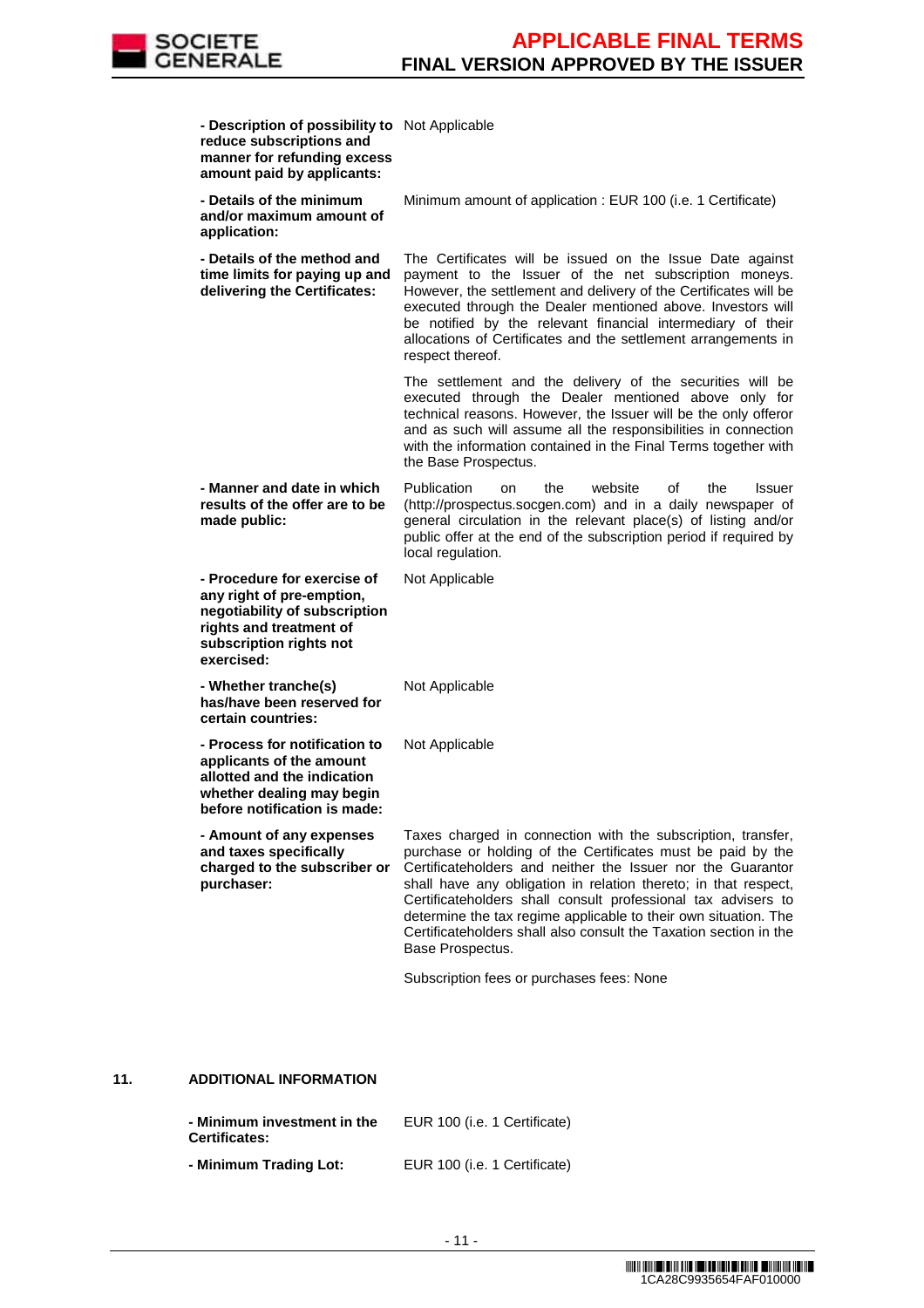| | |
|---|---|
| **- Description of possibility to reduce subscriptions and manner for refunding excess amount paid by applicants:** | Not Applicable |
| **- Details of the minimum and/or maximum amount of application:** | Minimum amount of application : EUR 100 (i.e. 1 Certificate) |
| **- Details of the method and time limits for paying up and delivering the Certificates:** | The Certificates will be issued on the Issue Date against payment to the Issuer of the net subscription moneys. However, the settlement and delivery of the Certificates will be executed through the Dealer mentioned above. Investors will be notified by the relevant financial intermediary of their allocations of Certificates and the settlement arrangements in respect thereof.<br><br>The settlement and the delivery of the securities will be executed through the Dealer mentioned above only for technical reasons. However, the Issuer will be the only offeror and as such will assume all the responsibilities in connection with the information contained in the Final Terms together with the Base Prospectus. |
| **- Manner and date in which results of the offer are to be made public:** | Publication on the website of the Issuer (http://prospectus.socgen.com) and in a daily newspaper of general circulation in the relevant place(s) of listing and/or public offer at the end of the subscription period if required by local regulation. |
| **- Procedure for exercise of any right of pre-emption, negotiability of subscription rights and treatment of subscription rights not exercised:** | Not Applicable |
| **- Whether tranche(s) has/have been reserved for certain countries:** | Not Applicable |
| **- Process for notification to applicants of the amount allotted and the indication whether dealing may begin before notification is made:** | Not Applicable |
| **- Amount of any expenses and taxes specifically charged to the subscriber or purchaser:** | Taxes charged in connection with the subscription, transfer, purchase or holding of the Certificates must be paid by the Certificateholders and neither the Issuer nor the Guarantor shall have any obligation in relation thereto; in that respect, Certificateholders shall consult professional tax advisers to determine the tax regime applicable to their own situation. The Certificateholders shall also consult the Taxation section in the Base Prospectus.<br><br>Subscription fees or purchases fees: None |

## 11. ADDITIONAL INFORMATION

| | |
|---|---|
| **- Minimum investment in the Certificates:** | EUR 100 (i.e. 1 Certificate) |
| **- Minimum Trading Lot:** | EUR 100 (i.e. 1 Certificate) |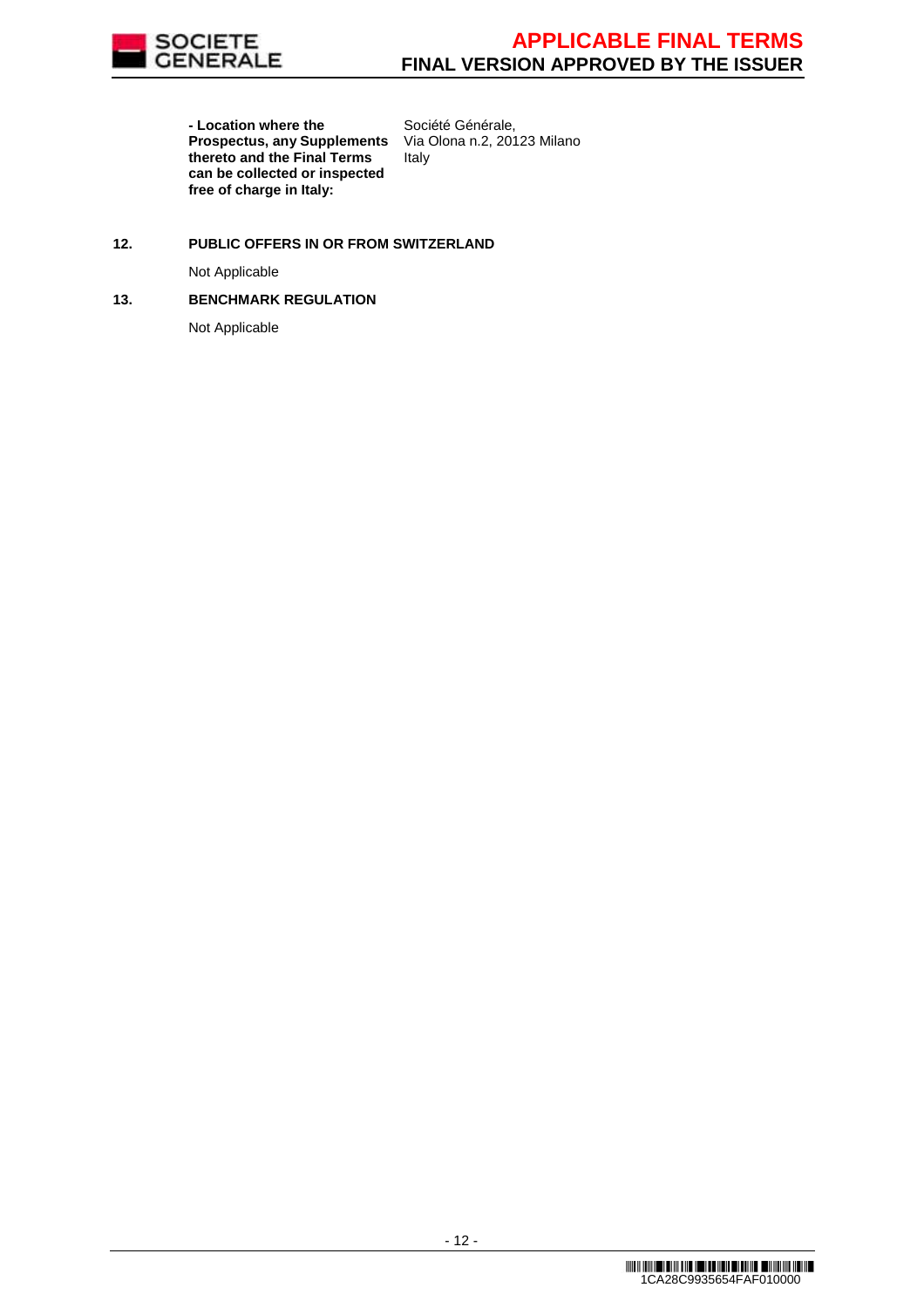| **- Location where the Prospectus, any Supplements thereto and the Final Terms can be collected or inspected free of charge in Italy:** | Société Générale,<br>Via Olona n.2, 20123 Milano<br>Italy |
|---|---|

**12. PUBLIC OFFERS IN OR FROM SWITZERLAND**

Not Applicable

**13. BENCHMARK REGULATION**

Not Applicable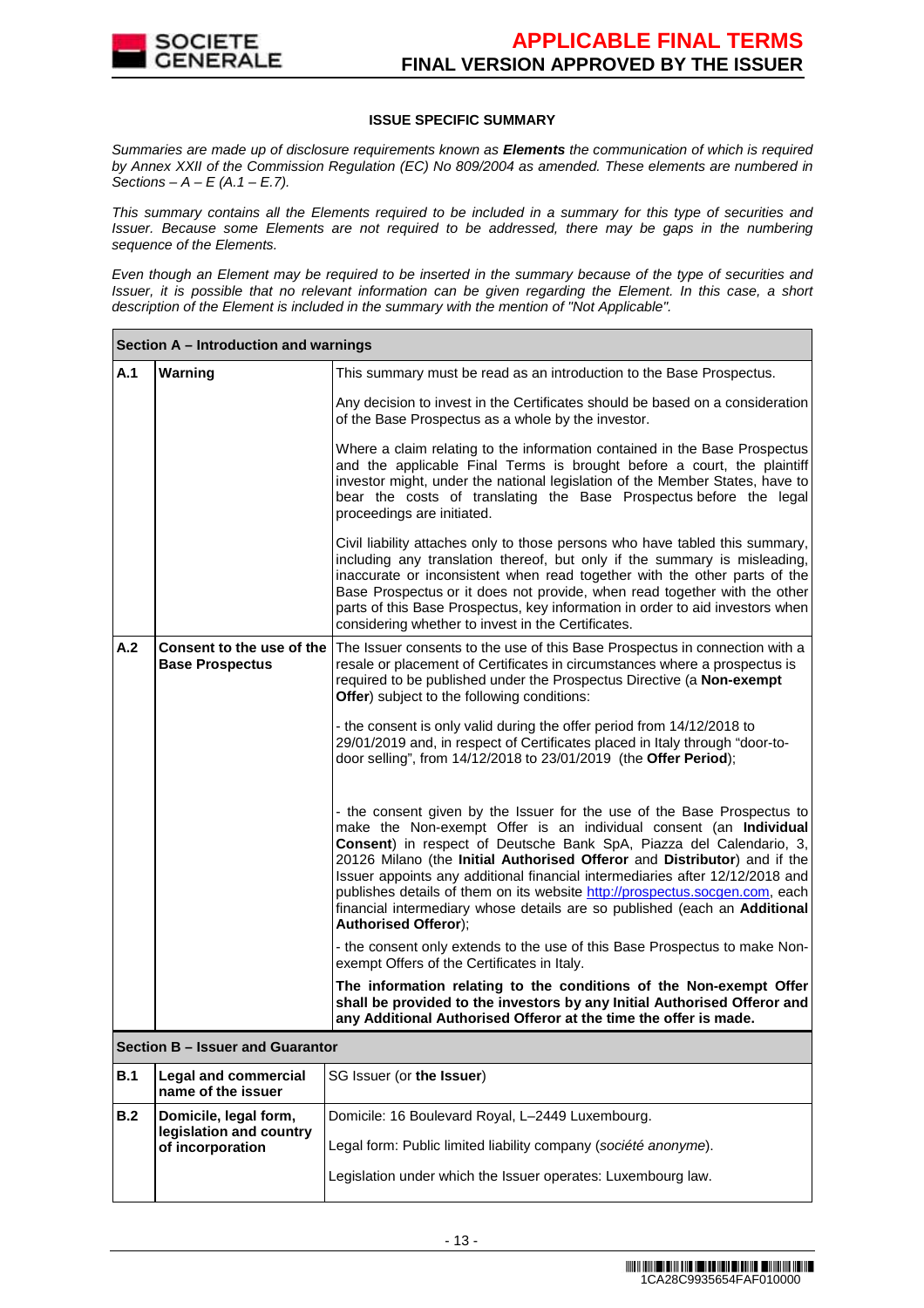**ISSUE SPECIFIC SUMMARY**

*Summaries are made up of disclosure requirements known as **Elements** the communication of which is required by Annex XXII of the Commission Regulation (EC) No 809/2004 as amended. These elements are numbered in Sections – A – E (A.1 – E.7).*

*This summary contains all the Elements required to be included in a summary for this type of securities and Issuer. Because some Elements are not required to be addressed, there may be gaps in the numbering sequence of the Elements.*

*Even though an Element may be required to be inserted in the summary because of the type of securities and Issuer, it is possible that no relevant information can be given regarding the Element. In this case, a short description of the Element is included in the summary with the mention of "Not Applicable".*

| **Section A – Introduction and warnings** | | |
|---|---|---|
| **A.1** | **Warning** | This summary must be read as an introduction to the Base Prospectus.<br><br>Any decision to invest in the Certificates should be based on a consideration of the Base Prospectus as a whole by the investor.<br><br>Where a claim relating to the information contained in the Base Prospectus and the applicable Final Terms is brought before a court, the plaintiff investor might, under the national legislation of the Member States, have to bear the costs of translating the Base Prospectus before the legal proceedings are initiated.<br><br>Civil liability attaches only to those persons who have tabled this summary, including any translation thereof, but only if the summary is misleading, inaccurate or inconsistent when read together with the other parts of the Base Prospectus or it does not provide, when read together with the other parts of this Base Prospectus, key information in order to aid investors when considering whether to invest in the Certificates. |
| **A.2** | **Consent to the use of the Base Prospectus** | The Issuer consents to the use of this Base Prospectus in connection with a resale or placement of Certificates in circumstances where a prospectus is required to be published under the Prospectus Directive (a **Non-exempt Offer**) subject to the following conditions:<br><br>- the consent is only valid during the offer period from 14/12/2018 to 29/01/2019 and, in respect of Certificates placed in Italy through "door-to-door selling", from 14/12/2018 to 23/01/2019 (the **Offer Period**);<br><br>- the consent given by the Issuer for the use of the Base Prospectus to make the Non-exempt Offer is an individual consent (an **Individual Consent**) in respect of Deutsche Bank SpA, Piazza del Calendario, 3, 20126 Milano (the **Initial Authorised Offeror** and **Distributor**) and if the Issuer appoints any additional financial intermediaries after 12/12/2018 and publishes details of them on its website http://prospectus.socgen.com, each financial intermediary whose details are so published (each an **Additional Authorised Offeror**);<br><br>- the consent only extends to the use of this Base Prospectus to make Non-exempt Offers of the Certificates in Italy.<br><br>**The information relating to the conditions of the Non-exempt Offer shall be provided to the investors by any Initial Authorised Offeror and any Additional Authorised Offeror at the time the offer is made.** |
| **Section B – Issuer and Guarantor** | | |
| **B.1** | **Legal and commercial name of the issuer** | SG Issuer (or **the Issuer**) |
| **B.2** | **Domicile, legal form, legislation and country of incorporation** | Domicile: 16 Boulevard Royal, L–2449 Luxembourg.<br><br>Legal form: Public limited liability company (*société anonyme*).<br><br>Legislation under which the Issuer operates: Luxembourg law. |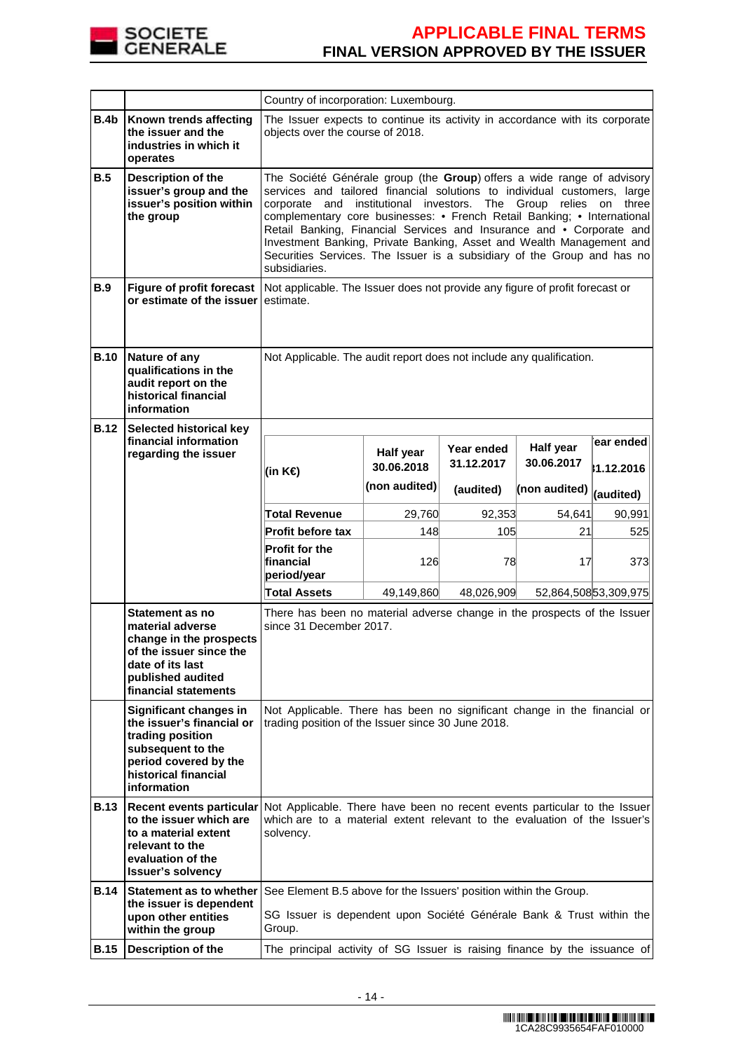| | | |
|---|---|---|
| | | Country of incorporation: Luxembourg. |
| **B.4b** | **Known trends affecting the issuer and the industries in which it operates** | The Issuer expects to continue its activity in accordance with its corporate objects over the course of 2018. |
| **B.5** | **Description of the issuer's group and the issuer's position within the group** | The Société Générale group (the **Group**) offers a wide range of advisory services and tailored financial solutions to individual customers, large corporate and institutional investors. The Group relies on three complementary core businesses: • French Retail Banking; • International Retail Banking, Financial Services and Insurance and • Corporate and Investment Banking, Private Banking, Asset and Wealth Management and Securities Services. The Issuer is a subsidiary of the Group and has no subsidiaries. |
| **B.9** | **Figure of profit forecast or estimate of the issuer** | Not applicable. The Issuer does not provide any figure of profit forecast or estimate. |
| **B.10** | **Nature of any qualifications in the audit report on the historical financial information** | Not Applicable. The audit report does not include any qualification. |
| **B.12** | **Selected historical key financial information regarding the issuer** | (see table below) |
| | **Statement as no material adverse change in the prospects of the issuer since the date of its last published audited financial statements** | There has been no material adverse change in the prospects of the Issuer since 31 December 2017. |
| | **Significant changes in the issuer's financial or trading position subsequent to the period covered by the historical financial information** | Not Applicable. There has been no significant change in the financial or trading position of the Issuer since 30 June 2018. |
| **B.13** | **Recent events particular to the issuer which are to a material extent relevant to the evaluation of the Issuer's solvency** | Not Applicable. There have been no recent events particular to the Issuer which are to a material extent relevant to the evaluation of the Issuer's solvency. |
| **B.14** | **Statement as to whether the issuer is dependent upon other entities within the group** | See Element B.5 above for the Issuers' position within the Group. SG Issuer is dependent upon Société Générale Bank & Trust within the Group. |
| **B.15** | **Description of the** | The principal activity of SG Issuer is raising finance by the issuance of |

B.12 – Selected historical key financial information regarding the issuer:

| (in K€) | Half year 30.06.2018 (non audited) | Year ended 31.12.2017 (audited) | Half year 30.06.2017 (non audited) | Year ended 31.12.2016 (audited) |
|---|---|---|---|---|
| **Total Revenue** | 29,760 | 92,353 | 54,641 | 90,991 |
| **Profit before tax** | 148 | 105 | 21 | 525 |
| **Profit for the financial period/year** | 126 | 78 | 17 | 373 |
| **Total Assets** | 49,149,860 | 48,026,909 | 52,864,508 | 53,309,975 |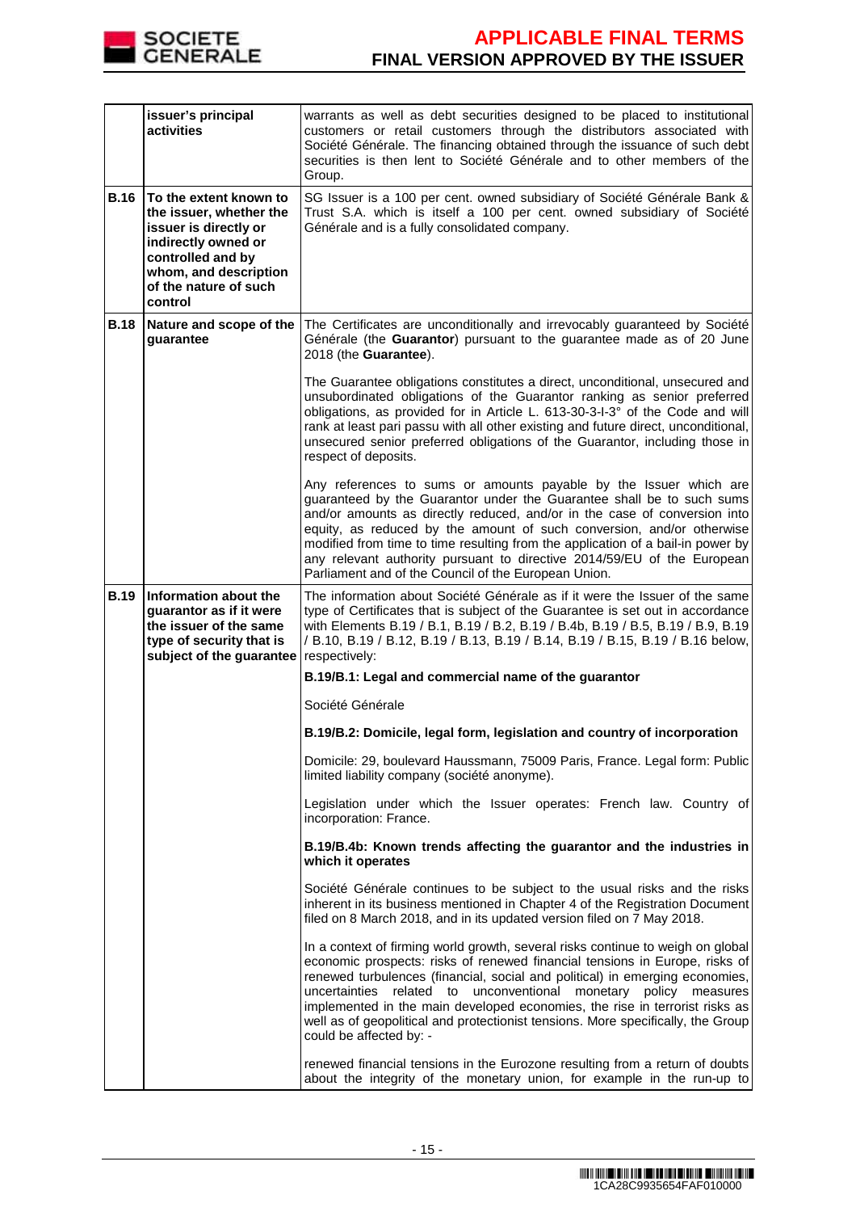| | | |
|---|---|---|
| | **issuer's principal activities** | warrants as well as debt securities designed to be placed to institutional customers or retail customers through the distributors associated with Société Générale. The financing obtained through the issuance of such debt securities is then lent to Société Générale and to other members of the Group. |
| **B.16** | **To the extent known to the issuer, whether the issuer is directly or indirectly owned or controlled and by whom, and description of the nature of such control** | SG Issuer is a 100 per cent. owned subsidiary of Société Générale Bank & Trust S.A. which is itself a 100 per cent. owned subsidiary of Société Générale and is a fully consolidated company. |
| **B.18** | **Nature and scope of the guarantee** | The Certificates are unconditionally and irrevocably guaranteed by Société Générale (the **Guarantor**) pursuant to the guarantee made as of 20 June 2018 (the **Guarantee**).<br><br>The Guarantee obligations constitutes a direct, unconditional, unsecured and unsubordinated obligations of the Guarantor ranking as senior preferred obligations, as provided for in Article L. 613-30-3-I-3° of the Code and will rank at least pari passu with all other existing and future direct, unconditional, unsecured senior preferred obligations of the Guarantor, including those in respect of deposits.<br><br>Any references to sums or amounts payable by the Issuer which are guaranteed by the Guarantor under the Guarantee shall be to such sums and/or amounts as directly reduced, and/or in the case of conversion into equity, as reduced by the amount of such conversion, and/or otherwise modified from time to time resulting from the application of a bail-in power by any relevant authority pursuant to directive 2014/59/EU of the European Parliament and of the Council of the European Union. |
| **B.19** | **Information about the guarantor as if it were the issuer of the same type of security that is subject of the guarantee** | The information about Société Générale as if it were the Issuer of the same type of Certificates that is subject of the Guarantee is set out in accordance with Elements B.19 / B.1, B.19 / B.2, B.19 / B.4b, B.19 / B.5, B.19 / B.9, B.19 / B.10, B.19 / B.12, B.19 / B.13, B.19 / B.14, B.19 / B.15, B.19 / B.16 below, respectively:<br><br>**B.19/B.1: Legal and commercial name of the guarantor**<br><br>Société Générale<br><br>**B.19/B.2: Domicile, legal form, legislation and country of incorporation**<br><br>Domicile: 29, boulevard Haussmann, 75009 Paris, France. Legal form: Public limited liability company (société anonyme).<br><br>Legislation under which the Issuer operates: French law. Country of incorporation: France.<br><br>**B.19/B.4b: Known trends affecting the guarantor and the industries in which it operates**<br><br>Société Générale continues to be subject to the usual risks and the risks inherent in its business mentioned in Chapter 4 of the Registration Document filed on 8 March 2018, and in its updated version filed on 7 May 2018.<br><br>In a context of firming world growth, several risks continue to weigh on global economic prospects: risks of renewed financial tensions in Europe, risks of renewed turbulences (financial, social and political) in emerging economies, uncertainties related to unconventional monetary policy measures implemented in the main developed economies, the rise in terrorist risks as well as of geopolitical and protectionist tensions. More specifically, the Group could be affected by: -<br><br>renewed financial tensions in the Eurozone resulting from a return of doubts about the integrity of the monetary union, for example in the run-up to |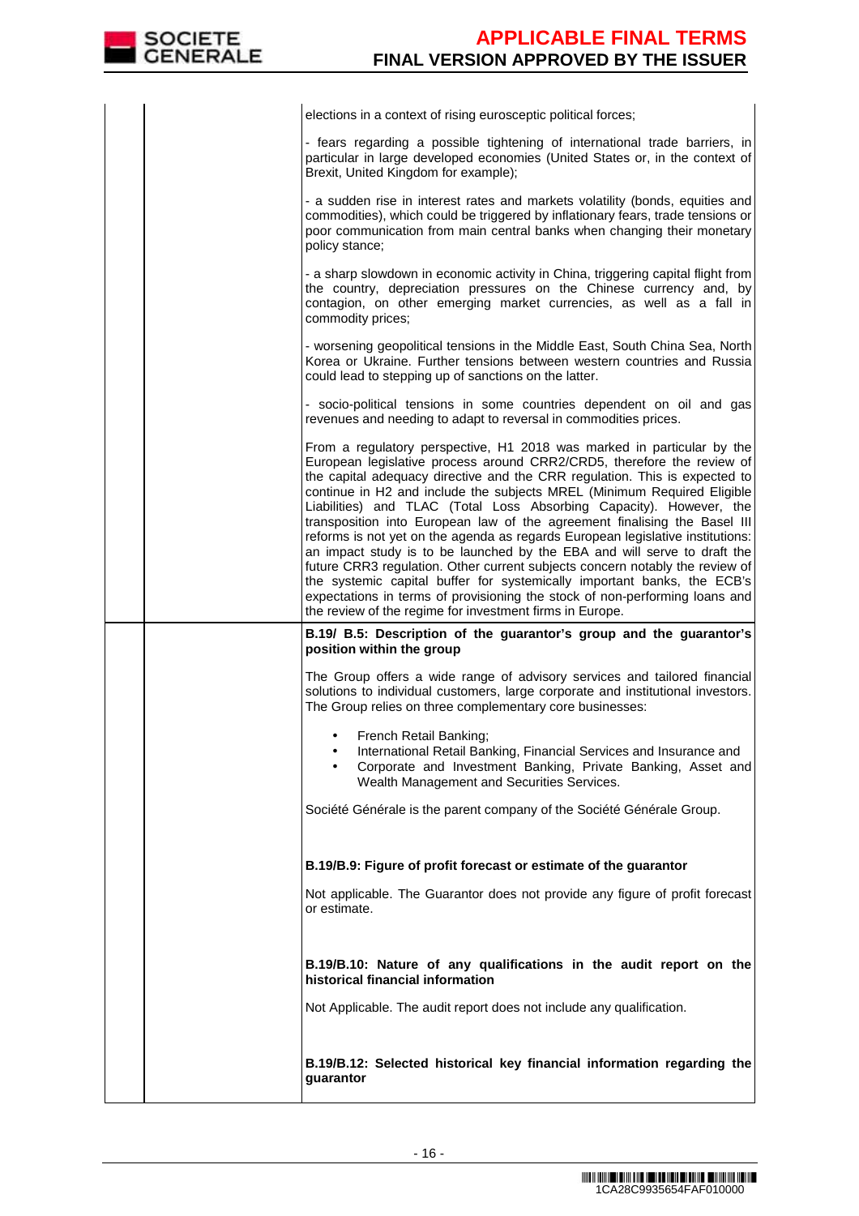elections in a context of rising eurosceptic political forces;

- fears regarding a possible tightening of international trade barriers, in particular in large developed economies (United States or, in the context of Brexit, United Kingdom for example);

- a sudden rise in interest rates and markets volatility (bonds, equities and commodities), which could be triggered by inflationary fears, trade tensions or poor communication from main central banks when changing their monetary policy stance;

- a sharp slowdown in economic activity in China, triggering capital flight from the country, depreciation pressures on the Chinese currency and, by contagion, on other emerging market currencies, as well as a fall in commodity prices;

- worsening geopolitical tensions in the Middle East, South China Sea, North Korea or Ukraine. Further tensions between western countries and Russia could lead to stepping up of sanctions on the latter.

- socio-political tensions in some countries dependent on oil and gas revenues and needing to adapt to reversal in commodities prices.

From a regulatory perspective, H1 2018 was marked in particular by the European legislative process around CRR2/CRD5, therefore the review of the capital adequacy directive and the CRR regulation. This is expected to continue in H2 and include the subjects MREL (Minimum Required Eligible Liabilities) and TLAC (Total Loss Absorbing Capacity). However, the transposition into European law of the agreement finalising the Basel III reforms is not yet on the agenda as regards European legislative institutions: an impact study is to be launched by the EBA and will serve to draft the future CRR3 regulation. Other current subjects concern notably the review of the systemic capital buffer for systemically important banks, the ECB's expectations in terms of provisioning the stock of non-performing loans and the review of the regime for investment firms in Europe.

**B.19/ B.5: Description of the guarantor's group and the guarantor's position within the group**

The Group offers a wide range of advisory services and tailored financial solutions to individual customers, large corporate and institutional investors. The Group relies on three complementary core businesses:

- French Retail Banking;
- International Retail Banking, Financial Services and Insurance and
- Corporate and Investment Banking, Private Banking, Asset and Wealth Management and Securities Services.

Société Générale is the parent company of the Société Générale Group.

**B.19/B.9: Figure of profit forecast or estimate of the guarantor**

Not applicable. The Guarantor does not provide any figure of profit forecast or estimate.

**B.19/B.10: Nature of any qualifications in the audit report on the historical financial information**

Not Applicable. The audit report does not include any qualification.

**B.19/B.12: Selected historical key financial information regarding the guarantor**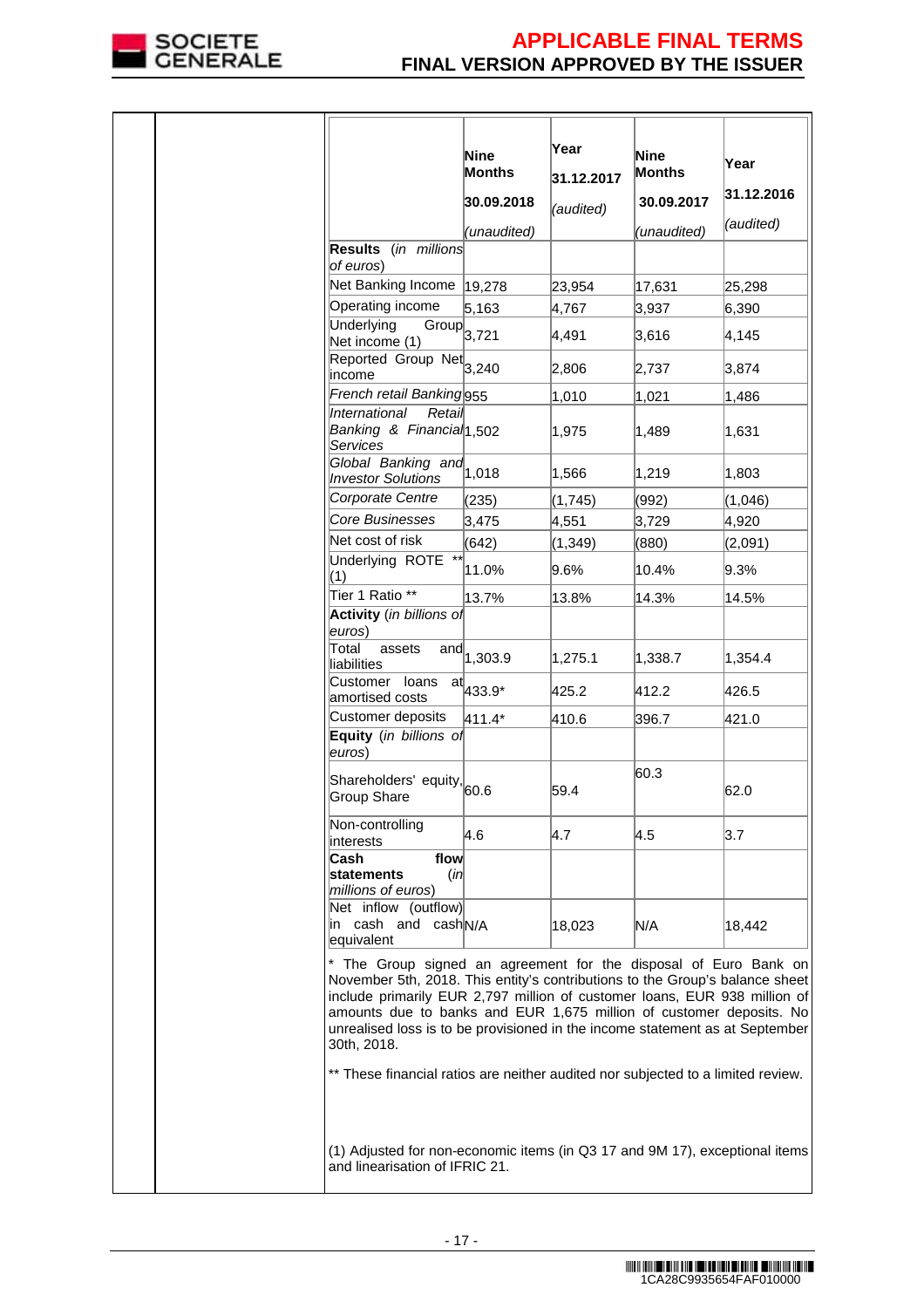| | Nine Months 30.09.2018 *(unaudited)* | Year 31.12.2017 *(audited)* | Nine Months 30.09.2017 *(unaudited)* | Year 31.12.2016 *(audited)* |
|---|---|---|---|---|
| **Results** *(in millions of euros)* | | | | |
| Net Banking Income | 19,278 | 23,954 | 17,631 | 25,298 |
| Operating income | 5,163 | 4,767 | 3,937 | 6,390 |
| Underlying Group Net income (1) | 3,721 | 4,491 | 3,616 | 4,145 |
| Reported Group Net income | 3,240 | 2,806 | 2,737 | 3,874 |
| *French retail Banking* | 955 | 1,010 | 1,021 | 1,486 |
| *International Retail Banking & Financial Services* | 1,502 | 1,975 | 1,489 | 1,631 |
| *Global Banking and Investor Solutions* | 1,018 | 1,566 | 1,219 | 1,803 |
| *Corporate Centre* | (235) | (1,745) | (992) | (1,046) |
| *Core Businesses* | 3,475 | 4,551 | 3,729 | 4,920 |
| Net cost of risk | (642) | (1,349) | (880) | (2,091) |
| Underlying ROTE ** (1) | 11.0% | 9.6% | 10.4% | 9.3% |
| Tier 1 Ratio ** | 13.7% | 13.8% | 14.3% | 14.5% |
| **Activity** *(in billions of euros)* | | | | |
| Total assets and liabilities | 1,303.9 | 1,275.1 | 1,338.7 | 1,354.4 |
| Customer loans at amortised costs | 433.9* | 425.2 | 412.2 | 426.5 |
| Customer deposits | 411.4* | 410.6 | 396.7 | 421.0 |
| **Equity** *(in billions of euros)* | | | | |
| Shareholders' equity, Group Share | 60.6 | 59.4 | 60.3 | 62.0 |
| Non-controlling interests | 4.6 | 4.7 | 4.5 | 3.7 |
| **Cash flow statements** *(in millions of euros)* | | | | |
| Net inflow (outflow) in cash and cash equivalent | N/A | 18,023 | N/A | 18,442 |

* The Group signed an agreement for the disposal of Euro Bank on November 5th, 2018. This entity's contributions to the Group's balance sheet include primarily EUR 2,797 million of customer loans, EUR 938 million of amounts due to banks and EUR 1,675 million of customer deposits. No unrealised loss is to be provisioned in the income statement as at September 30th, 2018.

** These financial ratios are neither audited nor subjected to a limited review.

(1) Adjusted for non-economic items (in Q3 17 and 9M 17), exceptional items and linearisation of IFRIC 21.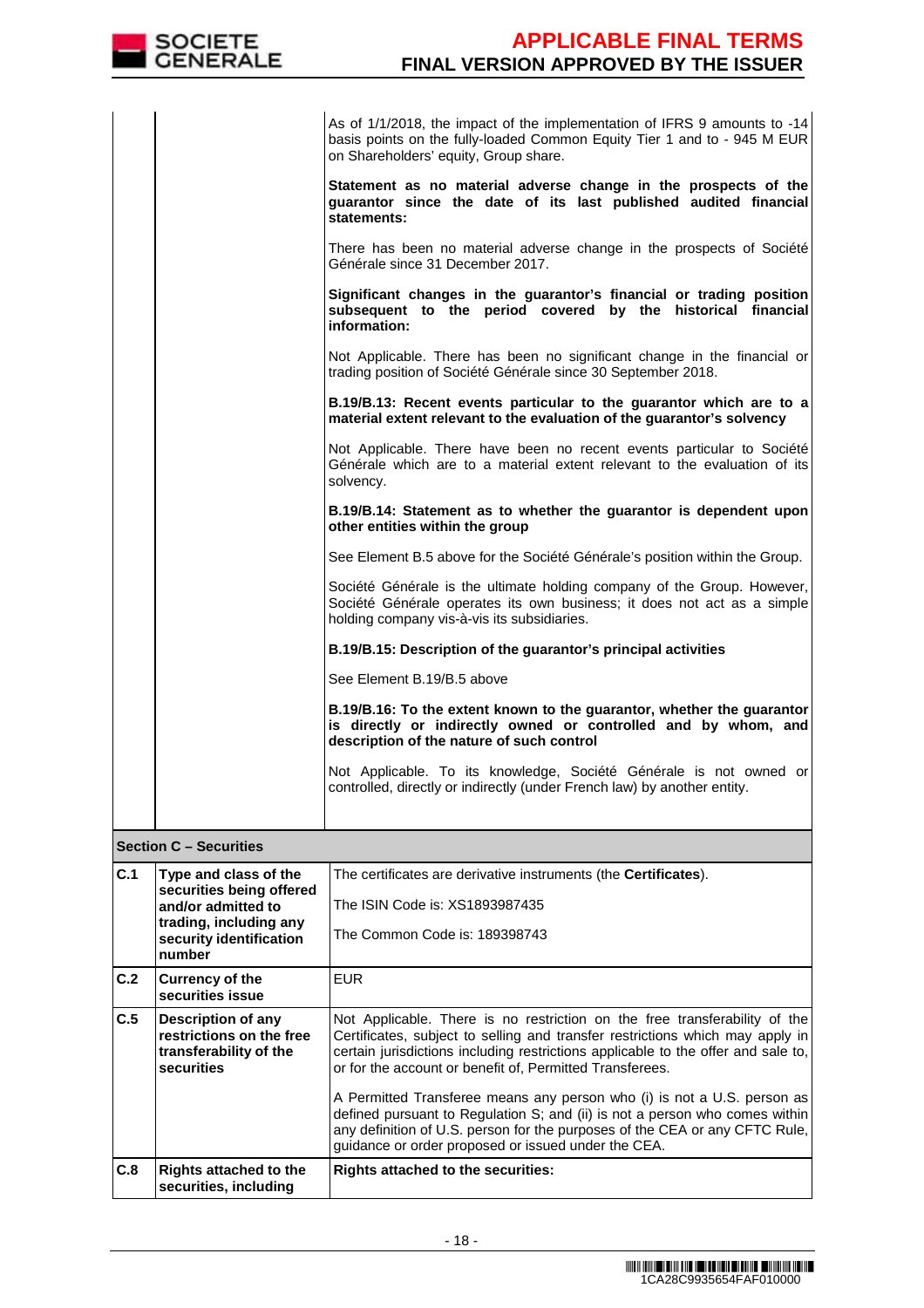| | | |
|---|---|---|
| | | As of 1/1/2018, the impact of the implementation of IFRS 9 amounts to -14 basis points on the fully-loaded Common Equity Tier 1 and to - 945 M EUR on Shareholders' equity, Group share.<br><br>**Statement as no material adverse change in the prospects of the guarantor since the date of its last published audited financial statements:**<br><br>There has been no material adverse change in the prospects of Société Générale since 31 December 2017.<br><br>**Significant changes in the guarantor's financial or trading position subsequent to the period covered by the historical financial information:**<br><br>Not Applicable. There has been no significant change in the financial or trading position of Société Générale since 30 September 2018.<br><br>**B.19/B.13: Recent events particular to the guarantor which are to a material extent relevant to the evaluation of the guarantor's solvency**<br><br>Not Applicable. There have been no recent events particular to Société Générale which are to a material extent relevant to the evaluation of its solvency.<br><br>**B.19/B.14: Statement as to whether the guarantor is dependent upon other entities within the group**<br><br>See Element B.5 above for the Société Générale's position within the Group.<br><br>Société Générale is the ultimate holding company of the Group. However, Société Générale operates its own business; it does not act as a simple holding company vis-à-vis its subsidiaries.<br><br>**B.19/B.15: Description of the guarantor's principal activities**<br><br>See Element B.19/B.5 above<br><br>**B.19/B.16: To the extent known to the guarantor, whether the guarantor is directly or indirectly owned or controlled and by whom, and description of the nature of such control**<br><br>Not Applicable. To its knowledge, Société Générale is not owned or controlled, directly or indirectly (under French law) by another entity. |
| **Section C – Securities** | | |
| **C.1** | **Type and class of the securities being offered and/or admitted to trading, including any security identification number** | The certificates are derivative instruments (the **Certificates**).<br><br>The ISIN Code is: XS1893987435<br><br>The Common Code is: 189398743 |
| **C.2** | **Currency of the securities issue** | EUR |
| **C.5** | **Description of any restrictions on the free transferability of the securities** | Not Applicable. There is no restriction on the free transferability of the Certificates, subject to selling and transfer restrictions which may apply in certain jurisdictions including restrictions applicable to the offer and sale to, or for the account or benefit of, Permitted Transferees.<br><br>A Permitted Transferee means any person who (i) is not a U.S. person as defined pursuant to Regulation S; and (ii) is not a person who comes within any definition of U.S. person for the purposes of the CEA or any CFTC Rule, guidance or order proposed or issued under the CEA. |
| **C.8** | **Rights attached to the securities, including** | **Rights attached to the securities:** |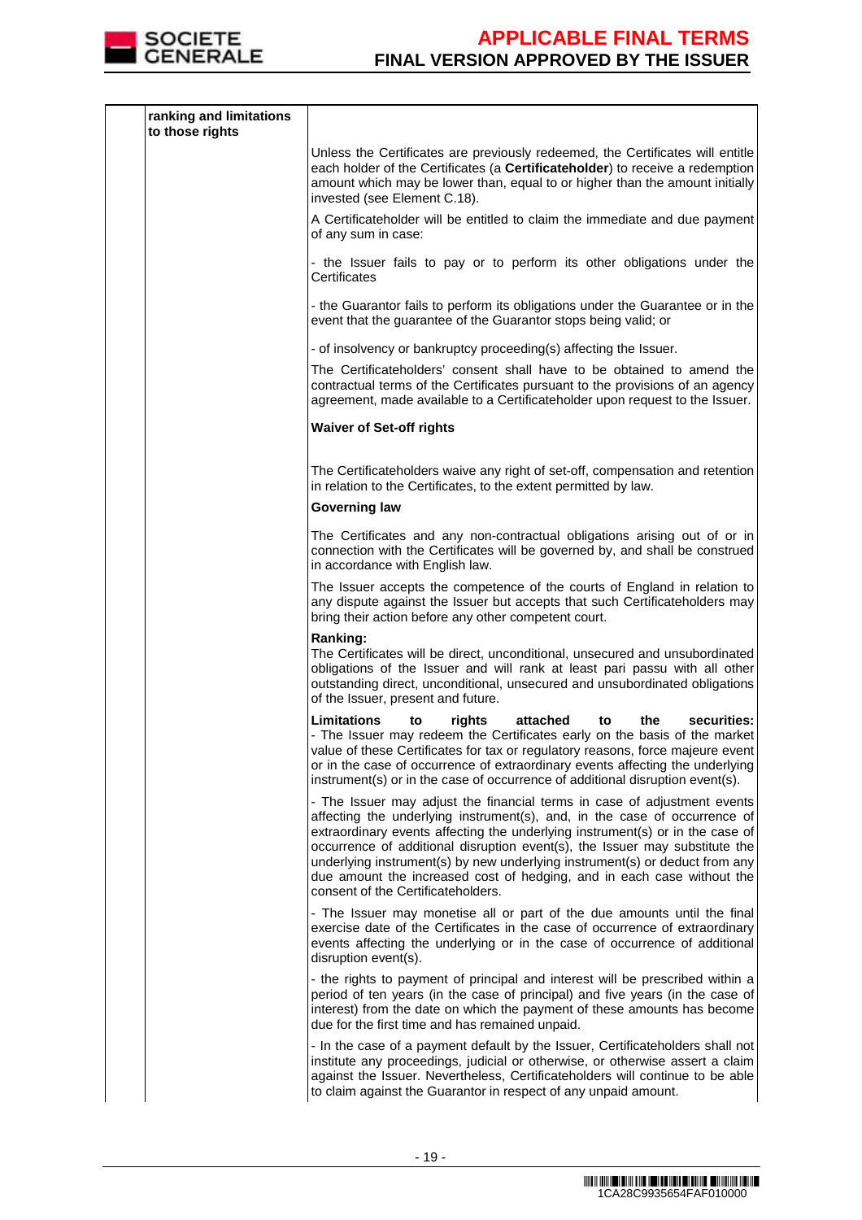| | ranking and limitations to those rights | Unless the Certificates are previously redeemed, the Certificates will entitle each holder of the Certificates (a **Certificateholder**) to receive a redemption amount which may be lower than, equal to or higher than the amount initially invested (see Element C.18).<br><br>A Certificateholder will be entitled to claim the immediate and due payment of any sum in case:<br><br>- the Issuer fails to pay or to perform its other obligations under the Certificates<br><br>- the Guarantor fails to perform its obligations under the Guarantee or in the event that the guarantee of the Guarantor stops being valid; or<br><br>- of insolvency or bankruptcy proceeding(s) affecting the Issuer.<br><br>The Certificateholders' consent shall have to be obtained to amend the contractual terms of the Certificates pursuant to the provisions of an agency agreement, made available to a Certificateholder upon request to the Issuer.<br><br>**Waiver of Set-off rights**<br><br>The Certificateholders waive any right of set-off, compensation and retention in relation to the Certificates, to the extent permitted by law.<br><br>**Governing law**<br><br>The Certificates and any non-contractual obligations arising out of or in connection with the Certificates will be governed by, and shall be construed in accordance with English law.<br><br>The Issuer accepts the competence of the courts of England in relation to any dispute against the Issuer but accepts that such Certificateholders may bring their action before any other competent court.<br><br>**Ranking:**<br>The Certificates will be direct, unconditional, unsecured and unsubordinated obligations of the Issuer and will rank at least pari passu with all other outstanding direct, unconditional, unsecured and unsubordinated obligations of the Issuer, present and future.<br><br>**Limitations to rights attached to the securities:**<br>- The Issuer may redeem the Certificates early on the basis of the market value of these Certificates for tax or regulatory reasons, force majeure event or in the case of occurrence of extraordinary events affecting the underlying instrument(s) or in the case of occurrence of additional disruption event(s).<br><br>- The Issuer may adjust the financial terms in case of adjustment events affecting the underlying instrument(s), and, in the case of occurrence of extraordinary events affecting the underlying instrument(s) or in the case of occurrence of additional disruption event(s), the Issuer may substitute the underlying instrument(s) by new underlying instrument(s) or deduct from any due amount the increased cost of hedging, and in each case without the consent of the Certificateholders.<br><br>- The Issuer may monetise all or part of the due amounts until the final exercise date of the Certificates in the case of occurrence of extraordinary events affecting the underlying or in the case of occurrence of additional disruption event(s).<br><br>- the rights to payment of principal and interest will be prescribed within a period of ten years (in the case of principal) and five years (in the case of interest) from the date on which the payment of these amounts has become due for the first time and has remained unpaid.<br><br>- In the case of a payment default by the Issuer, Certificateholders shall not institute any proceedings, judicial or otherwise, or otherwise assert a claim against the Issuer. Nevertheless, Certificateholders will continue to be able to claim against the Guarantor in respect of any unpaid amount. |
|---|---|---|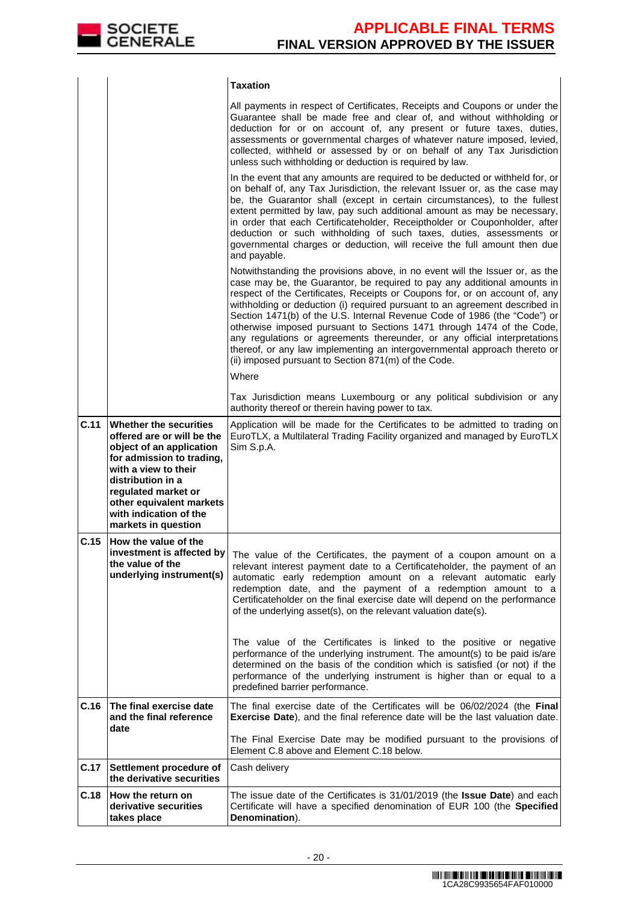| | | |
|---|---|---|
| | | **Taxation**<br><br>All payments in respect of Certificates, Receipts and Coupons or under the Guarantee shall be made free and clear of, and without withholding or deduction for or on account of, any present or future taxes, duties, assessments or governmental charges of whatever nature imposed, levied, collected, withheld or assessed by or on behalf of any Tax Jurisdiction unless such withholding or deduction is required by law.<br><br>In the event that any amounts are required to be deducted or withheld for, or on behalf of, any Tax Jurisdiction, the relevant Issuer or, as the case may be, the Guarantor shall (except in certain circumstances), to the fullest extent permitted by law, pay such additional amount as may be necessary, in order that each Certificateholder, Receiptholder or Couponholder, after deduction or such withholding of such taxes, duties, assessments or governmental charges or deduction, will receive the full amount then due and payable.<br><br>Notwithstanding the provisions above, in no event will the Issuer or, as the case may be, the Guarantor, be required to pay any additional amounts in respect of the Certificates, Receipts or Coupons for, or on account of, any withholding or deduction (i) required pursuant to an agreement described in Section 1471(b) of the U.S. Internal Revenue Code of 1986 (the "Code") or otherwise imposed pursuant to Sections 1471 through 1474 of the Code, any regulations or agreements thereunder, or any official interpretations thereof, or any law implementing an intergovernmental approach thereto or (ii) imposed pursuant to Section 871(m) of the Code.<br><br>Where<br><br>Tax Jurisdiction means Luxembourg or any political subdivision or any authority thereof or therein having power to tax. |
| **C.11** | **Whether the securities offered are or will be the object of an application for admission to trading, with a view to their distribution in a regulated market or other equivalent markets with indication of the markets in question** | Application will be made for the Certificates to be admitted to trading on EuroTLX, a Multilateral Trading Facility organized and managed by EuroTLX Sim S.p.A. |
| **C.15** | **How the value of the investment is affected by the value of the underlying instrument(s)** | The value of the Certificates, the payment of a coupon amount on a relevant interest payment date to a Certificateholder, the payment of an automatic early redemption amount on a relevant automatic early redemption date, and the payment of a redemption amount to a Certificateholder on the final exercise date will depend on the performance of the underlying asset(s), on the relevant valuation date(s).<br><br>The value of the Certificates is linked to the positive or negative performance of the underlying instrument. The amount(s) to be paid is/are determined on the basis of the condition which is satisfied (or not) if the performance of the underlying instrument is higher than or equal to a predefined barrier performance. |
| **C.16** | **The final exercise date and the final reference date** | The final exercise date of the Certificates will be 06/02/2024 (the **Final Exercise Date**), and the final reference date will be the last valuation date.<br><br>The Final Exercise Date may be modified pursuant to the provisions of Element C.8 above and Element C.18 below. |
| **C.17** | **Settlement procedure of the derivative securities** | Cash delivery |
| **C.18** | **How the return on derivative securities takes place** | The issue date of the Certificates is 31/01/2019 (the **Issue Date**) and each Certificate will have a specified denomination of EUR 100 (the **Specified Denomination**). |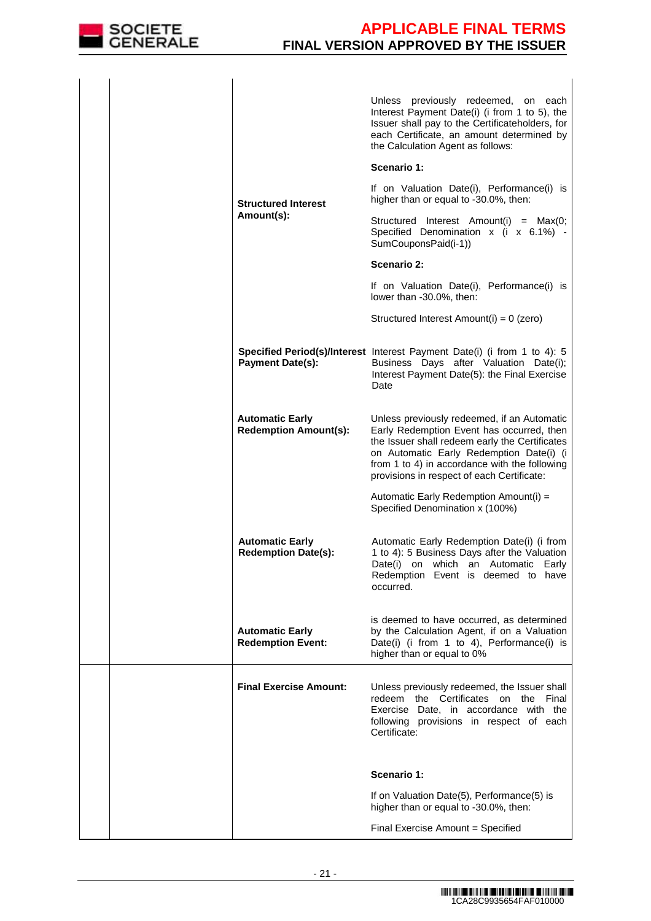| | | | |
|---|---|---|---|
| | | **Structured Interest Amount(s):** | Unless previously redeemed, on each Interest Payment Date(i) (i from 1 to 5), the Issuer shall pay to the Certificateholders, for each Certificate, an amount determined by the Calculation Agent as follows:<br><br>**Scenario 1:**<br><br>If on Valuation Date(i), Performance(i) is higher than or equal to -30.0%, then:<br><br>Structured Interest Amount(i) = Max(0; Specified Denomination x (i x 6.1%) - SumCouponsPaid(i-1))<br><br>**Scenario 2:**<br><br>If on Valuation Date(i), Performance(i) is lower than -30.0%, then:<br><br>Structured Interest Amount(i) = 0 (zero) |
| | | **Specified Period(s)/Interest Payment Date(s):** | Interest Payment Date(i) (i from 1 to 4): 5 Business Days after Valuation Date(i); Interest Payment Date(5): the Final Exercise Date |
| | | **Automatic Early Redemption Amount(s):** | Unless previously redeemed, if an Automatic Early Redemption Event has occurred, then the Issuer shall redeem early the Certificates on Automatic Early Redemption Date(i) (i from 1 to 4) in accordance with the following provisions in respect of each Certificate:<br><br>Automatic Early Redemption Amount(i) = Specified Denomination x (100%) |
| | | **Automatic Early Redemption Date(s):** | Automatic Early Redemption Date(i) (i from 1 to 4): 5 Business Days after the Valuation Date(i) on which an Automatic Early Redemption Event is deemed to have occurred. |
| | | **Automatic Early Redemption Event:** | is deemed to have occurred, as determined by the Calculation Agent, if on a Valuation Date(i) (i from 1 to 4), Performance(i) is higher than or equal to 0% |
| | | **Final Exercise Amount:** | Unless previously redeemed, the Issuer shall redeem the Certificates on the Final Exercise Date, in accordance with the following provisions in respect of each Certificate:<br><br>**Scenario 1:**<br><br>If on Valuation Date(5), Performance(5) is higher than or equal to -30.0%, then:<br><br>Final Exercise Amount = Specified |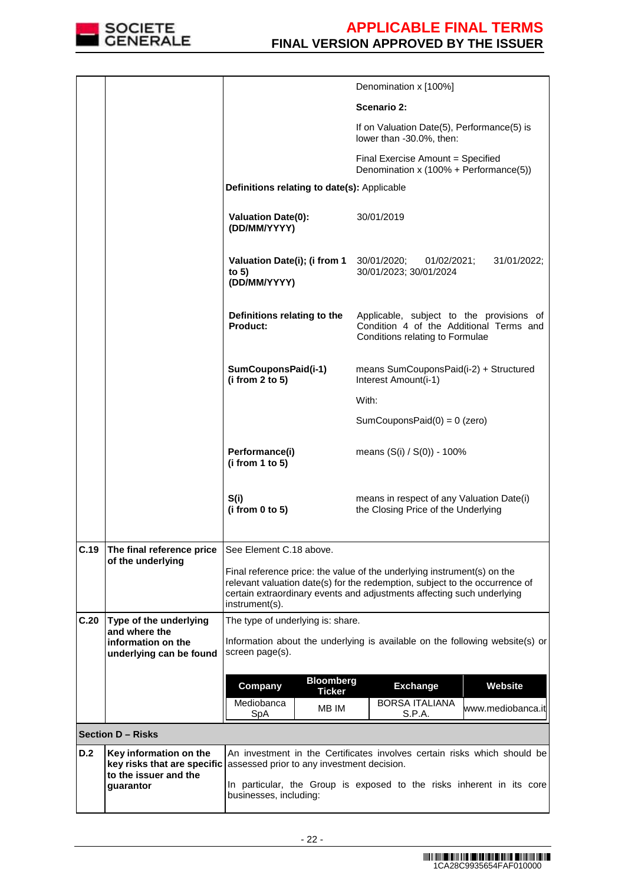| | | | |
|---|---|---|---|
| | | | Denomination x [100%] |
| | | | **Scenario 2:** |
| | | | If on Valuation Date(5), Performance(5) is lower than -30.0%, then: |
| | | | Final Exercise Amount = Specified Denomination x (100% + Performance(5)) |
| | | **Definitions relating to date(s):** Applicable | |
| | | **Valuation Date(0): (DD/MM/YYYY)** | 30/01/2019 |
| | | **Valuation Date(i); (i from 1 to 5) (DD/MM/YYYY)** | 30/01/2020; 01/02/2021; 31/01/2022; 30/01/2023; 30/01/2024 |
| | | **Definitions relating to the Product:** | Applicable, subject to the provisions of Condition 4 of the Additional Terms and Conditions relating to Formulae |
| | | **SumCouponsPaid(i-1) (i from 2 to 5)** | means SumCouponsPaid(i-2) + Structured Interest Amount(i-1)<br><br>With:<br><br>SumCouponsPaid(0) = 0 (zero) |
| | | **Performance(i) (i from 1 to 5)** | means (S(i) / S(0)) - 100% |
| | | **S(i) (i from 0 to 5)** | means in respect of any Valuation Date(i) the Closing Price of the Underlying |
| **C.19** | **The final reference price of the underlying** | See Element C.18 above.<br><br>Final reference price: the value of the underlying instrument(s) on the relevant valuation date(s) for the redemption, subject to the occurrence of certain extraordinary events and adjustments affecting such underlying instrument(s). | |
| **C.20** | **Type of the underlying and where the information on the underlying can be found** | The type of underlying is: share.<br><br>Information about the underlying is available on the following website(s) or screen page(s). | |

| Company | Bloomberg Ticker | Exchange | Website |
|---|---|---|---|
| Mediobanca SpA | MB IM | BORSA ITALIANA S.P.A. | www.mediobanca.it |

**Section D – Risks**

| | | |
|---|---|---|
| **D.2** | **Key information on the key risks that are specific to the issuer and the guarantor** | An investment in the Certificates involves certain risks which should be assessed prior to any investment decision.<br><br>In particular, the Group is exposed to the risks inherent in its core businesses, including: |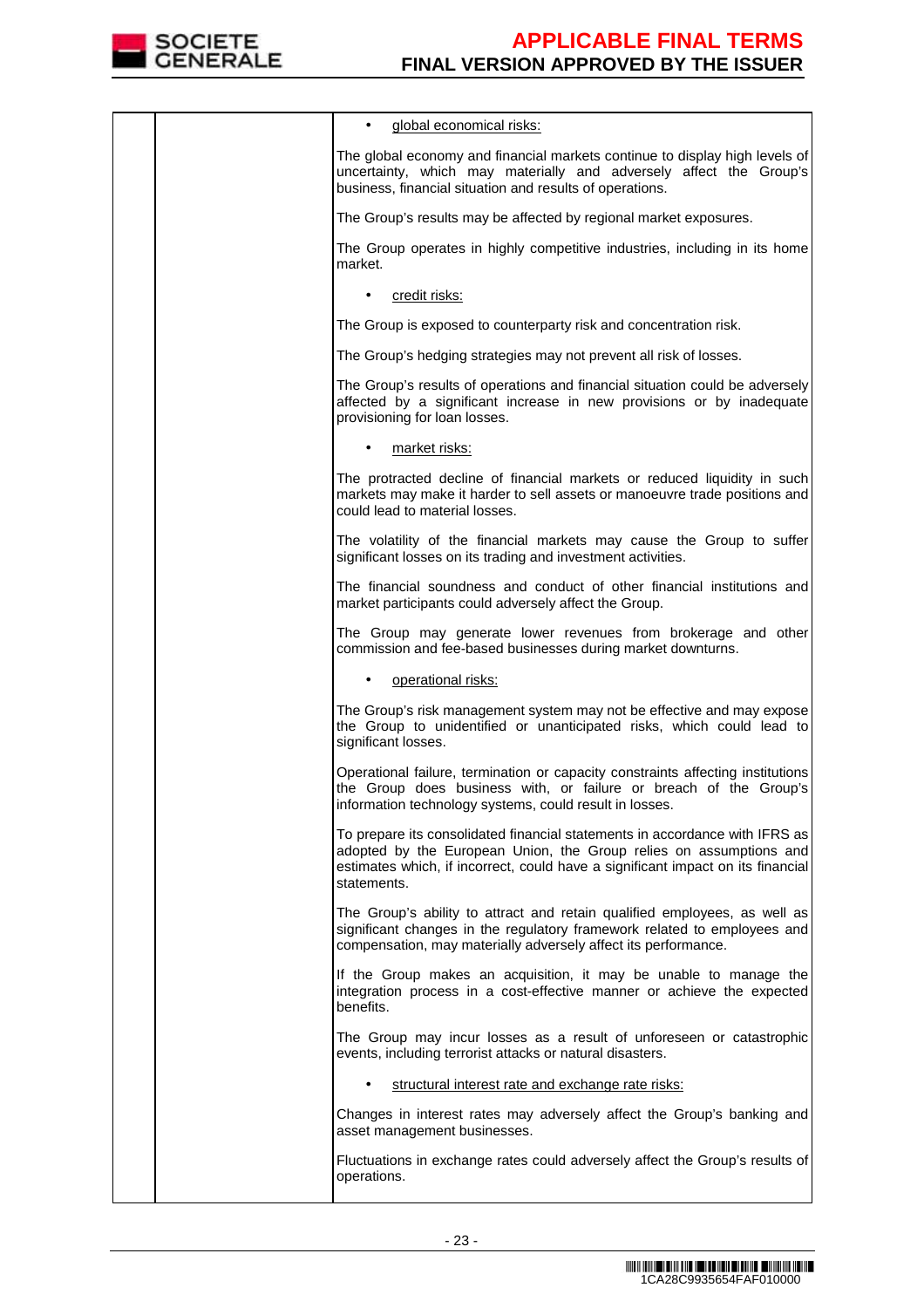| | | • <u>global economical risks:</u><br><br>The global economy and financial markets continue to display high levels of uncertainty, which may materially and adversely affect the Group's business, financial situation and results of operations.<br><br>The Group's results may be affected by regional market exposures.<br><br>The Group operates in highly competitive industries, including in its home market.<br><br>• <u>credit risks:</u><br><br>The Group is exposed to counterparty risk and concentration risk.<br><br>The Group's hedging strategies may not prevent all risk of losses.<br><br>The Group's results of operations and financial situation could be adversely affected by a significant increase in new provisions or by inadequate provisioning for loan losses.<br><br>• <u>market risks:</u><br><br>The protracted decline of financial markets or reduced liquidity in such markets may make it harder to sell assets or manoeuvre trade positions and could lead to material losses.<br><br>The volatility of the financial markets may cause the Group to suffer significant losses on its trading and investment activities.<br><br>The financial soundness and conduct of other financial institutions and market participants could adversely affect the Group.<br><br>The Group may generate lower revenues from brokerage and other commission and fee-based businesses during market downturns.<br><br>• <u>operational risks:</u><br><br>The Group's risk management system may not be effective and may expose the Group to unidentified or unanticipated risks, which could lead to significant losses.<br><br>Operational failure, termination or capacity constraints affecting institutions the Group does business with, or failure or breach of the Group's information technology systems, could result in losses.<br><br>To prepare its consolidated financial statements in accordance with IFRS as adopted by the European Union, the Group relies on assumptions and estimates which, if incorrect, could have a significant impact on its financial statements.<br><br>The Group's ability to attract and retain qualified employees, as well as significant changes in the regulatory framework related to employees and compensation, may materially adversely affect its performance.<br><br>If the Group makes an acquisition, it may be unable to manage the integration process in a cost-effective manner or achieve the expected benefits.<br><br>The Group may incur losses as a result of unforeseen or catastrophic events, including terrorist attacks or natural disasters.<br><br>• <u>structural interest rate and exchange rate risks:</u><br><br>Changes in interest rates may adversely affect the Group's banking and asset management businesses.<br><br>Fluctuations in exchange rates could adversely affect the Group's results of operations. |
|---|---|---|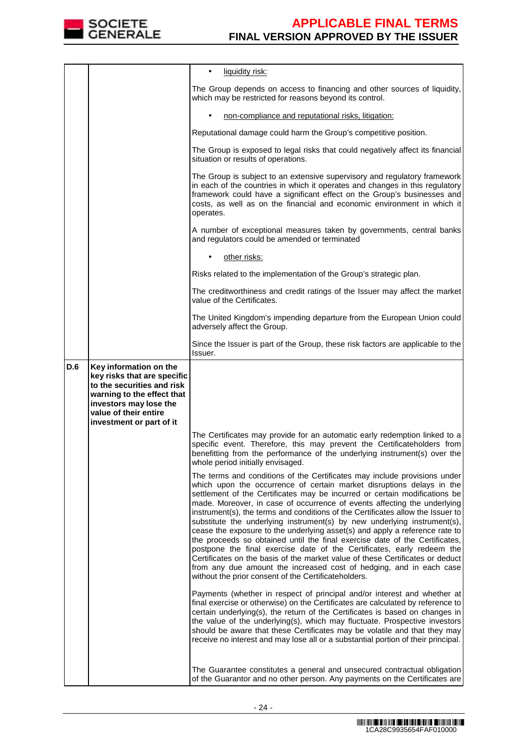| | | |
|---|---|---|
| | | • liquidity risk:<br><br>The Group depends on access to financing and other sources of liquidity, which may be restricted for reasons beyond its control.<br><br>• non-compliance and reputational risks, litigation:<br><br>Reputational damage could harm the Group's competitive position.<br><br>The Group is exposed to legal risks that could negatively affect its financial situation or results of operations.<br><br>The Group is subject to an extensive supervisory and regulatory framework in each of the countries in which it operates and changes in this regulatory framework could have a significant effect on the Group's businesses and costs, as well as on the financial and economic environment in which it operates.<br><br>A number of exceptional measures taken by governments, central banks and regulators could be amended or terminated<br><br>• other risks:<br><br>Risks related to the implementation of the Group's strategic plan.<br><br>The creditworthiness and credit ratings of the Issuer may affect the market value of the Certificates.<br><br>The United Kingdom's impending departure from the European Union could adversely affect the Group.<br><br>Since the Issuer is part of the Group, these risk factors are applicable to the Issuer. |
| **D.6** | **Key information on the key risks that are specific to the securities and risk warning to the effect that investors may lose the value of their entire investment or part of it** | The Certificates may provide for an automatic early redemption linked to a specific event. Therefore, this may prevent the Certificateholders from benefitting from the performance of the underlying instrument(s) over the whole period initially envisaged.<br><br>The terms and conditions of the Certificates may include provisions under which upon the occurrence of certain market disruptions delays in the settlement of the Certificates may be incurred or certain modifications be made. Moreover, in case of occurrence of events affecting the underlying instrument(s), the terms and conditions of the Certificates allow the Issuer to substitute the underlying instrument(s) by new underlying instrument(s), cease the exposure to the underlying asset(s) and apply a reference rate to the proceeds so obtained until the final exercise date of the Certificates, postpone the final exercise date of the Certificates, early redeem the Certificates on the basis of the market value of these Certificates or deduct from any due amount the increased cost of hedging, and in each case without the prior consent of the Certificateholders.<br><br>Payments (whether in respect of principal and/or interest and whether at final exercise or otherwise) on the Certificates are calculated by reference to certain underlying(s), the return of the Certificates is based on changes in the value of the underlying(s), which may fluctuate. Prospective investors should be aware that these Certificates may be volatile and that they may receive no interest and may lose all or a substantial portion of their principal.<br><br>The Guarantee constitutes a general and unsecured contractual obligation of the Guarantor and no other person. Any payments on the Certificates are |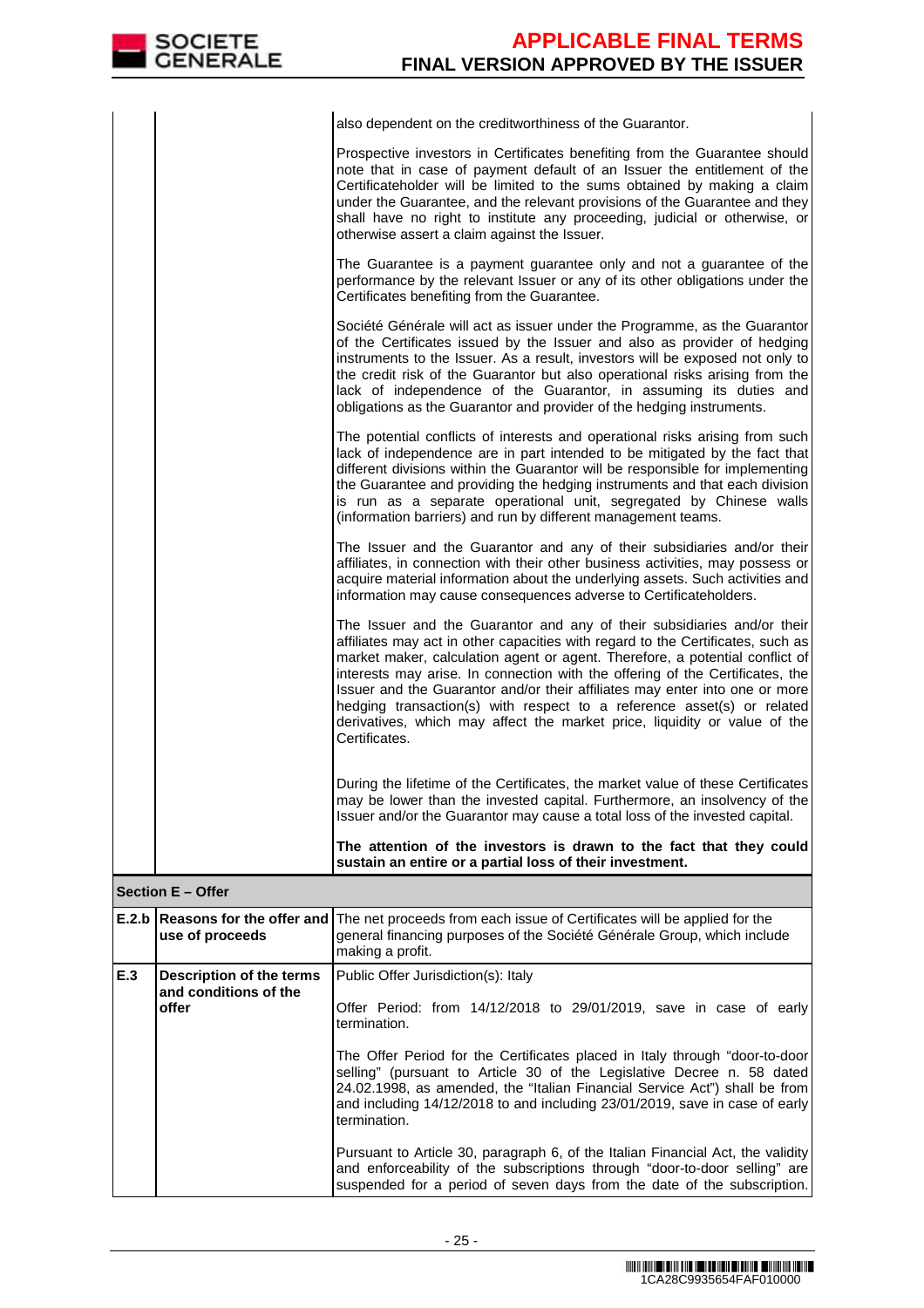| | | |
|---|---|---|
| | | also dependent on the creditworthiness of the Guarantor.<br><br>Prospective investors in Certificates benefiting from the Guarantee should note that in case of payment default of an Issuer the entitlement of the Certificateholder will be limited to the sums obtained by making a claim under the Guarantee, and the relevant provisions of the Guarantee and they shall have no right to institute any proceeding, judicial or otherwise, or otherwise assert a claim against the Issuer.<br><br>The Guarantee is a payment guarantee only and not a guarantee of the performance by the relevant Issuer or any of its other obligations under the Certificates benefiting from the Guarantee.<br><br>Société Générale will act as issuer under the Programme, as the Guarantor of the Certificates issued by the Issuer and also as provider of hedging instruments to the Issuer. As a result, investors will be exposed not only to the credit risk of the Guarantor but also operational risks arising from the lack of independence of the Guarantor, in assuming its duties and obligations as the Guarantor and provider of the hedging instruments.<br><br>The potential conflicts of interests and operational risks arising from such lack of independence are in part intended to be mitigated by the fact that different divisions within the Guarantor will be responsible for implementing the Guarantee and providing the hedging instruments and that each division is run as a separate operational unit, segregated by Chinese walls (information barriers) and run by different management teams.<br><br>The Issuer and the Guarantor and any of their subsidiaries and/or their affiliates, in connection with their other business activities, may possess or acquire material information about the underlying assets. Such activities and information may cause consequences adverse to Certificateholders.<br><br>The Issuer and the Guarantor and any of their subsidiaries and/or their affiliates may act in other capacities with regard to the Certificates, such as market maker, calculation agent or agent. Therefore, a potential conflict of interests may arise. In connection with the offering of the Certificates, the Issuer and the Guarantor and/or their affiliates may enter into one or more hedging transaction(s) with respect to a reference asset(s) or related derivatives, which may affect the market price, liquidity or value of the Certificates.<br><br>During the lifetime of the Certificates, the market value of these Certificates may be lower than the invested capital. Furthermore, an insolvency of the Issuer and/or the Guarantor may cause a total loss of the invested capital.<br><br>**The attention of the investors is drawn to the fact that they could sustain an entire or a partial loss of their investment.** |
| **Section E – Offer** | | |
| **E.2.b** | **Reasons for the offer and use of proceeds** | The net proceeds from each issue of Certificates will be applied for the general financing purposes of the Société Générale Group, which include making a profit. |
| **E.3** | **Description of the terms and conditions of the offer** | Public Offer Jurisdiction(s): Italy<br><br>Offer Period: from 14/12/2018 to 29/01/2019, save in case of early termination.<br><br>The Offer Period for the Certificates placed in Italy through "door-to-door selling" (pursuant to Article 30 of the Legislative Decree n. 58 dated 24.02.1998, as amended, the "Italian Financial Service Act") shall be from and including 14/12/2018 to and including 23/01/2019, save in case of early termination.<br><br>Pursuant to Article 30, paragraph 6, of the Italian Financial Act, the validity and enforceability of the subscriptions through "door-to-door selling" are suspended for a period of seven days from the date of the subscription. |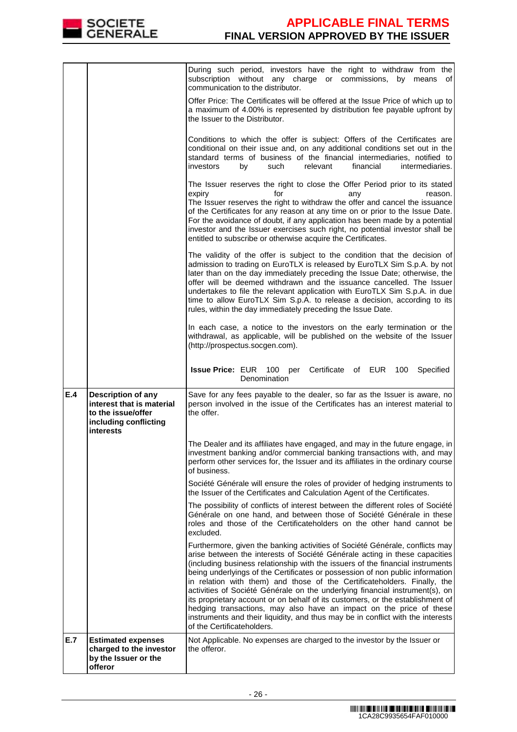| | | |
|---|---|---|
| | | During such period, investors have the right to withdraw from the subscription without any charge or commissions, by means of communication to the distributor.<br><br>Offer Price: The Certificates will be offered at the Issue Price of which up to a maximum of 4.00% is represented by distribution fee payable upfront by the Issuer to the Distributor.<br><br>Conditions to which the offer is subject: Offers of the Certificates are conditional on their issue and, on any additional conditions set out in the standard terms of business of the financial intermediaries, notified to investors by such relevant financial intermediaries.<br><br>The Issuer reserves the right to close the Offer Period prior to its stated expiry for any reason.<br>The Issuer reserves the right to withdraw the offer and cancel the issuance of the Certificates for any reason at any time on or prior to the Issue Date. For the avoidance of doubt, if any application has been made by a potential investor and the Issuer exercises such right, no potential investor shall be entitled to subscribe or otherwise acquire the Certificates.<br><br>The validity of the offer is subject to the condition that the decision of admission to trading on EuroTLX is released by EuroTLX Sim S.p.A. by not later than on the day immediately preceding the Issue Date; otherwise, the offer will be deemed withdrawn and the issuance cancelled. The Issuer undertakes to file the relevant application with EuroTLX Sim S.p.A. in due time to allow EuroTLX Sim S.p.A. to release a decision, according to its rules, within the day immediately preceding the Issue Date.<br><br>In each case, a notice to the investors on the early termination or the withdrawal, as applicable, will be published on the website of the Issuer (http://prospectus.socgen.com).<br><br>**Issue Price:** EUR 100 per Certificate of EUR 100 Specified Denomination |
| **E.4** | **Description of any interest that is material to the issue/offer including conflicting interests** | Save for any fees payable to the dealer, so far as the Issuer is aware, no person involved in the issue of the Certificates has an interest material to the offer.<br><br>The Dealer and its affiliates have engaged, and may in the future engage, in investment banking and/or commercial banking transactions with, and may perform other services for, the Issuer and its affiliates in the ordinary course of business.<br><br>Société Générale will ensure the roles of provider of hedging instruments to the Issuer of the Certificates and Calculation Agent of the Certificates.<br><br>The possibility of conflicts of interest between the different roles of Société Générale on one hand, and between those of Société Générale in these roles and those of the Certificateholders on the other hand cannot be excluded.<br><br>Furthermore, given the banking activities of Société Générale, conflicts may arise between the interests of Société Générale acting in these capacities (including business relationship with the issuers of the financial instruments being underlyings of the Certificates or possession of non public information in relation with them) and those of the Certificateholders. Finally, the activities of Société Générale on the underlying financial instrument(s), on its proprietary account or on behalf of its customers, or the establishment of hedging transactions, may also have an impact on the price of these instruments and their liquidity, and thus may be in conflict with the interests of the Certificateholders. |
| **E.7** | **Estimated expenses charged to the investor by the Issuer or the offeror** | Not Applicable. No expenses are charged to the investor by the Issuer or the offeror. |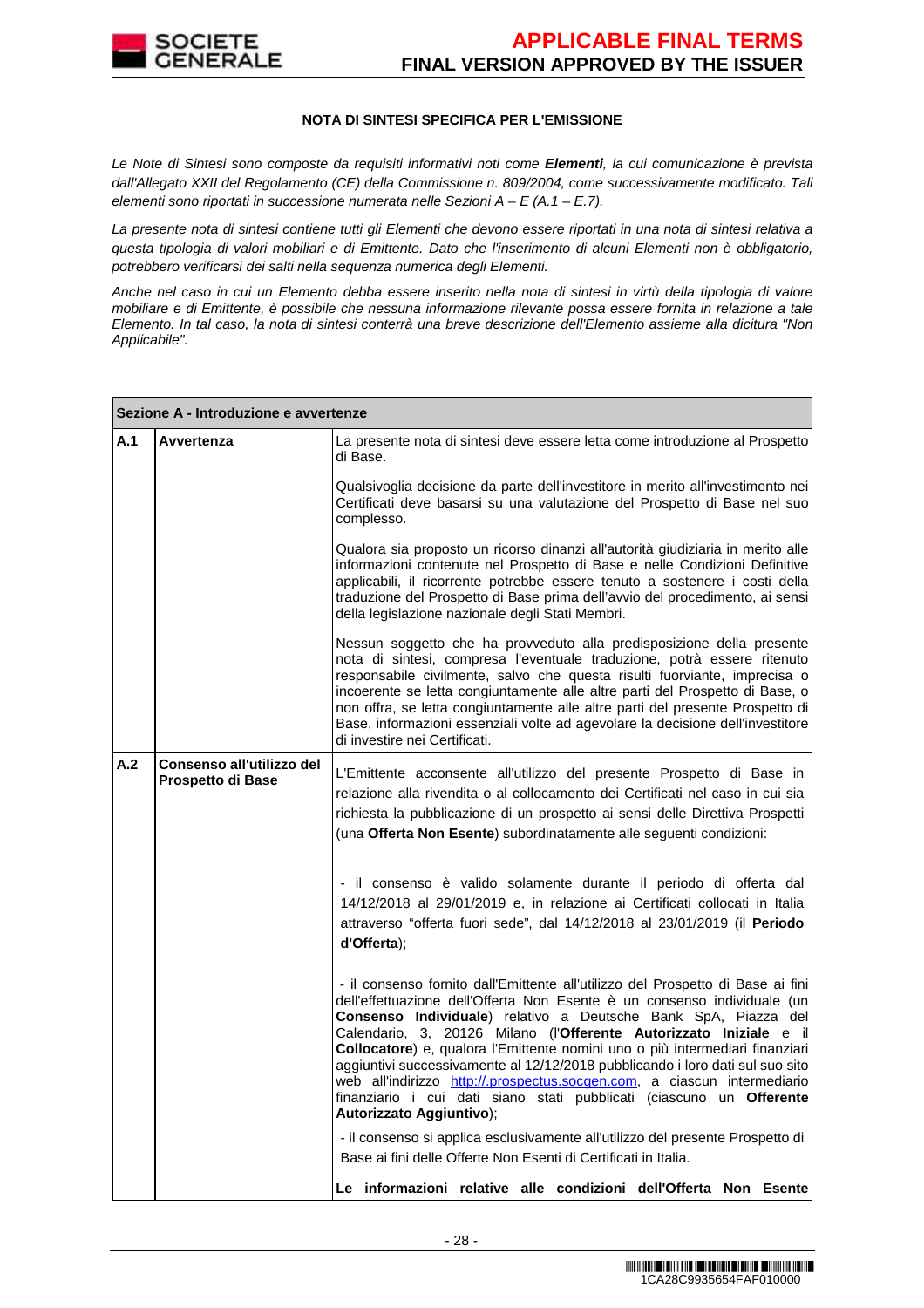**NOTA DI SINTESI SPECIFICA PER L'EMISSIONE**

*Le Note di Sintesi sono composte da requisiti informativi noti come **Elementi**, la cui comunicazione è prevista dall'Allegato XXII del Regolamento (CE) della Commissione n. 809/2004, come successivamente modificato. Tali elementi sono riportati in successione numerata nelle Sezioni A – E (A.1 – E.7).*

*La presente nota di sintesi contiene tutti gli Elementi che devono essere riportati in una nota di sintesi relativa a questa tipologia di valori mobiliari e di Emittente. Dato che l'inserimento di alcuni Elementi non è obbligatorio, potrebbero verificarsi dei salti nella sequenza numerica degli Elementi.*

*Anche nel caso in cui un Elemento debba essere inserito nella nota di sintesi in virtù della tipologia di valore mobiliare e di Emittente, è possibile che nessuna informazione rilevante possa essere fornita in relazione a tale Elemento. In tal caso, la nota di sintesi conterrà una breve descrizione dell'Elemento assieme alla dicitura "Non Applicabile".*

| **Sezione A - Introduzione e avvertenze** | | |
|---|---|---|
| **A.1** | **Avvertenza** | La presente nota di sintesi deve essere letta come introduzione al Prospetto di Base.<br><br>Qualsivoglia decisione da parte dell'investitore in merito all'investimento nei Certificati deve basarsi su una valutazione del Prospetto di Base nel suo complesso.<br><br>Qualora sia proposto un ricorso dinanzi all'autorità giudiziaria in merito alle informazioni contenute nel Prospetto di Base e nelle Condizioni Definitive applicabili, il ricorrente potrebbe essere tenuto a sostenere i costi della traduzione del Prospetto di Base prima dell'avvio del procedimento, ai sensi della legislazione nazionale degli Stati Membri.<br><br>Nessun soggetto che ha provveduto alla predisposizione della presente nota di sintesi, compresa l'eventuale traduzione, potrà essere ritenuto responsabile civilmente, salvo che questa risulti fuorviante, imprecisa o incoerente se letta congiuntamente alle altre parti del Prospetto di Base, o non offra, se letta congiuntamente alle altre parti del presente Prospetto di Base, informazioni essenziali volte ad agevolare la decisione dell'investitore di investire nei Certificati. |
| **A.2** | **Consenso all'utilizzo del Prospetto di Base** | L'Emittente acconsente all'utilizzo del presente Prospetto di Base in relazione alla rivendita o al collocamento dei Certificati nel caso in cui sia richiesta la pubblicazione di un prospetto ai sensi delle Direttiva Prospetti (una **Offerta Non Esente**) subordinatamente alle seguenti condizioni:<br><br>- il consenso è valido solamente durante il periodo di offerta dal 14/12/2018 al 29/01/2019 e, in relazione ai Certificati collocati in Italia attraverso "offerta fuori sede", dal 14/12/2018 al 23/01/2019 (il **Periodo d'Offerta**);<br><br>- il consenso fornito dall'Emittente all'utilizzo del Prospetto di Base ai fini dell'effettuazione dell'Offerta Non Esente è un consenso individuale (un **Consenso Individuale**) relativo a Deutsche Bank SpA, Piazza del Calendario, 3, 20126 Milano (l'**Offerente Autorizzato Iniziale** e il **Collocatore**) e, qualora l'Emittente nomini uno o più intermediari finanziari aggiuntivi successivamente al 12/12/2018 pubblicando i loro dati sul suo sito web all'indirizzo http://.prospectus.socgen.com, a ciascun intermediario finanziario i cui dati siano stati pubblicati (ciascuno un **Offerente Autorizzato Aggiuntivo**);<br><br>- il consenso si applica esclusivamente all'utilizzo del presente Prospetto di Base ai fini delle Offerte Non Esenti di Certificati in Italia.<br><br>**Le informazioni relative alle condizioni dell'Offerta Non Esente** |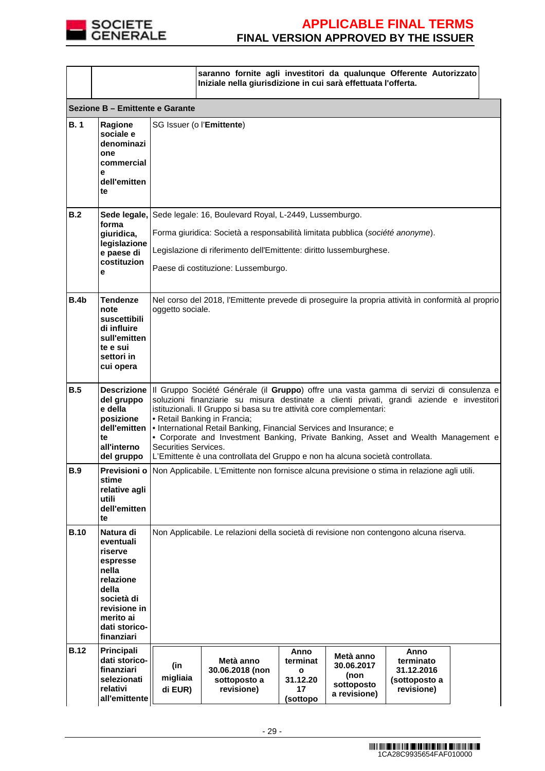| | | saranno fornite agli investitori da qualunque Offerente Autorizzato Iniziale nella giurisdizione in cui sarà effettuata l'offerta. |
|---|---|---|

**Sezione B – Emittente e Garante**

| | | |
|---|---|---|
| **B. 1** | **Ragione sociale e denominazione commerciale dell'emittente** | SG Issuer (o l'**Emittente**) |
| **B.2** | **Sede legale, forma giuridica, legislazione e paese di costituzione** | Sede legale: 16, Boulevard Royal, L-2449, Lussemburgo.<br><br>Forma giuridica: Società a responsabilità limitata pubblica (*société anonyme*).<br><br>Legislazione di riferimento dell'Emittente: diritto lussemburghese.<br><br>Paese di costituzione: Lussemburgo. |
| **B.4b** | **Tendenze note suscettibili di influire sull'emittente e sui settori in cui opera** | Nel corso del 2018, l'Emittente prevede di proseguire la propria attività in conformità al proprio oggetto sociale. |
| **B.5** | **Descrizione del gruppo e della posizione dell'emittente all'interno del gruppo** | Il Gruppo Société Générale (il **Gruppo**) offre una vasta gamma di servizi di consulenza e soluzioni finanziarie su misura destinate a clienti privati, grandi aziende e investitori istituzionali. Il Gruppo si basa su tre attività core complementari:<br>• Retail Banking in Francia;<br>• International Retail Banking, Financial Services and Insurance; e<br>• Corporate and Investment Banking, Private Banking, Asset and Wealth Management e Securities Services.<br>L'Emittente è una controllata del Gruppo e non ha alcuna società controllata. |
| **B.9** | **Previsioni o stime relative agli utili dell'emittente** | Non Applicabile. L'Emittente non fornisce alcuna previsione o stima in relazione agli utili. |
| **B.10** | **Natura di eventuali riserve espresse nella relazione della società di revisione in merito ai dati storico-finanziari** | Non Applicabile. Le relazioni della società di revisione non contengono alcuna riserva. |
| **B.12** | **Principali dati storico-finanziari selezionati relativi all'emittente** | |

| (in migliaia di EUR) | Metà anno 30.06.2018 (non sottoposto a revisione) | Anno terminato 31.12.2017 (sottopo | Metà anno 30.06.2017 (non sottoposto a revisione) | Anno terminato 31.12.2016 (sottoposto a revisione) |
|---|---|---|---|---|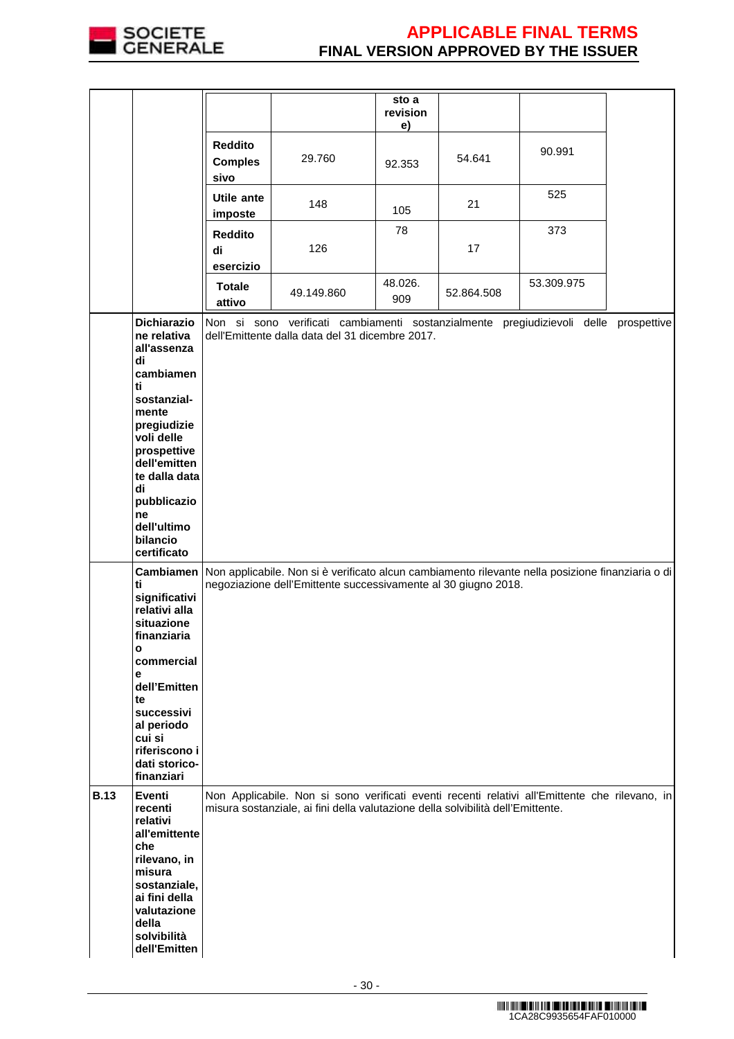| | | | | sto a revisione) | | |
|---|---|---|---|---|---|---|
| | | **Reddito Complessivo** | 29.760 | 92.353 | 54.641 | 90.991 |
| | | **Utile ante imposte** | 148 | 105 | 21 | 525 |
| | | **Reddito di esercizio** | 126 | 78 | 17 | 373 |
| | | **Totale attivo** | 49.149.860 | 48.026.909 | 52.864.508 | 53.309.975 |
| | **Dichiarazione relativa all'assenza di cambiamenti sostanzialmente pregiudizievoli delle prospettive dell'emittente dalla data di pubblicazione dell'ultimo bilancio certificato** | Non si sono verificati cambiamenti sostanzialmente pregiudizievoli delle prospettive dell'Emittente dalla data del 31 dicembre 2017. | | | | |
| | **Cambiamenti significativi relativi alla situazione finanziaria o commerciale dell'Emittente successivi al periodo cui si riferiscono i dati storico-finanziari** | Non applicabile. Non si è verificato alcun cambiamento rilevante nella posizione finanziaria o di negoziazione dell'Emittente successivamente al 30 giugno 2018. | | | | |
| **B.13** | **Eventi recenti relativi all'emittente che rilevano, in misura sostanziale, ai fini della valutazione della solvibilità dell'Emitten** | Non Applicabile. Non si sono verificati eventi recenti relativi all'Emittente che rilevano, in misura sostanziale, ai fini della valutazione della solvibilità dell'Emittente. | | | | |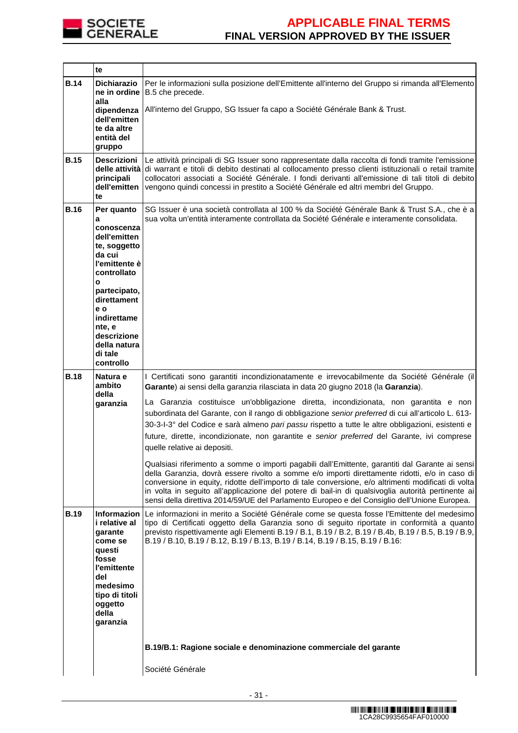| | te | |
|---|---|---|
| **B.14** | **Dichiarazione in ordine alla dipendenza dell'emittente da altre entità del gruppo** | Per le informazioni sulla posizione dell'Emittente all'interno del Gruppo si rimanda all'Elemento B.5 che precede.<br><br>All'interno del Gruppo, SG Issuer fa capo a Société Générale Bank & Trust. |
| **B.15** | **Descrizioni delle attività principali dell'emittente** | Le attività principali di SG Issuer sono rappresentate dalla raccolta di fondi tramite l'emissione di warrant e titoli di debito destinati al collocamento presso clienti istituzionali o retail tramite collocatori associati a Société Générale. I fondi derivanti all'emissione di tali titoli di debito vengono quindi concessi in prestito a Société Générale ed altri membri del Gruppo. |
| **B.16** | **Per quanto a conoscenza dell'emittente, soggetto da cui l'emittente è controllato o partecipato, direttamente o indirettamente, e descrizione della natura di tale controllo** | SG Issuer è una società controllata al 100 % da Société Générale Bank & Trust S.A., che è a sua volta un'entità interamente controllata da Société Générale e interamente consolidata. |
| **B.18** | **Natura e ambito della garanzia** | I Certificati sono garantiti incondizionatamente e irrevocabilmente da Société Générale (il **Garante**) ai sensi della garanzia rilasciata in data 20 giugno 2018 (la **Garanzia**).<br><br>La Garanzia costituisce un'obbligazione diretta, incondizionata, non garantita e non subordinata del Garante, con il rango di obbligazione *senior preferred* di cui all'articolo L. 613-30-3-I-3° del Codice e sarà almeno *pari passu* rispetto a tutte le altre obbligazioni, esistenti e future, dirette, incondizionate, non garantite e *senior preferred* del Garante, ivi comprese quelle relative ai depositi.<br><br>Qualsiasi riferimento a somme o importi pagabili dall'Emittente, garantiti dal Garante ai sensi della Garanzia, dovrà essere rivolto a somme e/o importi direttamente ridotti, e/o in caso di conversione in equity, ridotte dell'importo di tale conversione, e/o altrimenti modificati di volta in volta in seguito all'applicazione del potere di bail-in di qualsivoglia autorità pertinente ai sensi della direttiva 2014/59/UE del Parlamento Europeo e del Consiglio dell'Unione Europea. |
| **B.19** | **Informazioni relative al garante come se questi fosse l'emittente del medesimo tipo di titoli oggetto della garanzia** | Le informazioni in merito a Société Générale come se questa fosse l'Emittente del medesimo tipo di Certificati oggetto della Garanzia sono di seguito riportate in conformità a quanto previsto rispettivamente agli Elementi B.19 / B.1, B.19 / B.2, B.19 / B.4b, B.19 / B.5, B.19 / B.9, B.19 / B.10, B.19 / B.12, B.19 / B.13, B.19 / B.14, B.19 / B.15, B.19 / B.16:<br><br>**B.19/B.1: Ragione sociale e denominazione commerciale del garante**<br><br>Société Générale |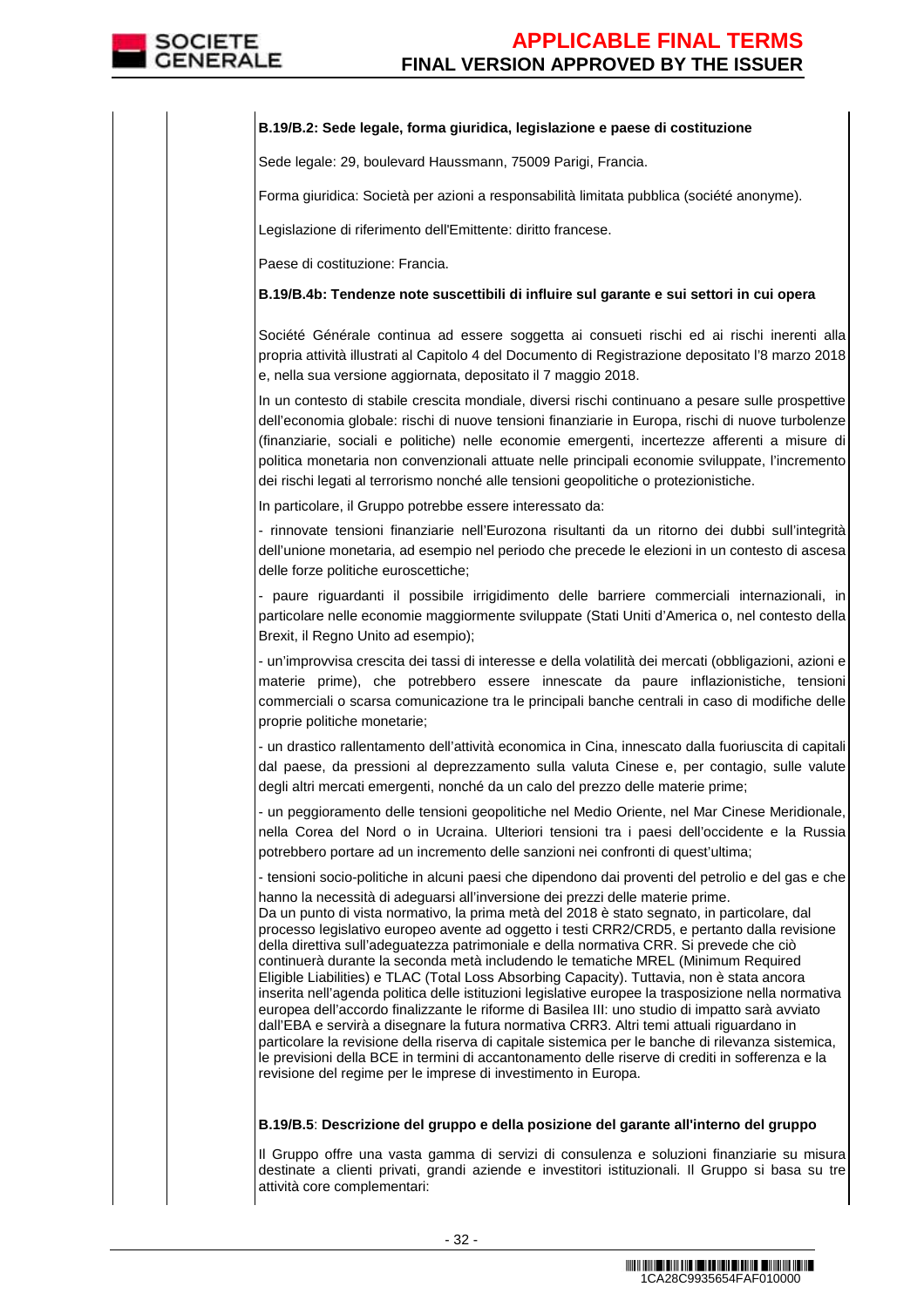**B.19/B.2: Sede legale, forma giuridica, legislazione e paese di costituzione**

Sede legale: 29, boulevard Haussmann, 75009 Parigi, Francia.

Forma giuridica: Società per azioni a responsabilità limitata pubblica (société anonyme).

Legislazione di riferimento dell'Emittente: diritto francese.

Paese di costituzione: Francia.

**B.19/B.4b: Tendenze note suscettibili di influire sul garante e sui settori in cui opera**

Société Générale continua ad essere soggetta ai consueti rischi ed ai rischi inerenti alla propria attività illustrati al Capitolo 4 del Documento di Registrazione depositato l'8 marzo 2018 e, nella sua versione aggiornata, depositato il 7 maggio 2018.

In un contesto di stabile crescita mondiale, diversi rischi continuano a pesare sulle prospettive dell'economia globale: rischi di nuove tensioni finanziarie in Europa, rischi di nuove turbolenze (finanziarie, sociali e politiche) nelle economie emergenti, incertezze afferenti a misure di politica monetaria non convenzionali attuate nelle principali economie sviluppate, l'incremento dei rischi legati al terrorismo nonché alle tensioni geopolitiche o protezionistiche.

In particolare, il Gruppo potrebbe essere interessato da:

- rinnovate tensioni finanziarie nell'Eurozona risultanti da un ritorno dei dubbi sull'integrità dell'unione monetaria, ad esempio nel periodo che precede le elezioni in un contesto di ascesa delle forze politiche euroscettiche;

- paure riguardanti il possibile irrigidimento delle barriere commerciali internazionali, in particolare nelle economie maggiormente sviluppate (Stati Uniti d'America o, nel contesto della Brexit, il Regno Unito ad esempio);

- un'improvvisa crescita dei tassi di interesse e della volatilità dei mercati (obbligazioni, azioni e materie prime), che potrebbero essere innescate da paure inflazionistiche, tensioni commerciali o scarsa comunicazione tra le principali banche centrali in caso di modifiche delle proprie politiche monetarie;

- un drastico rallentamento dell'attività economica in Cina, innescato dalla fuoriuscita di capitali dal paese, da pressioni al deprezzamento sulla valuta Cinese e, per contagio, sulle valute degli altri mercati emergenti, nonché da un calo del prezzo delle materie prime;

- un peggioramento delle tensioni geopolitiche nel Medio Oriente, nel Mar Cinese Meridionale, nella Corea del Nord o in Ucraina. Ulteriori tensioni tra i paesi dell'occidente e la Russia potrebbero portare ad un incremento delle sanzioni nei confronti di quest'ultima;

- tensioni socio-politiche in alcuni paesi che dipendono dai proventi del petrolio e del gas e che hanno la necessità di adeguarsi all'inversione dei prezzi delle materie prime.

Da un punto di vista normativo, la prima metà del 2018 è stato segnato, in particolare, dal processo legislativo europeo avente ad oggetto i testi CRR2/CRD5, e pertanto dalla revisione della direttiva sull'adeguatezza patrimoniale e della normativa CRR. Si prevede che ciò continuerà durante la seconda metà includendo le tematiche MREL (Minimum Required Eligible Liabilities) e TLAC (Total Loss Absorbing Capacity). Tuttavia, non è stata ancora inserita nell'agenda politica delle istituzioni legislative europee la trasposizione nella normativa europea dell'accordo finalizzante le riforme di Basilea III: uno studio di impatto sarà avviato dall'EBA e servirà a disegnare la futura normativa CRR3. Altri temi attuali riguardano in particolare la revisione della riserva di capitale sistemica per le banche di rilevanza sistemica, le previsioni della BCE in termini di accantonamento delle riserve di crediti in sofferenza e la revisione del regime per le imprese di investimento in Europa.

**B.19/B.5**: **Descrizione del gruppo e della posizione del garante all'interno del gruppo**

Il Gruppo offre una vasta gamma di servizi di consulenza e soluzioni finanziarie su misura destinate a clienti privati, grandi aziende e investitori istituzionali. Il Gruppo si basa su tre attività core complementari: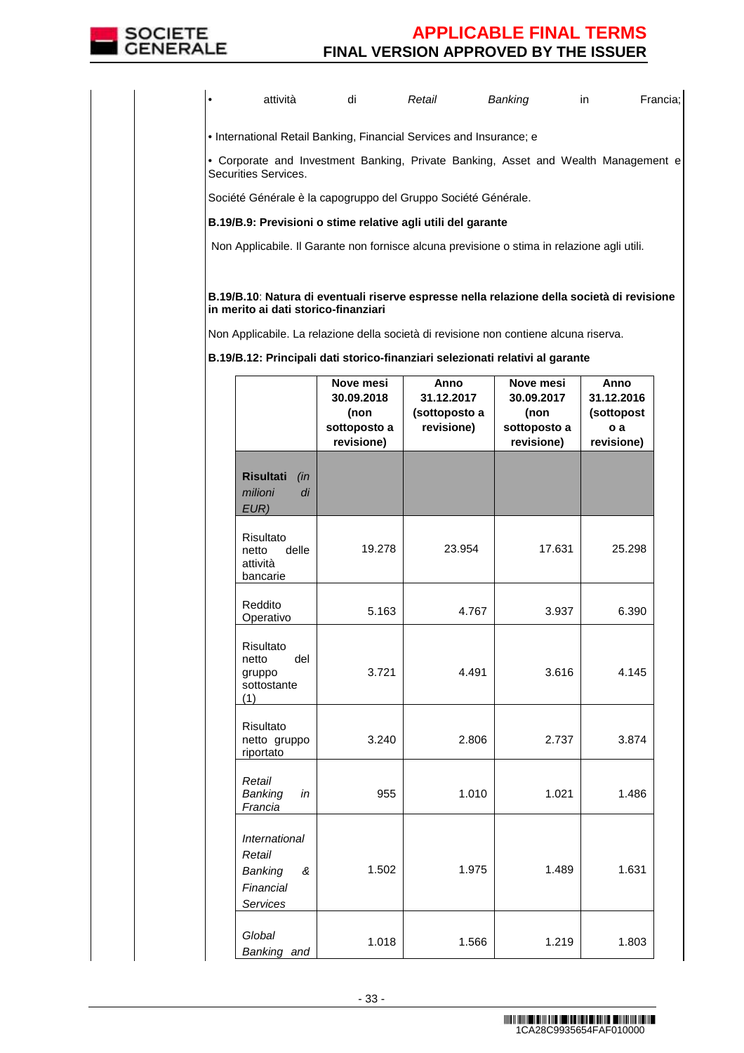- attività di *Retail Banking* in Francia;

• International Retail Banking, Financial Services and Insurance; e

• Corporate and Investment Banking, Private Banking, Asset and Wealth Management e Securities Services.

Société Générale è la capogruppo del Gruppo Société Générale.

**B.19/B.9: Previsioni o stime relative agli utili del garante**

Non Applicabile. Il Garante non fornisce alcuna previsione o stima in relazione agli utili.

**B.19/B.10**: **Natura di eventuali riserve espresse nella relazione della società di revisione in merito ai dati storico-finanziari**

Non Applicabile. La relazione della società di revisione non contiene alcuna riserva.

**B.19/B.12: Principali dati storico-finanziari selezionati relativi al garante**

| | **Nove mesi 30.09.2018 (non sottoposto a revisione)** | **Anno 31.12.2017 (sottoposto a revisione)** | **Nove mesi 30.09.2017 (non sottoposto a revisione)** | **Anno 31.12.2016 (sottoposto a revisione)** |
|---|---|---|---|---|
| **Risultati** *(in milioni di EUR)* | | | | |
| Risultato netto delle attività bancarie | 19.278 | 23.954 | 17.631 | 25.298 |
| Reddito Operativo | 5.163 | 4.767 | 3.937 | 6.390 |
| Risultato netto del gruppo sottostante (1) | 3.721 | 4.491 | 3.616 | 4.145 |
| Risultato netto gruppo riportato | 3.240 | 2.806 | 2.737 | 3.874 |
| *Retail Banking in Francia* | 955 | 1.010 | 1.021 | 1.486 |
| *International Retail Banking & Financial Services* | 1.502 | 1.975 | 1.489 | 1.631 |
| *Global Banking and* | 1.018 | 1.566 | 1.219 | 1.803 |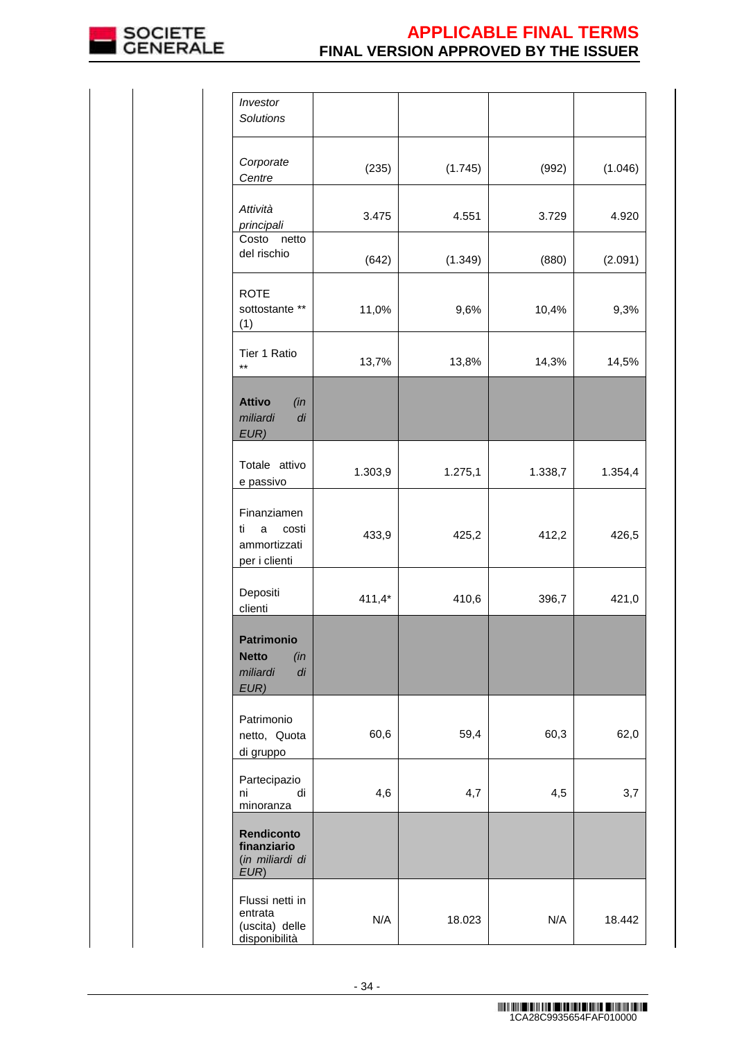| | | | | |
|---|---|---|---|---|
| *Investor Solutions* | | | | |
| *Corporate Centre* | (235) | (1.745) | (992) | (1.046) |
| *Attività principali* | 3.475 | 4.551 | 3.729 | 4.920 |
| Costo netto del rischio | (642) | (1.349) | (880) | (2.091) |
| ROTE sottostante ** (1) | 11,0% | 9,6% | 10,4% | 9,3% |
| Tier 1 Ratio ** | 13,7% | 13,8% | 14,3% | 14,5% |
| **Attivo** *(in miliardi di EUR)* | | | | |
| Totale attivo e passivo | 1.303,9 | 1.275,1 | 1.338,7 | 1.354,4 |
| Finanziamenti a costi ammortizzati per i clienti | 433,9 | 425,2 | 412,2 | 426,5 |
| Depositi clienti | 411,4* | 410,6 | 396,7 | 421,0 |
| **Patrimonio Netto** *(in miliardi di EUR)* | | | | |
| Patrimonio netto, Quota di gruppo | 60,6 | 59,4 | 60,3 | 62,0 |
| Partecipazioni di minoranza | 4,6 | 4,7 | 4,5 | 3,7 |
| **Rendiconto finanziario** (*in miliardi di EUR*) | | | | |
| Flussi netti in entrata (uscita) delle disponibilità | N/A | 18.023 | N/A | 18.442 |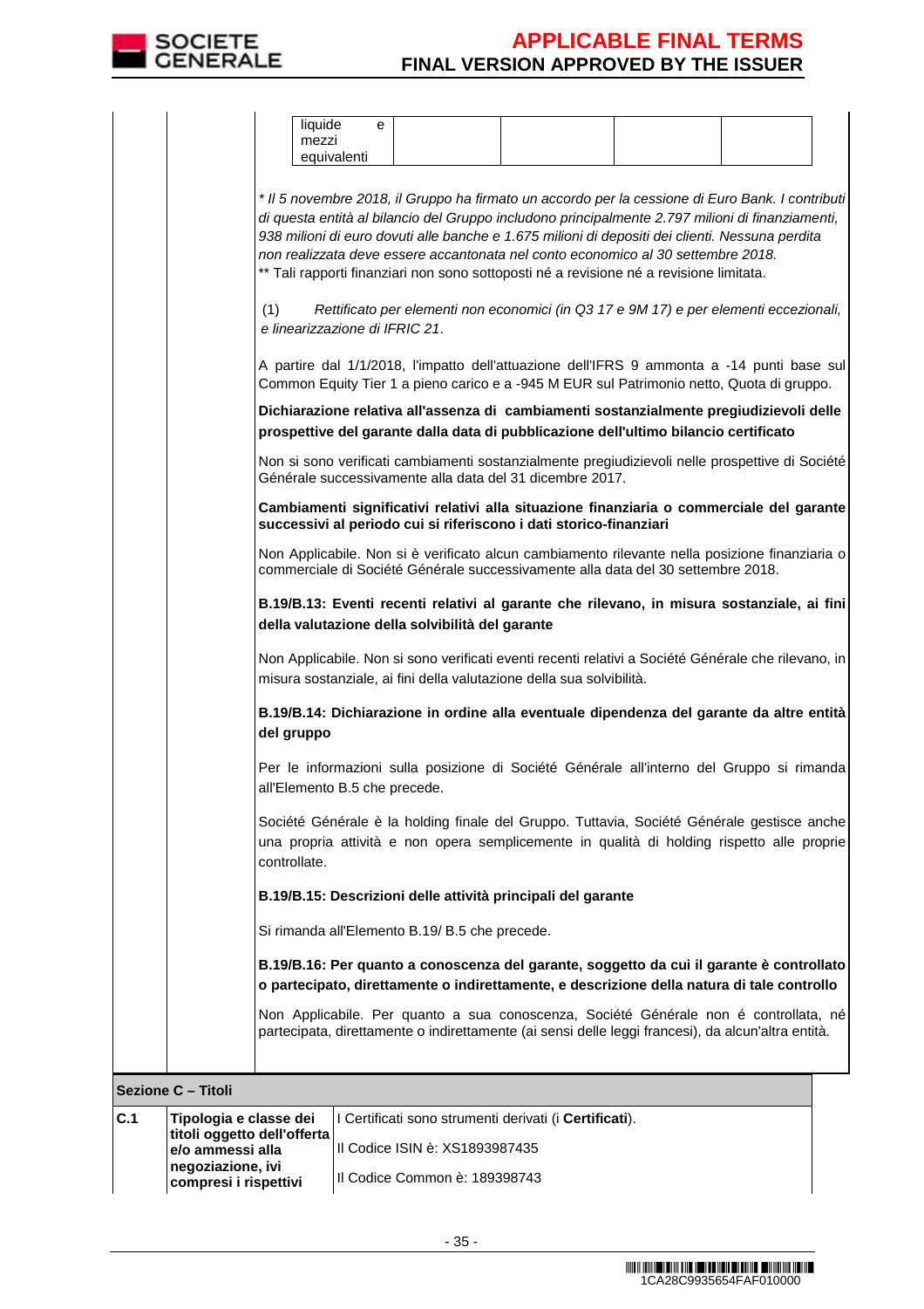| liquide e mezzi equivalenti | | | | |
|---|---|---|---|---|

*\* Il 5 novembre 2018, il Gruppo ha firmato un accordo per la cessione di Euro Bank. I contributi di questa entità al bilancio del Gruppo includono principalmente 2.797 milioni di finanziamenti, 938 milioni di euro dovuti alle banche e 1.675 milioni di depositi dei clienti. Nessuna perdita non realizzata deve essere accantonata nel conto economico al 30 settembre 2018.*

\*\* Tali rapporti finanziari non sono sottoposti né a revisione né a revisione limitata.

(1) *Rettificato per elementi non economici (in Q3 17 e 9M 17) e per elementi eccezionali, e linearizzazione di IFRIC 21.*

A partire dal 1/1/2018, l'impatto dell'attuazione dell'IFRS 9 ammonta a -14 punti base sul Common Equity Tier 1 a pieno carico e a -945 M EUR sul Patrimonio netto, Quota di gruppo.

**Dichiarazione relativa all'assenza di cambiamenti sostanzialmente pregiudizievoli delle prospettive del garante dalla data di pubblicazione dell'ultimo bilancio certificato**

Non si sono verificati cambiamenti sostanzialmente pregiudizievoli nelle prospettive di Société Générale successivamente alla data del 31 dicembre 2017.

**Cambiamenti significativi relativi alla situazione finanziaria o commerciale del garante successivi al periodo cui si riferiscono i dati storico-finanziari**

Non Applicabile. Non si è verificato alcun cambiamento rilevante nella posizione finanziaria o commerciale di Société Générale successivamente alla data del 30 settembre 2018.

**B.19/B.13: Eventi recenti relativi al garante che rilevano, in misura sostanziale, ai fini della valutazione della solvibilità del garante**

Non Applicabile. Non si sono verificati eventi recenti relativi a Société Générale che rilevano, in misura sostanziale, ai fini della valutazione della sua solvibilità.

**B.19/B.14: Dichiarazione in ordine alla eventuale dipendenza del garante da altre entità del gruppo**

Per le informazioni sulla posizione di Société Générale all'interno del Gruppo si rimanda all'Elemento B.5 che precede.

Société Générale è la holding finale del Gruppo. Tuttavia, Société Générale gestisce anche una propria attività e non opera semplicemente in qualità di holding rispetto alle proprie controllate.

**B.19/B.15: Descrizioni delle attività principali del garante**

Si rimanda all'Elemento B.19/ B.5 che precede.

**B.19/B.16: Per quanto a conoscenza del garante, soggetto da cui il garante è controllato o partecipato, direttamente o indirettamente, e descrizione della natura di tale controllo**

Non Applicabile. Per quanto a sua conoscenza, Société Générale non é controllata, né partecipata, direttamente o indirettamente (ai sensi delle leggi francesi), da alcun'altra entità.

## Sezione C – Titoli

| | | |
|---|---|---|
| **C.1** | **Tipologia e classe dei titoli oggetto dell'offerta e/o ammessi alla negoziazione, ivi compresi i rispettivi** | I Certificati sono strumenti derivati (i **Certificati**).<br><br>Il Codice ISIN è: XS1893987435<br><br>Il Codice Common è: 189398743 |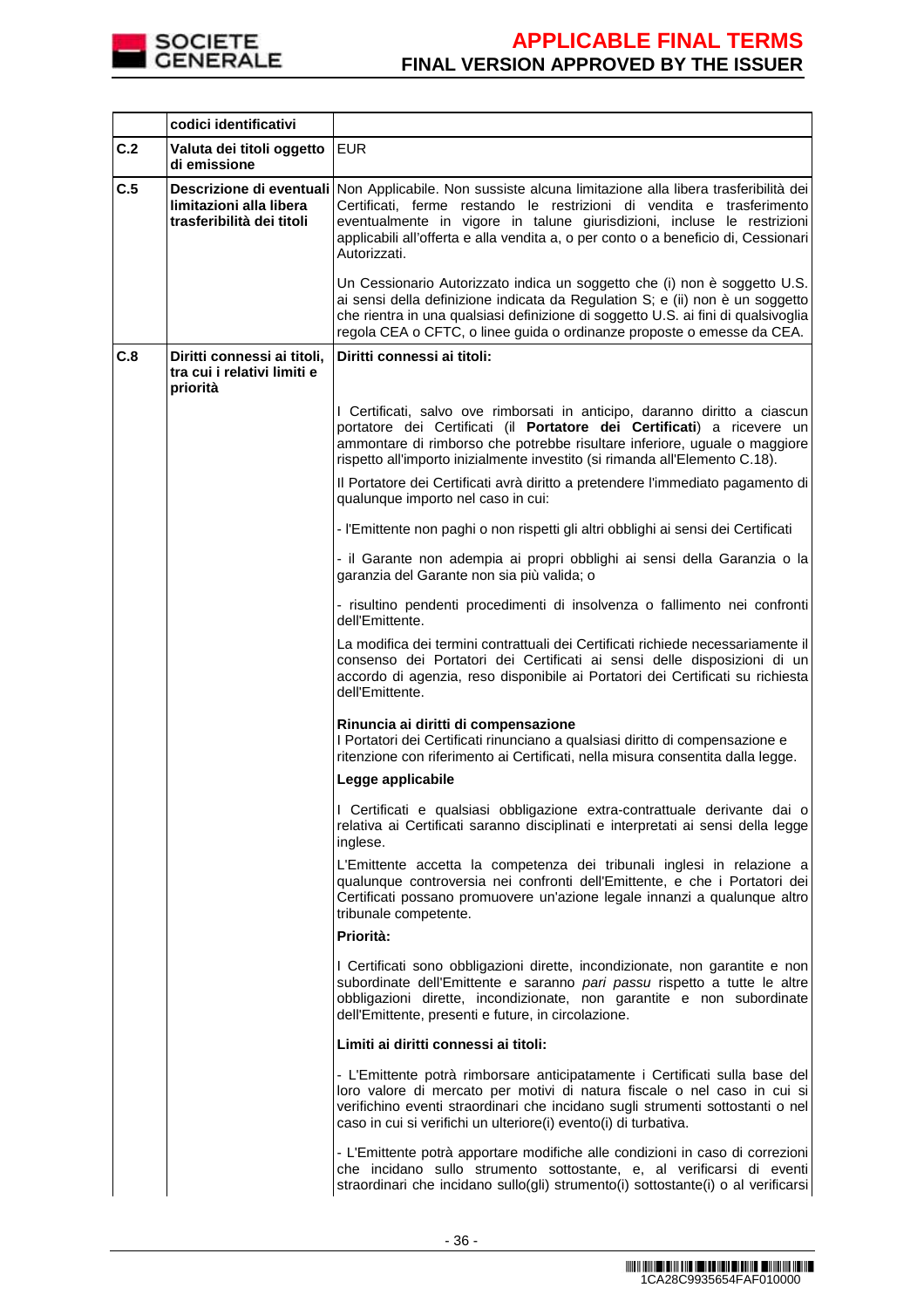| | codici identificativi | |
|---|---|---|
| C.2 | **Valuta dei titoli oggetto di emissione** | EUR |
| C.5 | **Descrizione di eventuali limitazioni alla libera trasferibilità dei titoli** | Non Applicabile. Non sussiste alcuna limitazione alla libera trasferibilità dei Certificati, ferme restando le restrizioni di vendita e trasferimento eventualmente in vigore in talune giurisdizioni, incluse le restrizioni applicabili all'offerta e alla vendita a, o per conto o a beneficio di, Cessionari Autorizzati.<br><br>Un Cessionario Autorizzato indica un soggetto che (i) non è soggetto U.S. ai sensi della definizione indicata da Regulation S; e (ii) non è un soggetto che rientra in una qualsiasi definizione di soggetto U.S. ai fini di qualsivoglia regola CEA o CFTC, o linee guida o ordinanze proposte o emesse da CEA. |
| C.8 | **Diritti connessi ai titoli, tra cui i relativi limiti e priorità** | **Diritti connessi ai titoli:**<br><br>I Certificati, salvo ove rimborsati in anticipo, daranno diritto a ciascun portatore dei Certificati (il **Portatore dei Certificati**) a ricevere un ammontare di rimborso che potrebbe risultare inferiore, uguale o maggiore rispetto all'importo inizialmente investito (si rimanda all'Elemento C.18).<br><br>Il Portatore dei Certificati avrà diritto a pretendere l'immediato pagamento di qualunque importo nel caso in cui:<br><br>- l'Emittente non paghi o non rispetti gli altri obblighi ai sensi dei Certificati<br><br>- il Garante non adempia ai propri obblighi ai sensi della Garanzia o la garanzia del Garante non sia più valida; o<br><br>- risultino pendenti procedimenti di insolvenza o fallimento nei confronti dell'Emittente.<br><br>La modifica dei termini contrattuali dei Certificati richiede necessariamente il consenso dei Portatori dei Certificati ai sensi delle disposizioni di un accordo di agenzia, reso disponibile ai Portatori dei Certificati su richiesta dell'Emittente.<br><br>**Rinuncia ai diritti di compensazione**<br>I Portatori dei Certificati rinunciano a qualsiasi diritto di compensazione e ritenzione con riferimento ai Certificati, nella misura consentita dalla legge.<br><br>**Legge applicabile**<br><br>I Certificati e qualsiasi obbligazione extra-contrattuale derivante dai o relativa ai Certificati saranno disciplinati e interpretati ai sensi della legge inglese.<br><br>L'Emittente accetta la competenza dei tribunali inglesi in relazione a qualunque controversia nei confronti dell'Emittente, e che i Portatori dei Certificati possano promuovere un'azione legale innanzi a qualunque altro tribunale competente.<br><br>**Priorità:**<br><br>I Certificati sono obbligazioni dirette, incondizionate, non garantite e non subordinate dell'Emittente e saranno *pari passu* rispetto a tutte le altre obbligazioni dirette, incondizionate, non garantite e non subordinate dell'Emittente, presenti e future, in circolazione.<br><br>**Limiti ai diritti connessi ai titoli:**<br><br>- L'Emittente potrà rimborsare anticipatamente i Certificati sulla base del loro valore di mercato per motivi di natura fiscale o nel caso in cui si verifichino eventi straordinari che incidano sugli strumenti sottostanti o nel caso in cui si verifichi un ulteriore(i) evento(i) di turbativa.<br><br>- L'Emittente potrà apportare modifiche alle condizioni in caso di correzioni che incidano sullo strumento sottostante, e, al verificarsi di eventi straordinari che incidano sullo(gli) strumento(i) sottostante(i) o al verificarsi |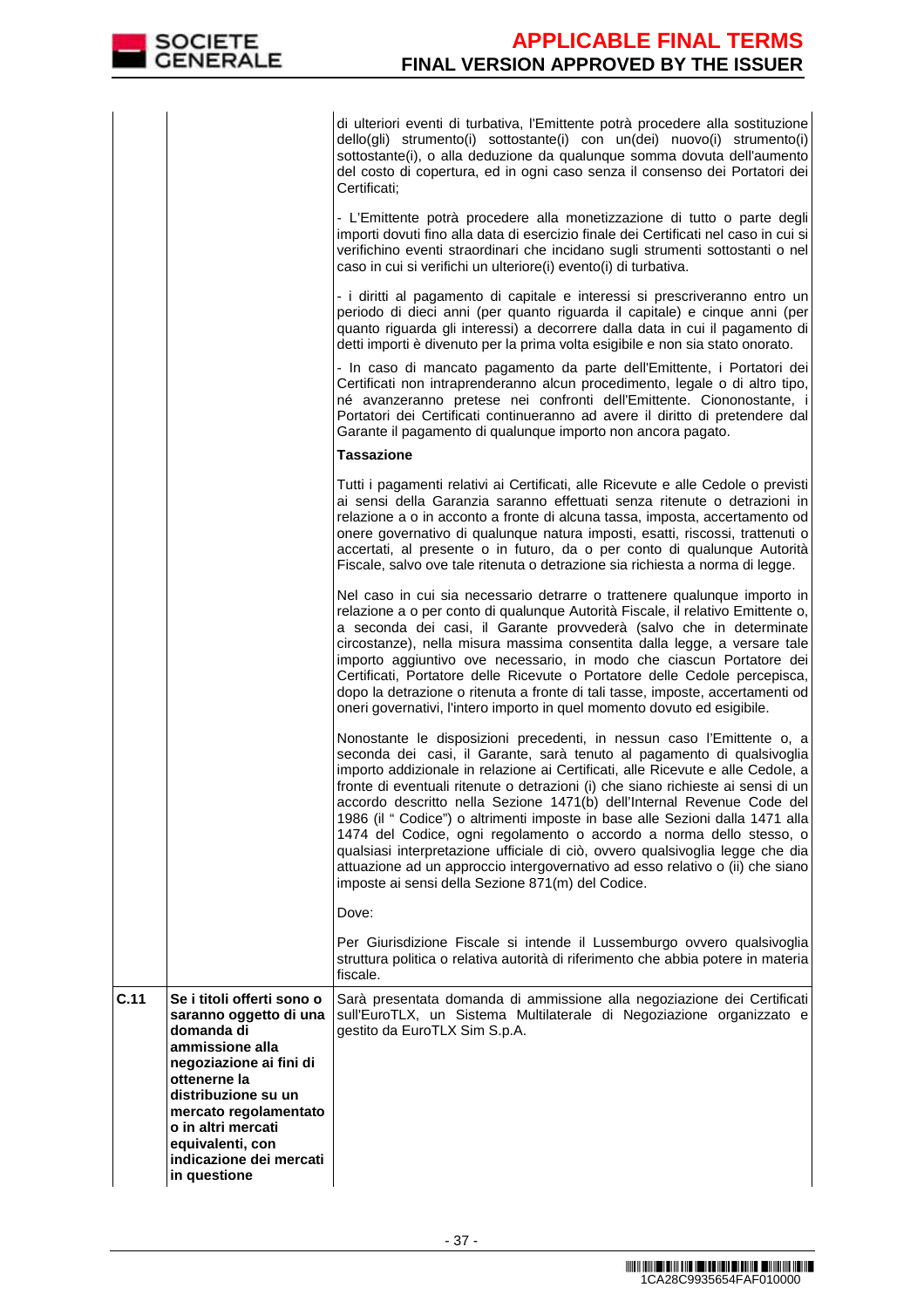| | | |
|---|---|---|
| | | di ulteriori eventi di turbativa, l'Emittente potrà procedere alla sostituzione dello(gli) strumento(i) sottostante(i) con un(dei) nuovo(i) strumento(i) sottostante(i), o alla deduzione da qualunque somma dovuta dell'aumento del costo di copertura, ed in ogni caso senza il consenso dei Portatori dei Certificati;<br><br>- L'Emittente potrà procedere alla monetizzazione di tutto o parte degli importi dovuti fino alla data di esercizio finale dei Certificati nel caso in cui si verifichino eventi straordinari che incidano sugli strumenti sottostanti o nel caso in cui si verifichi un ulteriore(i) evento(i) di turbativa.<br><br>- i diritti al pagamento di capitale e interessi si prescriveranno entro un periodo di dieci anni (per quanto riguarda il capitale) e cinque anni (per quanto riguarda gli interessi) a decorrere dalla data in cui il pagamento di detti importi è divenuto per la prima volta esigibile e non sia stato onorato.<br><br>- In caso di mancato pagamento da parte dell'Emittente, i Portatori dei Certificati non intraprenderanno alcun procedimento, legale o di altro tipo, né avanzeranno pretese nei confronti dell'Emittente. Ciononostante, i Portatori dei Certificati continueranno ad avere il diritto di pretendere dal Garante il pagamento di qualunque importo non ancora pagato.<br><br>**Tassazione**<br><br>Tutti i pagamenti relativi ai Certificati, alle Ricevute e alle Cedole o previsti ai sensi della Garanzia saranno effettuati senza ritenute o detrazioni in relazione a o in acconto a fronte di alcuna tassa, imposta, accertamento od onere governativo di qualunque natura imposti, esatti, riscossi, trattenuti o accertati, al presente o in futuro, da o per conto di qualunque Autorità Fiscale, salvo ove tale ritenuta o detrazione sia richiesta a norma di legge.<br><br>Nel caso in cui sia necessario detrarre o trattenere qualunque importo in relazione a o per conto di qualunque Autorità Fiscale, il relativo Emittente o, a seconda dei casi, il Garante provvederà (salvo che in determinate circostanze), nella misura massima consentita dalla legge, a versare tale importo aggiuntivo ove necessario, in modo che ciascun Portatore dei Certificati, Portatore delle Ricevute o Portatore delle Cedole percepisca, dopo la detrazione o ritenuta a fronte di tali tasse, imposte, accertamenti od oneri governativi, l'intero importo in quel momento dovuto ed esigibile.<br><br>Nonostante le disposizioni precedenti, in nessun caso l'Emittente o, a seconda dei casi, il Garante, sarà tenuto al pagamento di qualsivoglia importo addizionale in relazione ai Certificati, alle Ricevute e alle Cedole, a fronte di eventuali ritenute o detrazioni (i) che siano richieste ai sensi di un accordo descritto nella Sezione 1471(b) dell'Internal Revenue Code del 1986 (il " Codice") o altrimenti imposte in base alle Sezioni dalla 1471 alla 1474 del Codice, ogni regolamento o accordo a norma dello stesso, o qualsiasi interpretazione ufficiale di ciò, ovvero qualsivoglia legge che dia attuazione ad un approccio intergovernativo ad esso relativo o (ii) che siano imposte ai sensi della Sezione 871(m) del Codice.<br><br>Dove:<br><br>Per Giurisdizione Fiscale si intende il Lussemburgo ovvero qualsivoglia struttura politica o relativa autorità di riferimento che abbia potere in materia fiscale. |
| **C.11** | **Se i titoli offerti sono o saranno oggetto di una domanda di ammissione alla negoziazione ai fini di ottenerne la distribuzione su un mercato regolamentato o in altri mercati equivalenti, con indicazione dei mercati in questione** | Sarà presentata domanda di ammissione alla negoziazione dei Certificati sull'EuroTLX, un Sistema Multilaterale di Negoziazione organizzato e gestito da EuroTLX Sim S.p.A. |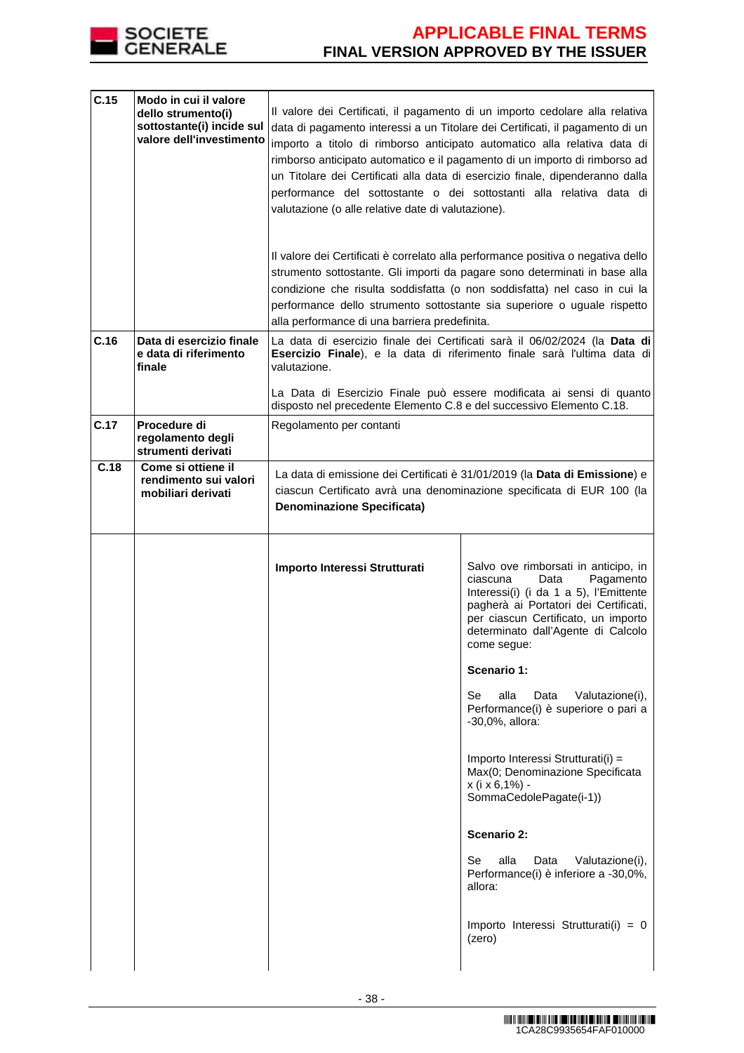| | | | |
|---|---|---|---|
| **C.15** | **Modo in cui il valore dello strumento(i) sottostante(i) incide sul valore dell'investimento** | Il valore dei Certificati, il pagamento di un importo cedolare alla relativa data di pagamento interessi a un Titolare dei Certificati, il pagamento di un importo a titolo di rimborso anticipato automatico alla relativa data di rimborso anticipato automatico e il pagamento di un importo di rimborso ad un Titolare dei Certificati alla data di esercizio finale, dipenderanno dalla performance del sottostante o dei sottostanti alla relativa data di valutazione (o alle relative date di valutazione).<br><br>Il valore dei Certificati è correlato alla performance positiva o negativa dello strumento sottostante. Gli importi da pagare sono determinati in base alla condizione che risulta soddisfatta (o non soddisfatta) nel caso in cui la performance dello strumento sottostante sia superiore o uguale rispetto alla performance di una barriera predefinita. | |
| **C.16** | **Data di esercizio finale e data di riferimento finale** | La data di esercizio finale dei Certificati sarà il 06/02/2024 (la **Data di Esercizio Finale**), e la data di riferimento finale sarà l'ultima data di valutazione.<br><br>La Data di Esercizio Finale può essere modificata ai sensi di quanto disposto nel precedente Elemento C.8 e del successivo Elemento C.18. | |
| **C.17** | **Procedure di regolamento degli strumenti derivati** | Regolamento per contanti | |
| **C.18** | **Come si ottiene il rendimento sui valori mobiliari derivati** | La data di emissione dei Certificati è 31/01/2019 (la **Data di Emissione**) e ciascun Certificato avrà una denominazione specificata di EUR 100 (la **Denominazione Specificata)** | |
| | | **Importo Interessi Strutturati** | Salvo ove rimborsati in anticipo, in ciascuna Data Pagamento Interessi(i) (i da 1 a 5), l'Emittente pagherà ai Portatori dei Certificati, per ciascun Certificato, un importo determinato dall'Agente di Calcolo come segue:<br><br>**Scenario 1:**<br><br>Se alla Data Valutazione(i), Performance(i) è superiore o pari a -30,0%, allora:<br><br>Importo Interessi Strutturati(i) = Max(0; Denominazione Specificata x (i x 6,1%) - SommaCedolePagate(i-1))<br><br>**Scenario 2:**<br><br>Se alla Data Valutazione(i), Performance(i) è inferiore a -30,0%, allora:<br><br>Importo Interessi Strutturati(i) = 0 (zero) |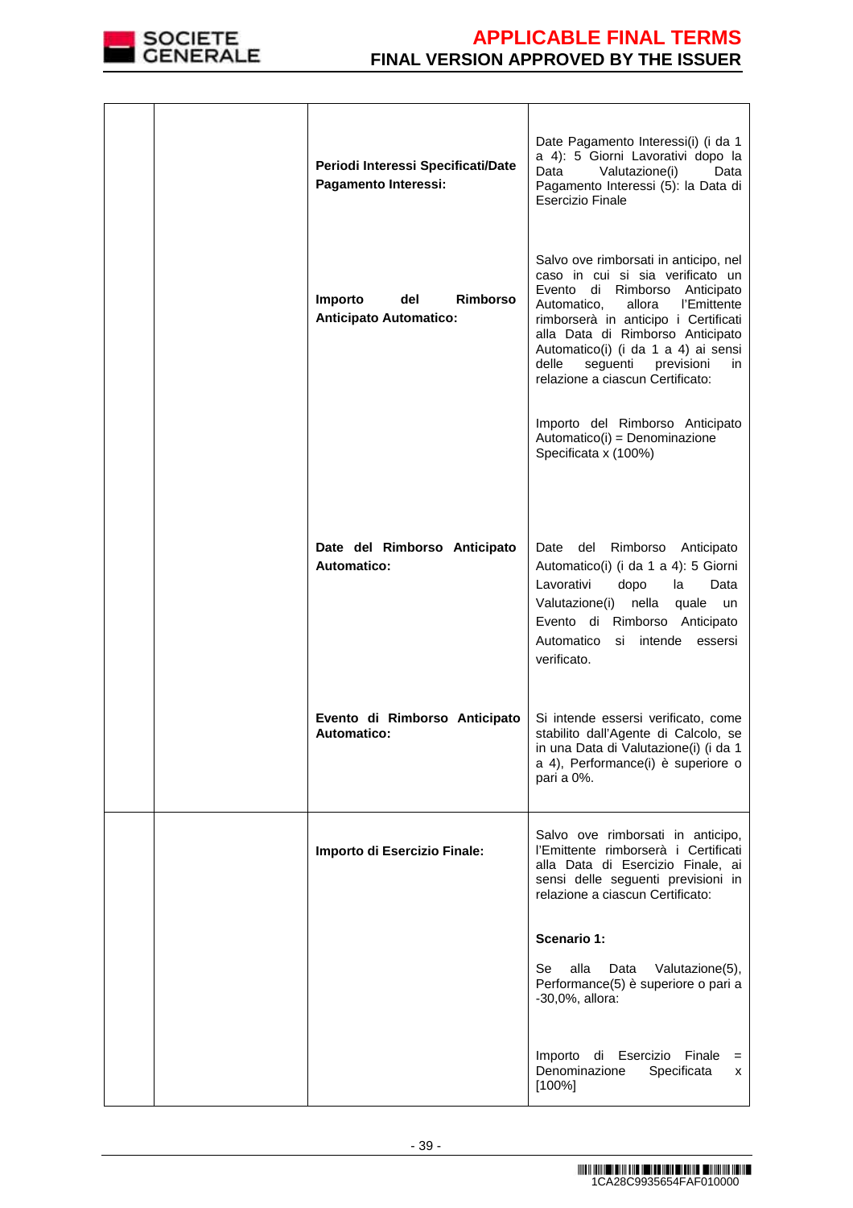| | | | |
|---|---|---|---|
| | | **Periodi Interessi Specificati/Date Pagamento Interessi:** | Date Pagamento Interessi(i) (i da 1 a 4): 5 Giorni Lavorativi dopo la Data Valutazione(i) Data Pagamento Interessi (5): la Data di Esercizio Finale |
| | | **Importo del Rimborso Anticipato Automatico:** | Salvo ove rimborsati in anticipo, nel caso in cui si sia verificato un Evento di Rimborso Anticipato Automatico, allora l'Emittente rimborserà in anticipo i Certificati alla Data di Rimborso Anticipato Automatico(i) (i da 1 a 4) ai sensi delle seguenti previsioni in relazione a ciascun Certificato:<br><br>Importo del Rimborso Anticipato Automatico(i) = Denominazione Specificata x (100%) |
| | | **Date del Rimborso Anticipato Automatico:** | Date del Rimborso Anticipato Automatico(i) (i da 1 a 4): 5 Giorni Lavorativi dopo la Data Valutazione(i) nella quale un Evento di Rimborso Anticipato Automatico si intende essersi verificato. |
| | | **Evento di Rimborso Anticipato Automatico:** | Si intende essersi verificato, come stabilito dall'Agente di Calcolo, se in una Data di Valutazione(i) (i da 1 a 4), Performance(i) è superiore o pari a 0%. |
| | | **Importo di Esercizio Finale:** | Salvo ove rimborsati in anticipo, l'Emittente rimborserà i Certificati alla Data di Esercizio Finale, ai sensi delle seguenti previsioni in relazione a ciascun Certificato:<br><br>**Scenario 1:**<br><br>Se alla Data Valutazione(5), Performance(5) è superiore o pari a -30,0%, allora:<br><br>Importo di Esercizio Finale = Denominazione Specificata x [100%] |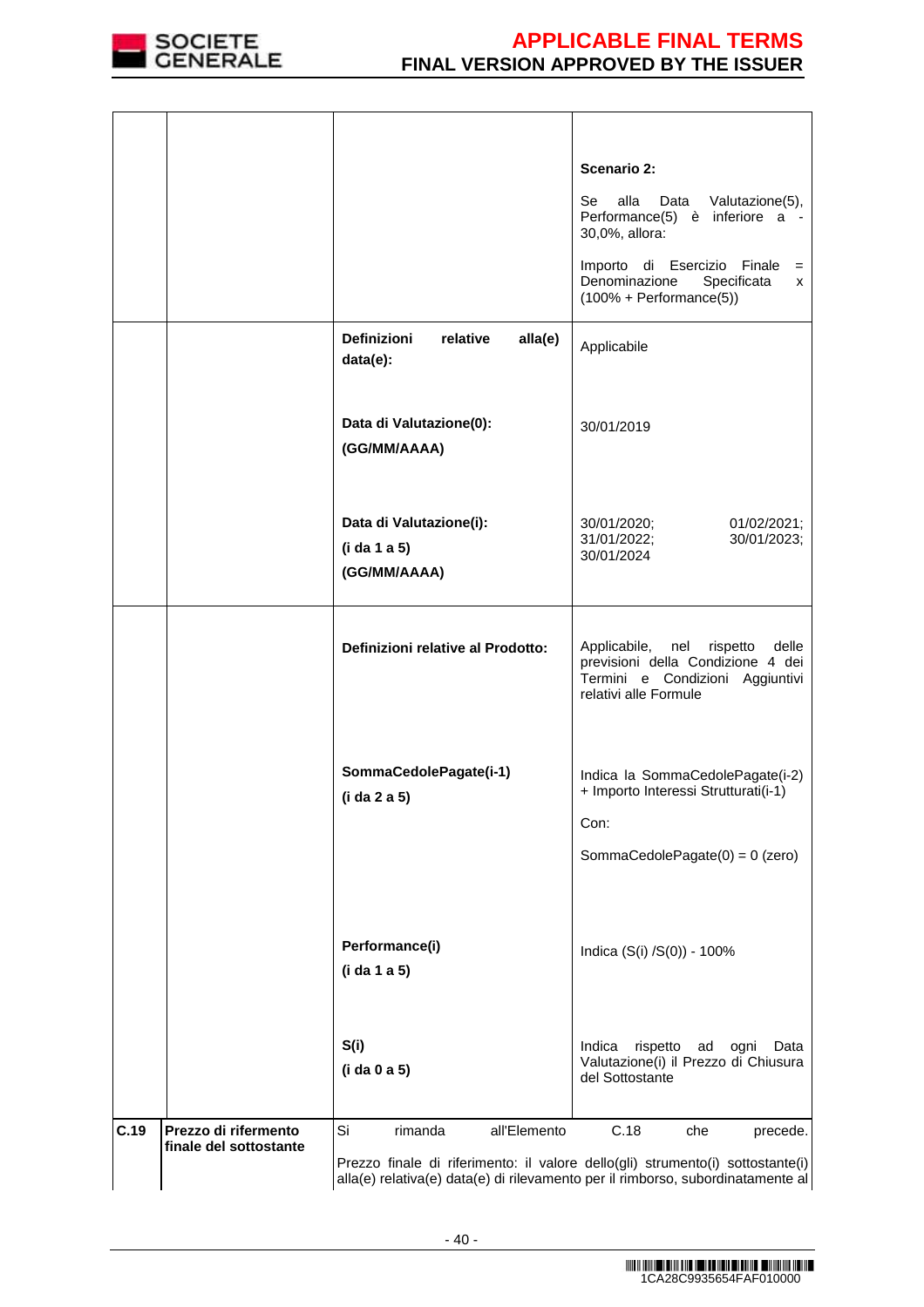| | | | |
|---|---|---|---|
| | | | **Scenario 2:**<br><br>Se alla Data Valutazione(5), Performance(5) è inferiore a -30,0%, allora:<br><br>Importo di Esercizio Finale = Denominazione Specificata x (100% + Performance(5)) |
| | | **Definizioni relative alla(e) data(e):**<br><br>**Data di Valutazione(0): (GG/MM/AAAA)**<br><br>**Data di Valutazione(i): (i da 1 a 5) (GG/MM/AAAA)** | Applicabile<br><br>30/01/2019<br><br>30/01/2020; 01/02/2021; 31/01/2022; 30/01/2023; 30/01/2024 |
| | | **Definizioni relative al Prodotto:**<br><br>**SommaCedolePagate(i-1) (i da 2 a 5)**<br><br>**Performance(i) (i da 1 a 5)**<br><br>**S(i) (i da 0 a 5)** | Applicabile, nel rispetto delle previsioni della Condizione 4 dei Termini e Condizioni Aggiuntivi relativi alle Formule<br><br>Indica la SommaCedolePagate(i-2) + Importo Interessi Strutturati(i-1)<br><br>Con:<br><br>SommaCedolePagate(0) = 0 (zero)<br><br>Indica (S(i) /S(0)) - 100%<br><br>Indica rispetto ad ogni Data Valutazione(i) il Prezzo di Chiusura del Sottostante |
| **C.19** | **Prezzo di rifermento finale del sottostante** | Si rimanda all'Elemento C.18 che precede.<br><br>Prezzo finale di riferimento: il valore dello(gli) strumento(i) sottostante(i) alla(e) relativa(e) data(e) di rilevamento per il rimborso, subordinatamente al | |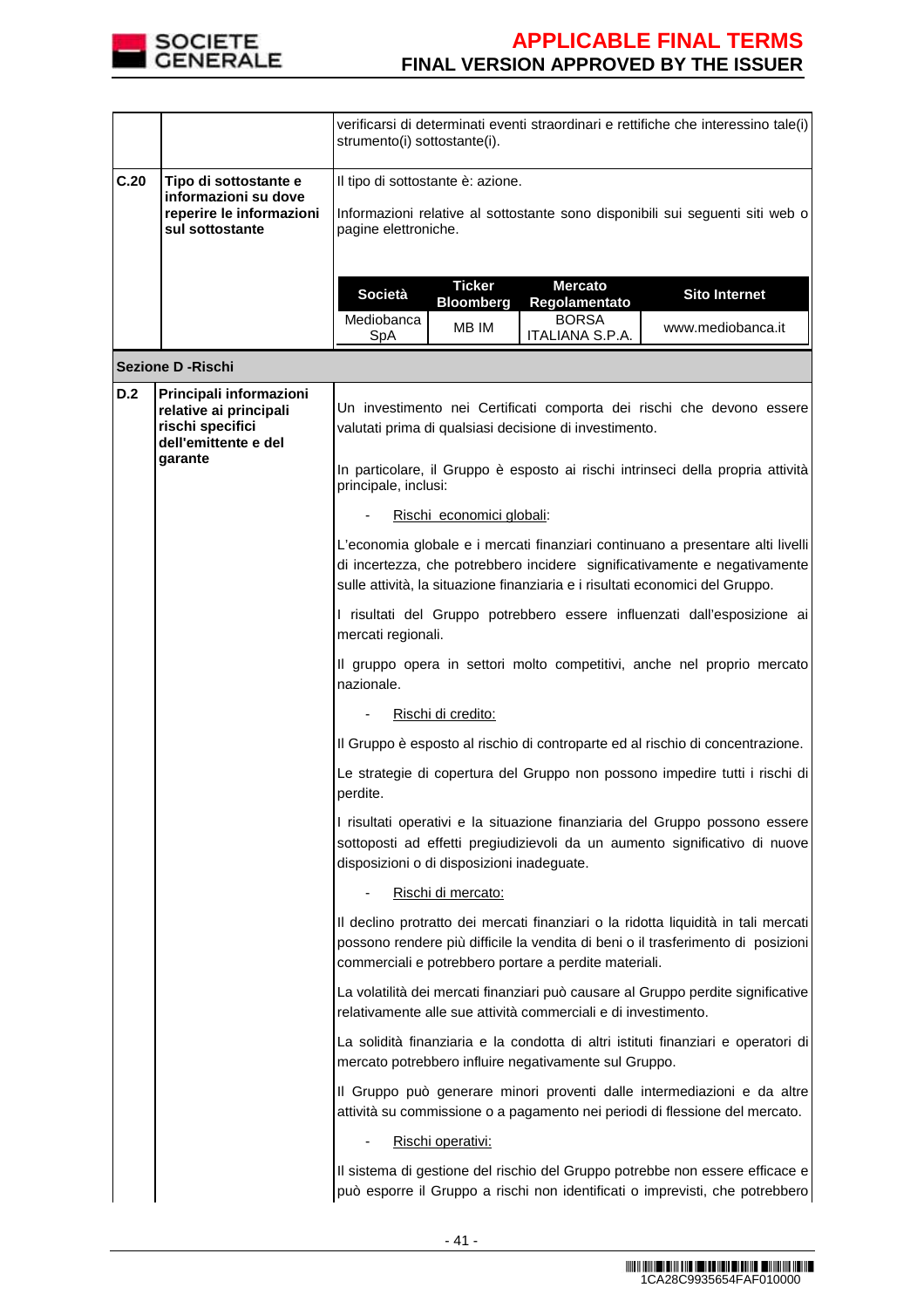| | | |
|---|---|---|
| | | verificarsi di determinati eventi straordinari e rettifiche che interessino tale(i) strumento(i) sottostante(i). |
| **C.20** | **Tipo di sottostante e informazioni su dove reperire le informazioni sul sottostante** | Il tipo di sottostante è: azione.<br><br>Informazioni relative al sottostante sono disponibili sui seguenti siti web o pagine elettroniche.<br><br>**Società** \| **Ticker Bloomberg** \| **Mercato Regolamentato** \| **Sito Internet**<br>Mediobanca SpA \| MB IM \| BORSA ITALIANA S.P.A. \| www.mediobanca.it |
| **Sezione D -Rischi** | | |
| **D.2** | **Principali informazioni relative ai principali rischi specifici dell'emittente e del garante** | Un investimento nei Certificati comporta dei rischi che devono essere valutati prima di qualsiasi decisione di investimento.<br><br>In particolare, il Gruppo è esposto ai rischi intrinseci della propria attività principale, inclusi:<br><br>- Rischi economici globali:<br><br>L'economia globale e i mercati finanziari continuano a presentare alti livelli di incertezza, che potrebbero incidere significativamente e negativamente sulle attività, la situazione finanziaria e i risultati economici del Gruppo.<br><br>I risultati del Gruppo potrebbero essere influenzati dall'esposizione ai mercati regionali.<br><br>Il gruppo opera in settori molto competitivi, anche nel proprio mercato nazionale.<br><br>- Rischi di credito:<br><br>Il Gruppo è esposto al rischio di controparte ed al rischio di concentrazione.<br><br>Le strategie di copertura del Gruppo non possono impedire tutti i rischi di perdite.<br><br>I risultati operativi e la situazione finanziaria del Gruppo possono essere sottoposti ad effetti pregiudizievoli da un aumento significativo di nuove disposizioni o di disposizioni inadeguate.<br><br>- Rischi di mercato:<br><br>Il declino protratto dei mercati finanziari o la ridotta liquidità in tali mercati possono rendere più difficile la vendita di beni o il trasferimento di posizioni commerciali e potrebbero portare a perdite materiali.<br><br>La volatilità dei mercati finanziari può causare al Gruppo perdite significative relativamente alle sue attività commerciali e di investimento.<br><br>La solidità finanziaria e la condotta di altri istituti finanziari e operatori di mercato potrebbero influire negativamente sul Gruppo.<br><br>Il Gruppo può generare minori proventi dalle intermediazioni e da altre attività su commissione o a pagamento nei periodi di flessione del mercato.<br><br>- Rischi operativi:<br><br>Il sistema di gestione del rischio del Gruppo potrebbe non essere efficace e può esporre il Gruppo a rischi non identificati o imprevisti, che potrebbero |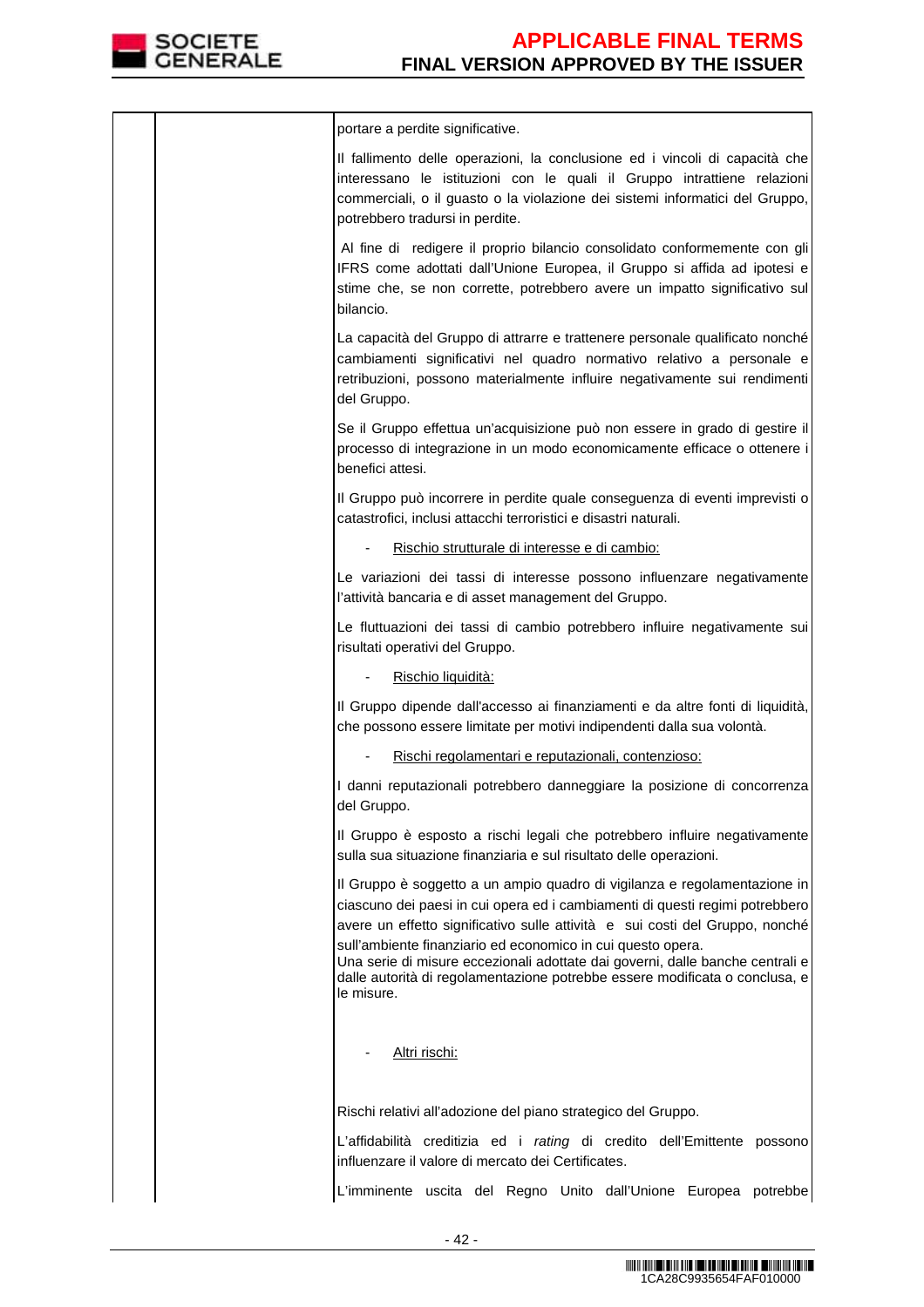| | | portare a perdite significative. |
|---|---|---|
| | | Il fallimento delle operazioni, la conclusione ed i vincoli di capacità che interessano le istituzioni con le quali il Gruppo intrattiene relazioni commerciali, o il guasto o la violazione dei sistemi informatici del Gruppo, potrebbero tradursi in perdite. |
| | | Al fine di redigere il proprio bilancio consolidato conformemente con gli IFRS come adottati dall'Unione Europea, il Gruppo si affida ad ipotesi e stime che, se non corrette, potrebbero avere un impatto significativo sul bilancio. |
| | | La capacità del Gruppo di attrarre e trattenere personale qualificato nonché cambiamenti significativi nel quadro normativo relativo a personale e retribuzioni, possono materialmente influire negativamente sui rendimenti del Gruppo. |
| | | Se il Gruppo effettua un'acquisizione può non essere in grado di gestire il processo di integrazione in un modo economicamente efficace o ottenere i benefici attesi. |
| | | Il Gruppo può incorrere in perdite quale conseguenza di eventi imprevisti o catastrofici, inclusi attacchi terroristici e disastri naturali. |
| | | - Rischio strutturale di interesse e di cambio: |
| | | Le variazioni dei tassi di interesse possono influenzare negativamente l'attività bancaria e di asset management del Gruppo. |
| | | Le fluttuazioni dei tassi di cambio potrebbero influire negativamente sui risultati operativi del Gruppo. |
| | | - Rischio liquidità: |
| | | Il Gruppo dipende dall'accesso ai finanziamenti e da altre fonti di liquidità, che possono essere limitate per motivi indipendenti dalla sua volontà. |
| | | - Rischi regolamentari e reputazionali, contenzioso: |
| | | I danni reputazionali potrebbero danneggiare la posizione di concorrenza del Gruppo. |
| | | Il Gruppo è esposto a rischi legali che potrebbero influire negativamente sulla sua situazione finanziaria e sul risultato delle operazioni. |
| | | Il Gruppo è soggetto a un ampio quadro di vigilanza e regolamentazione in ciascuno dei paesi in cui opera ed i cambiamenti di questi regimi potrebbero avere un effetto significativo sulle attività e sui costi del Gruppo, nonché sull'ambiente finanziario ed economico in cui questo opera. Una serie di misure eccezionali adottate dai governi, dalle banche centrali e dalle autorità di regolamentazione potrebbe essere modificata o conclusa, e le misure. |
| | | - Altri rischi: |
| | | Rischi relativi all'adozione del piano strategico del Gruppo. |
| | | L'affidabilità creditizia ed i *rating* di credito dell'Emittente possono influenzare il valore di mercato dei Certificates. |
| | | L'imminente uscita del Regno Unito dall'Unione Europea potrebbe |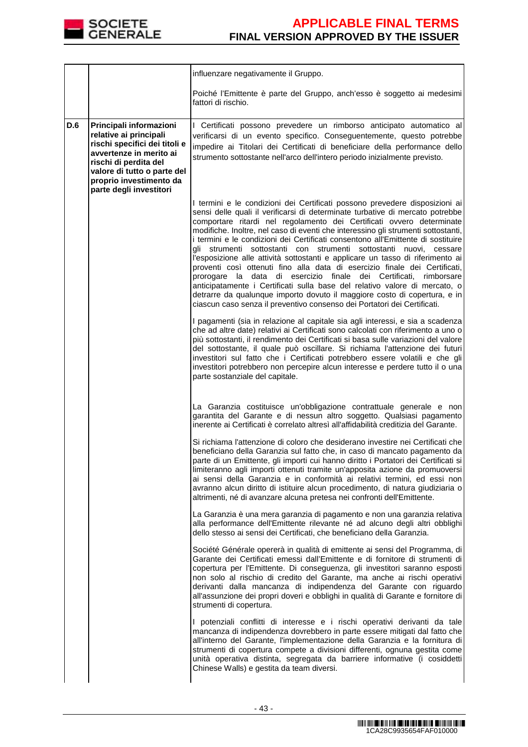| | | |
|---|---|---|
| | | influenzare negativamente il Gruppo.<br><br>Poiché l'Emittente è parte del Gruppo, anch'esso è soggetto ai medesimi fattori di rischio. |
| **D.6** | **Principali informazioni relative ai principali rischi specifici dei titoli e avvertenze in merito ai rischi di perdita del valore di tutto o parte del proprio investimento da parte degli investitori** | I Certificati possono prevedere un rimborso anticipato automatico al verificarsi di un evento specifico. Conseguentemente, questo potrebbe impedire ai Titolari dei Certificati di beneficiare della performance dello strumento sottostante nell'arco dell'intero periodo inizialmente previsto.<br><br>I termini e le condizioni dei Certificati possono prevedere disposizioni ai sensi delle quali il verificarsi di determinate turbative di mercato potrebbe comportare ritardi nel regolamento dei Certificati ovvero determinate modifiche. Inoltre, nel caso di eventi che interessino gli strumenti sottostanti, i termini e le condizioni dei Certificati consentono all'Emittente di sostituire gli strumenti sottostanti con strumenti sottostanti nuovi, cessare l'esposizione alle attività sottostanti e applicare un tasso di riferimento ai proventi così ottenuti fino alla data di esercizio finale dei Certificati, prorogare la data di esercizio finale dei Certificati, rimborsare anticipatamente i Certificati sulla base del relativo valore di mercato, o detrarre da qualunque importo dovuto il maggiore costo di copertura, e in ciascun caso senza il preventivo consenso dei Portatori dei Certificati.<br><br>I pagamenti (sia in relazione al capitale sia agli interessi, e sia a scadenza che ad altre date) relativi ai Certificati sono calcolati con riferimento a uno o più sottostanti, il rendimento dei Certificati si basa sulle variazioni del valore del sottostante, il quale può oscillare. Si richiama l'attenzione dei futuri investitori sul fatto che i Certificati potrebbero essere volatili e che gli investitori potrebbero non percepire alcun interesse e perdere tutto il o una parte sostanziale del capitale.<br><br>La Garanzia costituisce un'obbligazione contrattuale generale e non garantita del Garante e di nessun altro soggetto. Qualsiasi pagamento inerente ai Certificati è correlato altresì all'affidabilità creditizia del Garante.<br><br>Si richiama l'attenzione di coloro che desiderano investire nei Certificati che beneficiano della Garanzia sul fatto che, in caso di mancato pagamento da parte di un Emittente, gli importi cui hanno diritto i Portatori dei Certificati si limiteranno agli importi ottenuti tramite un'apposita azione da promuoversi ai sensi della Garanzia e in conformità ai relativi termini, ed essi non avranno alcun diritto di istituire alcun procedimento, di natura giudiziaria o altrimenti, né di avanzare alcuna pretesa nei confronti dell'Emittente.<br><br>La Garanzia è una mera garanzia di pagamento e non una garanzia relativa alla performance dell'Emittente rilevante né ad alcuno degli altri obblighi dello stesso ai sensi dei Certificati, che beneficiano della Garanzia.<br><br>Société Générale opererà in qualità di emittente ai sensi del Programma, di Garante dei Certificati emessi dall'Emittente e di fornitore di strumenti di copertura per l'Emittente. Di conseguenza, gli investitori saranno esposti non solo al rischio di credito del Garante, ma anche ai rischi operativi derivanti dalla mancanza di indipendenza del Garante con riguardo all'assunzione dei propri doveri e obblighi in qualità di Garante e fornitore di strumenti di copertura.<br><br>I potenziali conflitti di interesse e i rischi operativi derivanti da tale mancanza di indipendenza dovrebbero in parte essere mitigati dal fatto che all'interno del Garante, l'implementazione della Garanzia e la fornitura di strumenti di copertura compete a divisioni differenti, ognuna gestita come unità operativa distinta, segregata da barriere informative (i cosiddetti Chinese Walls) e gestita da team diversi. |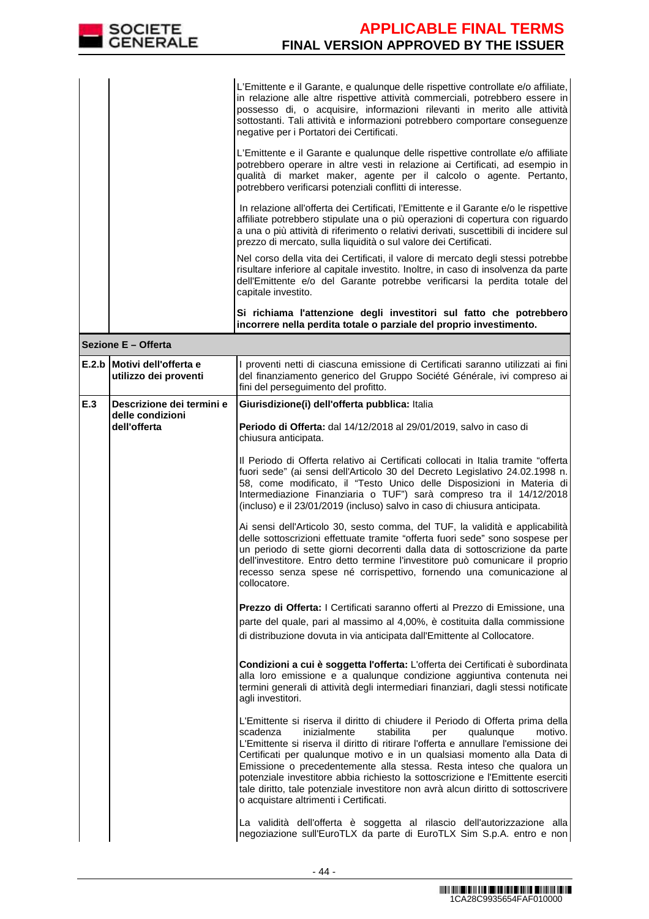| | | |
|---|---|---|
| | | L'Emittente e il Garante, e qualunque delle rispettive controllate e/o affiliate, in relazione alle altre rispettive attività commerciali, potrebbero essere in possesso di, o acquisire, informazioni rilevanti in merito alle attività sottostanti. Tali attività e informazioni potrebbero comportare conseguenze negative per i Portatori dei Certificati.<br><br>L'Emittente e il Garante e qualunque delle rispettive controllate e/o affiliate potrebbero operare in altre vesti in relazione ai Certificati, ad esempio in qualità di market maker, agente per il calcolo o agente. Pertanto, potrebbero verificarsi potenziali conflitti di interesse.<br><br>In relazione all'offerta dei Certificati, l'Emittente e il Garante e/o le rispettive affiliate potrebbero stipulate una o più operazioni di copertura con riguardo a una o più attività di riferimento o relativi derivati, suscettibili di incidere sul prezzo di mercato, sulla liquidità o sul valore dei Certificati.<br><br>Nel corso della vita dei Certificati, il valore di mercato degli stessi potrebbe risultare inferiore al capitale investito. Inoltre, in caso di insolvenza da parte dell'Emittente e/o del Garante potrebbe verificarsi la perdita totale del capitale investito.<br><br>**Si richiama l'attenzione degli investitori sul fatto che potrebbero incorrere nella perdita totale o parziale del proprio investimento.** |
| **Sezione E – Offerta** | | |
| **E.2.b** | **Motivi dell'offerta e utilizzo dei proventi** | I proventi netti di ciascuna emissione di Certificati saranno utilizzati ai fini del finanziamento generico del Gruppo Société Générale, ivi compreso ai fini del perseguimento del profitto. |
| **E.3** | **Descrizione dei termini e delle condizioni dell'offerta** | **Giurisdizione(i) dell'offerta pubblica:** Italia<br><br>**Periodo di Offerta:** dal 14/12/2018 al 29/01/2019, salvo in caso di chiusura anticipata.<br><br>Il Periodo di Offerta relativo ai Certificati collocati in Italia tramite "offerta fuori sede" (ai sensi dell'Articolo 30 del Decreto Legislativo 24.02.1998 n. 58, come modificato, il "Testo Unico delle Disposizioni in Materia di Intermediazione Finanziaria o TUF") sarà compreso tra il 14/12/2018 (incluso) e il 23/01/2019 (incluso) salvo in caso di chiusura anticipata.<br><br>Ai sensi dell'Articolo 30, sesto comma, del TUF, la validità e applicabilità delle sottoscrizioni effettuate tramite "offerta fuori sede" sono sospese per un periodo di sette giorni decorrenti dalla data di sottoscrizione da parte dell'investitore. Entro detto termine l'investitore può comunicare il proprio recesso senza spese né corrispettivo, fornendo una comunicazione al collocatore.<br><br>**Prezzo di Offerta:** I Certificati saranno offerti al Prezzo di Emissione, una parte del quale, pari al massimo al 4,00%, è costituita dalla commissione di distribuzione dovuta in via anticipata dall'Emittente al Collocatore.<br><br>**Condizioni a cui è soggetta l'offerta:** L'offerta dei Certificati è subordinata alla loro emissione e a qualunque condizione aggiuntiva contenuta nei termini generali di attività degli intermediari finanziari, dagli stessi notificate agli investitori.<br><br>L'Emittente si riserva il diritto di chiudere il Periodo di Offerta prima della scadenza inizialmente stabilita per qualunque motivo. L'Emittente si riserva il diritto di ritirare l'offerta e annullare l'emissione dei Certificati per qualunque motivo e in un qualsiasi momento alla Data di Emissione o precedentemente alla stessa. Resta inteso che qualora un potenziale investitore abbia richiesto la sottoscrizione e l'Emittente eserciti tale diritto, tale potenziale investitore non avrà alcun diritto di sottoscrivere o acquistare altrimenti i Certificati.<br><br>La validità dell'offerta è soggetta al rilascio dell'autorizzazione alla negoziazione sull'EuroTLX da parte di EuroTLX Sim S.p.A. entro e non |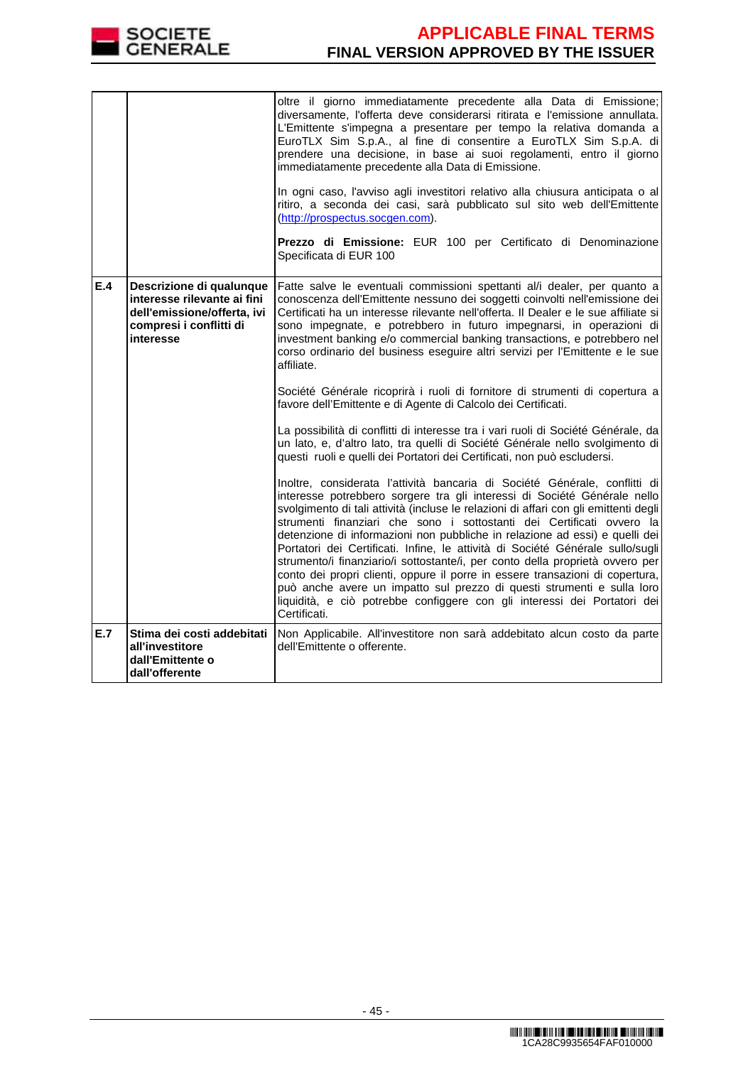| | | |
|---|---|---|
| | | oltre il giorno immediatamente precedente alla Data di Emissione; diversamente, l'offerta deve considerarsi ritirata e l'emissione annullata. L'Emittente s'impegna a presentare per tempo la relativa domanda a EuroTLX Sim S.p.A., al fine di consentire a EuroTLX Sim S.p.A. di prendere una decisione, in base ai suoi regolamenti, entro il giorno immediatamente precedente alla Data di Emissione.<br><br>In ogni caso, l'avviso agli investitori relativo alla chiusura anticipata o al ritiro, a seconda dei casi, sarà pubblicato sul sito web dell'Emittente (http://prospectus.socgen.com).<br><br>**Prezzo di Emissione:** EUR 100 per Certificato di Denominazione Specificata di EUR 100 |
| **E.4** | **Descrizione di qualunque interesse rilevante ai fini dell'emissione/offerta, ivi compresi i conflitti di interesse** | Fatte salve le eventuali commissioni spettanti al/i dealer, per quanto a conoscenza dell'Emittente nessuno dei soggetti coinvolti nell'emissione dei Certificati ha un interesse rilevante nell'offerta. Il Dealer e le sue affiliate si sono impegnate, e potrebbero in futuro impegnarsi, in operazioni di investment banking e/o commercial banking transactions, e potrebbero nel corso ordinario del business eseguire altri servizi per l'Emittente e le sue affiliate.<br><br>Société Générale ricoprirà i ruoli di fornitore di strumenti di copertura a favore dell'Emittente e di Agente di Calcolo dei Certificati.<br><br>La possibilità di conflitti di interesse tra i vari ruoli di Société Générale, da un lato, e, d'altro lato, tra quelli di Société Générale nello svolgimento di questi ruoli e quelli dei Portatori dei Certificati, non può escludersi.<br><br>Inoltre, considerata l'attività bancaria di Société Générale, conflitti di interesse potrebbero sorgere tra gli interessi di Société Générale nello svolgimento di tali attività (incluse le relazioni di affari con gli emittenti degli strumenti finanziari che sono i sottostanti dei Certificati ovvero la detenzione di informazioni non pubbliche in relazione ad essi) e quelli dei Portatori dei Certificati. Infine, le attività di Société Générale sullo/sugli strumento/i finanziario/i sottostante/i, per conto della proprietà ovvero per conto dei propri clienti, oppure il porre in essere transazioni di copertura, può anche avere un impatto sul prezzo di questi strumenti e sulla loro liquidità, e ciò potrebbe configgere con gli interessi dei Portatori dei Certificati. |
| **E.7** | **Stima dei costi addebitati all'investitore dall'Emittente o dall'offerente** | Non Applicabile. All'investitore non sarà addebitato alcun costo da parte dell'Emittente o offerente. |